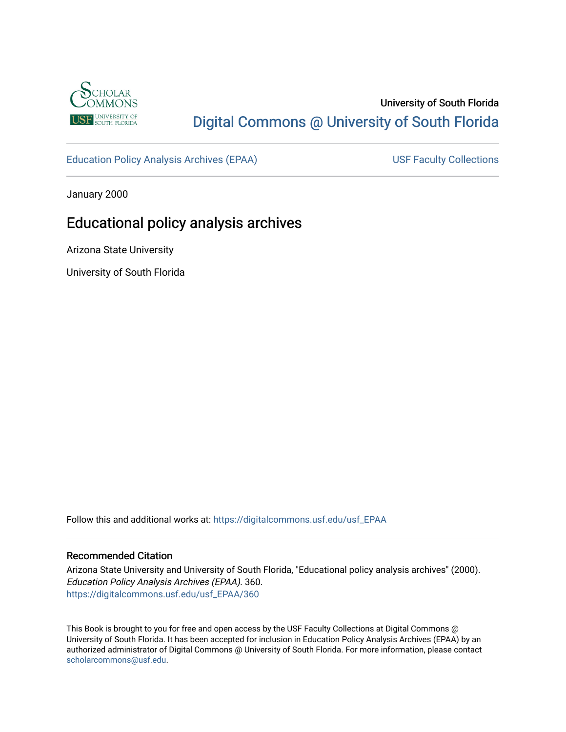University of South Florida

Digital Commons @ University of South Florida

Education Policy Analysis Archives (EPAA)

USF Faculty Collections

January 2000

# Educational policy analysis archives

Arizona State University

University of South Florida

Follow this and additional works at: https://digitalcommons.usf.edu/usf_EPAA

## Recommended Citation

Arizona State University and University of South Florida, "Educational policy analysis archives" (2000). *Education Policy Analysis Archives (EPAA)*. 360.
https://digitalcommons.usf.edu/usf_EPAA/360

This Book is brought to you for free and open access by the USF Faculty Collections at Digital Commons @ University of South Florida. It has been accepted for inclusion in Education Policy Analysis Archives (EPAA) by an authorized administrator of Digital Commons @ University of South Florida. For more information, please contact scholarcommons@usf.edu.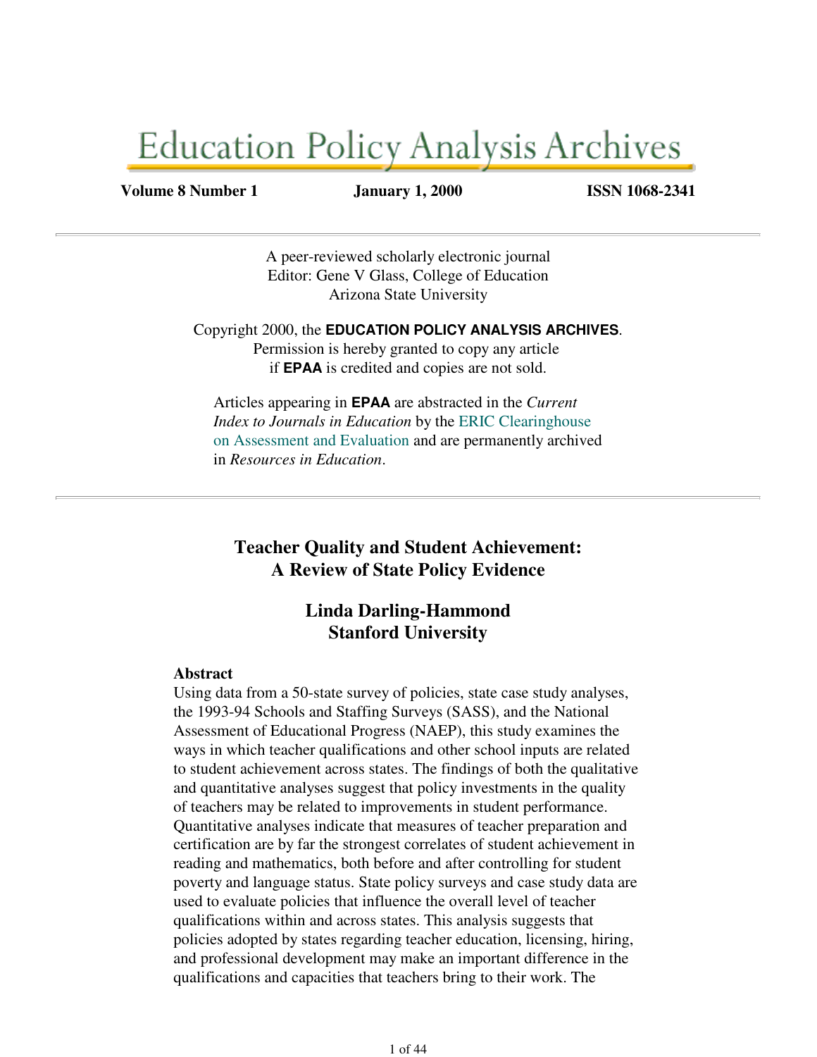# Education Policy Analysis Archives

**Volume 8 Number 1** **January 1, 2000** **ISSN 1068-2341**

---

A peer-reviewed scholarly electronic journal
Editor: Gene V Glass, College of Education
Arizona State University

Copyright 2000, the **EDUCATION POLICY ANALYSIS ARCHIVES**.
Permission is hereby granted to copy any article
if **EPAA** is credited and copies are not sold.

Articles appearing in **EPAA** are abstracted in the *Current Index to Journals in Education* by the ERIC Clearinghouse on Assessment and Evaluation and are permanently archived in *Resources in Education*.

---

## Teacher Quality and Student Achievement: A Review of State Policy Evidence

### Linda Darling-Hammond
### Stanford University

**Abstract**
Using data from a 50-state survey of policies, state case study analyses, the 1993-94 Schools and Staffing Surveys (SASS), and the National Assessment of Educational Progress (NAEP), this study examines the ways in which teacher qualifications and other school inputs are related to student achievement across states. The findings of both the qualitative and quantitative analyses suggest that policy investments in the quality of teachers may be related to improvements in student performance. Quantitative analyses indicate that measures of teacher preparation and certification are by far the strongest correlates of student achievement in reading and mathematics, both before and after controlling for student poverty and language status. State policy surveys and case study data are used to evaluate policies that influence the overall level of teacher qualifications within and across states. This analysis suggests that policies adopted by states regarding teacher education, licensing, hiring, and professional development may make an important difference in the qualifications and capacities that teachers bring to their work. The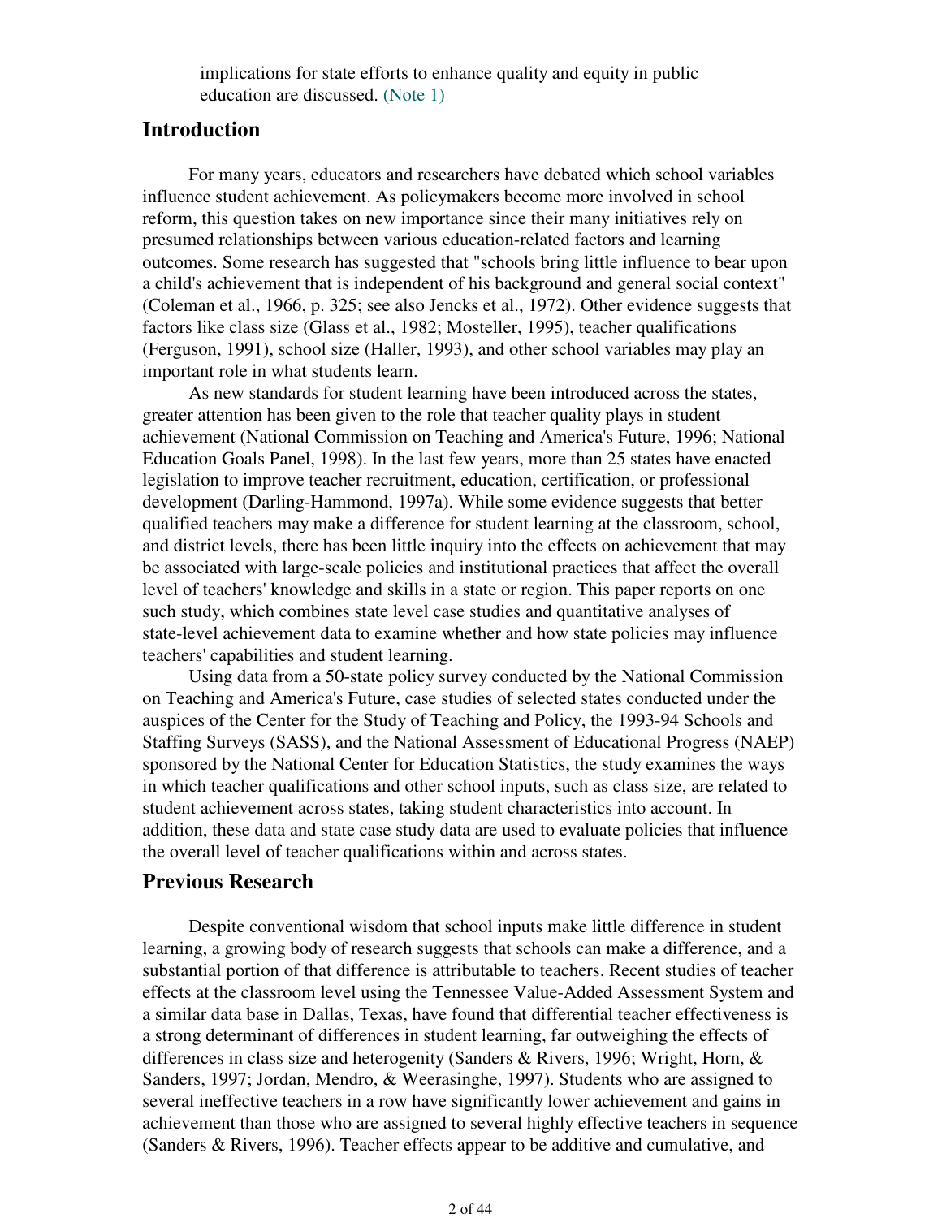implications for state efforts to enhance quality and equity in public education are discussed. (Note 1)

## Introduction

For many years, educators and researchers have debated which school variables influence student achievement. As policymakers become more involved in school reform, this question takes on new importance since their many initiatives rely on presumed relationships between various education-related factors and learning outcomes. Some research has suggested that "schools bring little influence to bear upon a child's achievement that is independent of his background and general social context" (Coleman et al., 1966, p. 325; see also Jencks et al., 1972). Other evidence suggests that factors like class size (Glass et al., 1982; Mosteller, 1995), teacher qualifications (Ferguson, 1991), school size (Haller, 1993), and other school variables may play an important role in what students learn.

As new standards for student learning have been introduced across the states, greater attention has been given to the role that teacher quality plays in student achievement (National Commission on Teaching and America's Future, 1996; National Education Goals Panel, 1998). In the last few years, more than 25 states have enacted legislation to improve teacher recruitment, education, certification, or professional development (Darling-Hammond, 1997a). While some evidence suggests that better qualified teachers may make a difference for student learning at the classroom, school, and district levels, there has been little inquiry into the effects on achievement that may be associated with large-scale policies and institutional practices that affect the overall level of teachers' knowledge and skills in a state or region. This paper reports on one such study, which combines state level case studies and quantitative analyses of state-level achievement data to examine whether and how state policies may influence teachers' capabilities and student learning.

Using data from a 50-state policy survey conducted by the National Commission on Teaching and America's Future, case studies of selected states conducted under the auspices of the Center for the Study of Teaching and Policy, the 1993-94 Schools and Staffing Surveys (SASS), and the National Assessment of Educational Progress (NAEP) sponsored by the National Center for Education Statistics, the study examines the ways in which teacher qualifications and other school inputs, such as class size, are related to student achievement across states, taking student characteristics into account. In addition, these data and state case study data are used to evaluate policies that influence the overall level of teacher qualifications within and across states.

## Previous Research

Despite conventional wisdom that school inputs make little difference in student learning, a growing body of research suggests that schools can make a difference, and a substantial portion of that difference is attributable to teachers. Recent studies of teacher effects at the classroom level using the Tennessee Value-Added Assessment System and a similar data base in Dallas, Texas, have found that differential teacher effectiveness is a strong determinant of differences in student learning, far outweighing the effects of differences in class size and heterogenity (Sanders & Rivers, 1996; Wright, Horn, & Sanders, 1997; Jordan, Mendro, & Weerasinghe, 1997). Students who are assigned to several ineffective teachers in a row have significantly lower achievement and gains in achievement than those who are assigned to several highly effective teachers in sequence (Sanders & Rivers, 1996). Teacher effects appear to be additive and cumulative, and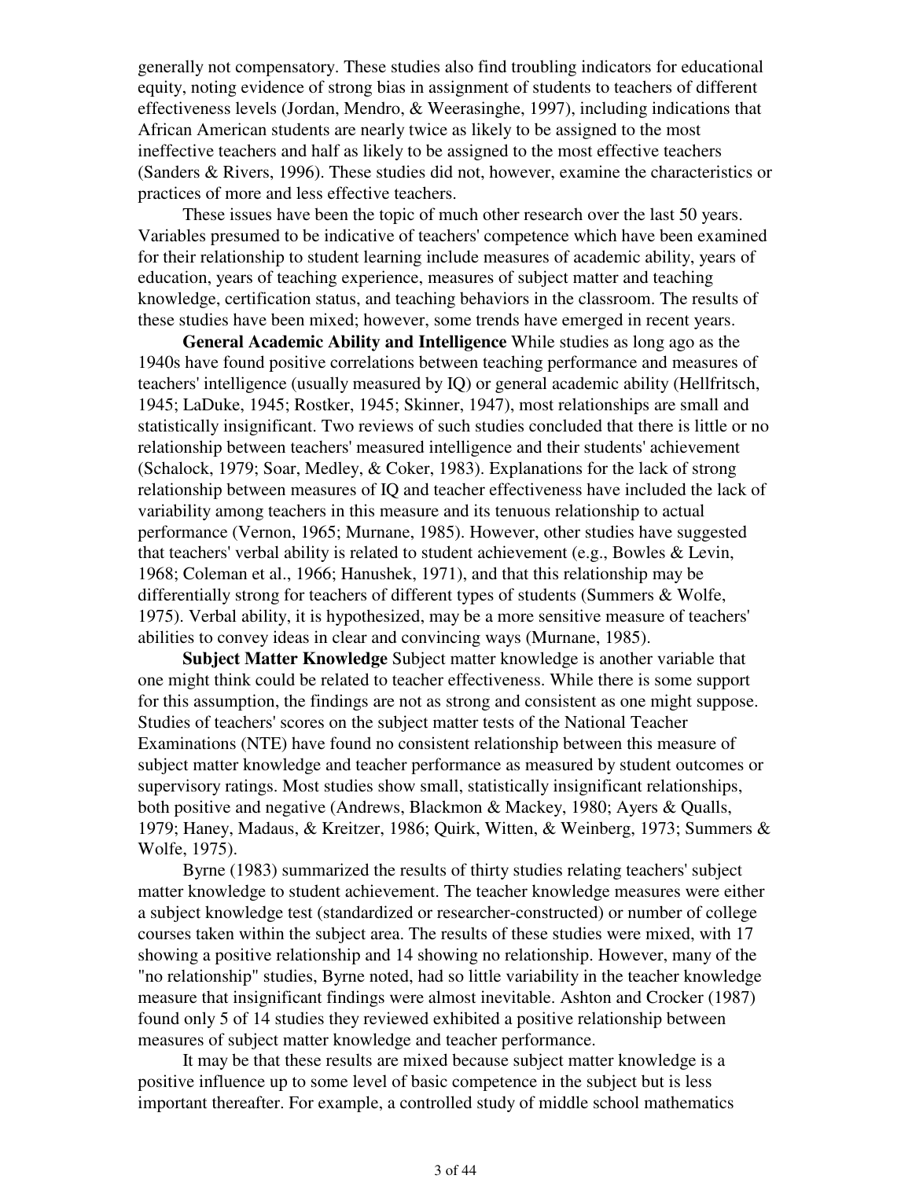generally not compensatory. These studies also find troubling indicators for educational equity, noting evidence of strong bias in assignment of students to teachers of different effectiveness levels (Jordan, Mendro, & Weerasinghe, 1997), including indications that African American students are nearly twice as likely to be assigned to the most ineffective teachers and half as likely to be assigned to the most effective teachers (Sanders & Rivers, 1996). These studies did not, however, examine the characteristics or practices of more and less effective teachers.

These issues have been the topic of much other research over the last 50 years. Variables presumed to be indicative of teachers' competence which have been examined for their relationship to student learning include measures of academic ability, years of education, years of teaching experience, measures of subject matter and teaching knowledge, certification status, and teaching behaviors in the classroom. The results of these studies have been mixed; however, some trends have emerged in recent years.

**General Academic Ability and Intelligence** While studies as long ago as the 1940s have found positive correlations between teaching performance and measures of teachers' intelligence (usually measured by IQ) or general academic ability (Hellfritsch, 1945; LaDuke, 1945; Rostker, 1945; Skinner, 1947), most relationships are small and statistically insignificant. Two reviews of such studies concluded that there is little or no relationship between teachers' measured intelligence and their students' achievement (Schalock, 1979; Soar, Medley, & Coker, 1983). Explanations for the lack of strong relationship between measures of IQ and teacher effectiveness have included the lack of variability among teachers in this measure and its tenuous relationship to actual performance (Vernon, 1965; Murnane, 1985). However, other studies have suggested that teachers' verbal ability is related to student achievement (e.g., Bowles & Levin, 1968; Coleman et al., 1966; Hanushek, 1971), and that this relationship may be differentially strong for teachers of different types of students (Summers & Wolfe, 1975). Verbal ability, it is hypothesized, may be a more sensitive measure of teachers' abilities to convey ideas in clear and convincing ways (Murnane, 1985).

**Subject Matter Knowledge** Subject matter knowledge is another variable that one might think could be related to teacher effectiveness. While there is some support for this assumption, the findings are not as strong and consistent as one might suppose. Studies of teachers' scores on the subject matter tests of the National Teacher Examinations (NTE) have found no consistent relationship between this measure of subject matter knowledge and teacher performance as measured by student outcomes or supervisory ratings. Most studies show small, statistically insignificant relationships, both positive and negative (Andrews, Blackmon & Mackey, 1980; Ayers & Qualls, 1979; Haney, Madaus, & Kreitzer, 1986; Quirk, Witten, & Weinberg, 1973; Summers & Wolfe, 1975).

Byrne (1983) summarized the results of thirty studies relating teachers' subject matter knowledge to student achievement. The teacher knowledge measures were either a subject knowledge test (standardized or researcher-constructed) or number of college courses taken within the subject area. The results of these studies were mixed, with 17 showing a positive relationship and 14 showing no relationship. However, many of the "no relationship" studies, Byrne noted, had so little variability in the teacher knowledge measure that insignificant findings were almost inevitable. Ashton and Crocker (1987) found only 5 of 14 studies they reviewed exhibited a positive relationship between measures of subject matter knowledge and teacher performance.

It may be that these results are mixed because subject matter knowledge is a positive influence up to some level of basic competence in the subject but is less important thereafter. For example, a controlled study of middle school mathematics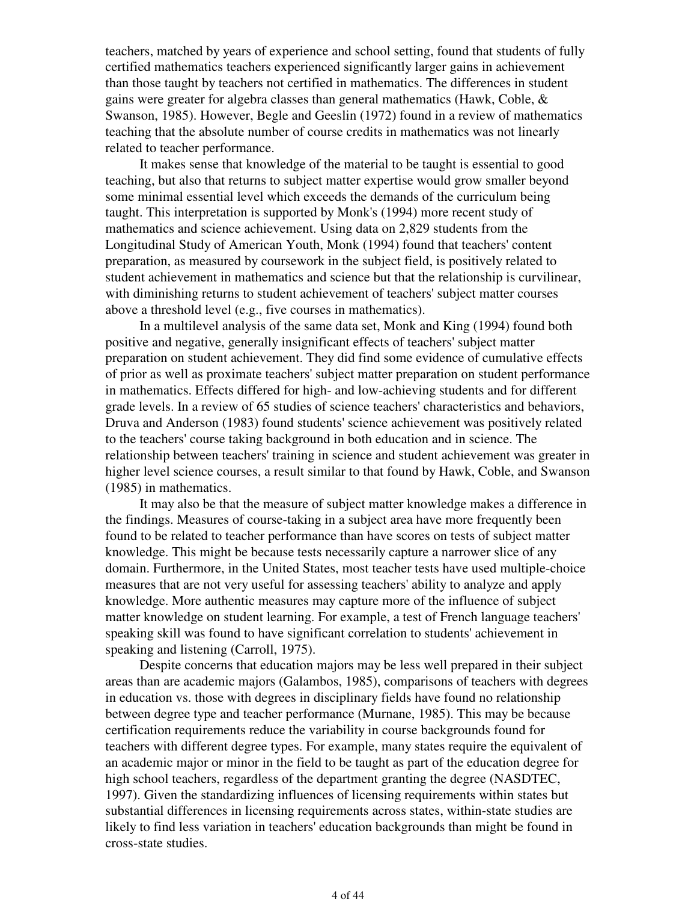teachers, matched by years of experience and school setting, found that students of fully certified mathematics teachers experienced significantly larger gains in achievement than those taught by teachers not certified in mathematics. The differences in student gains were greater for algebra classes than general mathematics (Hawk, Coble, & Swanson, 1985). However, Begle and Geeslin (1972) found in a review of mathematics teaching that the absolute number of course credits in mathematics was not linearly related to teacher performance.

It makes sense that knowledge of the material to be taught is essential to good teaching, but also that returns to subject matter expertise would grow smaller beyond some minimal essential level which exceeds the demands of the curriculum being taught. This interpretation is supported by Monk's (1994) more recent study of mathematics and science achievement. Using data on 2,829 students from the Longitudinal Study of American Youth, Monk (1994) found that teachers' content preparation, as measured by coursework in the subject field, is positively related to student achievement in mathematics and science but that the relationship is curvilinear, with diminishing returns to student achievement of teachers' subject matter courses above a threshold level (e.g., five courses in mathematics).

In a multilevel analysis of the same data set, Monk and King (1994) found both positive and negative, generally insignificant effects of teachers' subject matter preparation on student achievement. They did find some evidence of cumulative effects of prior as well as proximate teachers' subject matter preparation on student performance in mathematics. Effects differed for high- and low-achieving students and for different grade levels. In a review of 65 studies of science teachers' characteristics and behaviors, Druva and Anderson (1983) found students' science achievement was positively related to the teachers' course taking background in both education and in science. The relationship between teachers' training in science and student achievement was greater in higher level science courses, a result similar to that found by Hawk, Coble, and Swanson (1985) in mathematics.

It may also be that the measure of subject matter knowledge makes a difference in the findings. Measures of course-taking in a subject area have more frequently been found to be related to teacher performance than have scores on tests of subject matter knowledge. This might be because tests necessarily capture a narrower slice of any domain. Furthermore, in the United States, most teacher tests have used multiple-choice measures that are not very useful for assessing teachers' ability to analyze and apply knowledge. More authentic measures may capture more of the influence of subject matter knowledge on student learning. For example, a test of French language teachers' speaking skill was found to have significant correlation to students' achievement in speaking and listening (Carroll, 1975).

Despite concerns that education majors may be less well prepared in their subject areas than are academic majors (Galambos, 1985), comparisons of teachers with degrees in education vs. those with degrees in disciplinary fields have found no relationship between degree type and teacher performance (Murnane, 1985). This may be because certification requirements reduce the variability in course backgrounds found for teachers with different degree types. For example, many states require the equivalent of an academic major or minor in the field to be taught as part of the education degree for high school teachers, regardless of the department granting the degree (NASDTEC, 1997). Given the standardizing influences of licensing requirements within states but substantial differences in licensing requirements across states, within-state studies are likely to find less variation in teachers' education backgrounds than might be found in cross-state studies.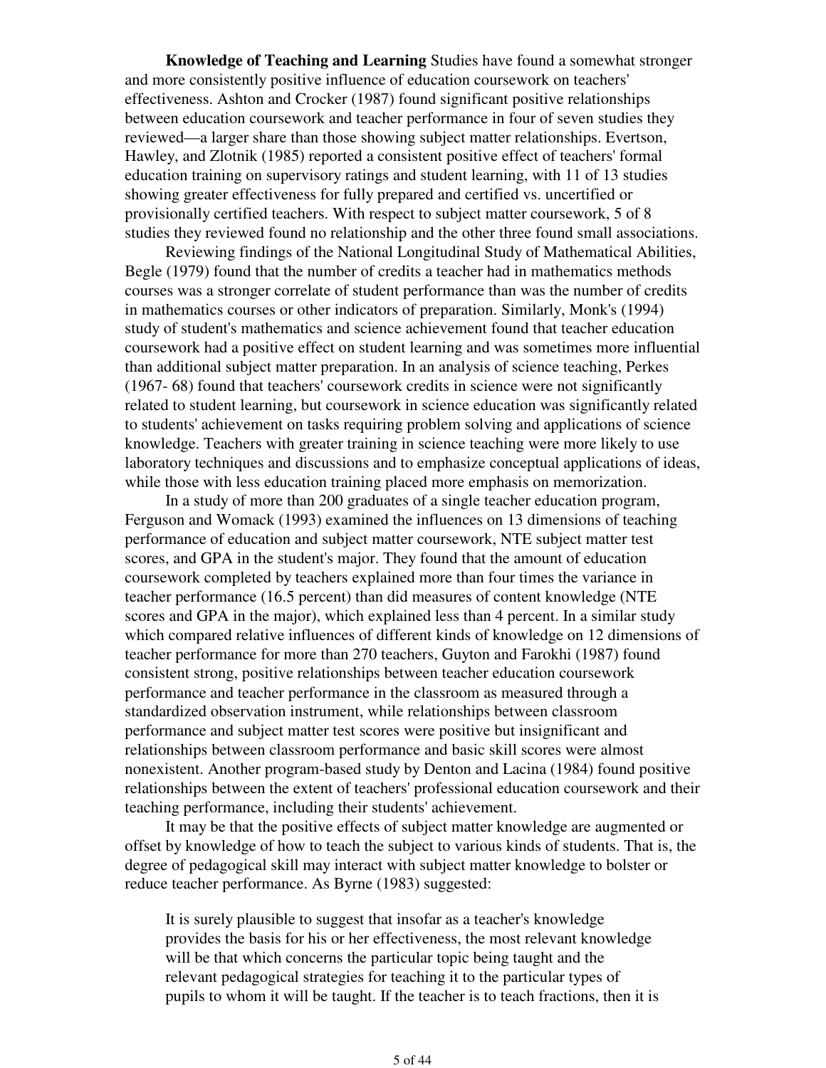**Knowledge of Teaching and Learning** Studies have found a somewhat stronger and more consistently positive influence of education coursework on teachers' effectiveness. Ashton and Crocker (1987) found significant positive relationships between education coursework and teacher performance in four of seven studies they reviewed—a larger share than those showing subject matter relationships. Evertson, Hawley, and Zlotnik (1985) reported a consistent positive effect of teachers' formal education training on supervisory ratings and student learning, with 11 of 13 studies showing greater effectiveness for fully prepared and certified vs. uncertified or provisionally certified teachers. With respect to subject matter coursework, 5 of 8 studies they reviewed found no relationship and the other three found small associations.

Reviewing findings of the National Longitudinal Study of Mathematical Abilities, Begle (1979) found that the number of credits a teacher had in mathematics methods courses was a stronger correlate of student performance than was the number of credits in mathematics courses or other indicators of preparation. Similarly, Monk's (1994) study of student's mathematics and science achievement found that teacher education coursework had a positive effect on student learning and was sometimes more influential than additional subject matter preparation. In an analysis of science teaching, Perkes (1967- 68) found that teachers' coursework credits in science were not significantly related to student learning, but coursework in science education was significantly related to students' achievement on tasks requiring problem solving and applications of science knowledge. Teachers with greater training in science teaching were more likely to use laboratory techniques and discussions and to emphasize conceptual applications of ideas, while those with less education training placed more emphasis on memorization.

In a study of more than 200 graduates of a single teacher education program, Ferguson and Womack (1993) examined the influences on 13 dimensions of teaching performance of education and subject matter coursework, NTE subject matter test scores, and GPA in the student's major. They found that the amount of education coursework completed by teachers explained more than four times the variance in teacher performance (16.5 percent) than did measures of content knowledge (NTE scores and GPA in the major), which explained less than 4 percent. In a similar study which compared relative influences of different kinds of knowledge on 12 dimensions of teacher performance for more than 270 teachers, Guyton and Farokhi (1987) found consistent strong, positive relationships between teacher education coursework performance and teacher performance in the classroom as measured through a standardized observation instrument, while relationships between classroom performance and subject matter test scores were positive but insignificant and relationships between classroom performance and basic skill scores were almost nonexistent. Another program-based study by Denton and Lacina (1984) found positive relationships between the extent of teachers' professional education coursework and their teaching performance, including their students' achievement.

It may be that the positive effects of subject matter knowledge are augmented or offset by knowledge of how to teach the subject to various kinds of students. That is, the degree of pedagogical skill may interact with subject matter knowledge to bolster or reduce teacher performance. As Byrne (1983) suggested:

> It is surely plausible to suggest that insofar as a teacher's knowledge provides the basis for his or her effectiveness, the most relevant knowledge will be that which concerns the particular topic being taught and the relevant pedagogical strategies for teaching it to the particular types of pupils to whom it will be taught. If the teacher is to teach fractions, then it is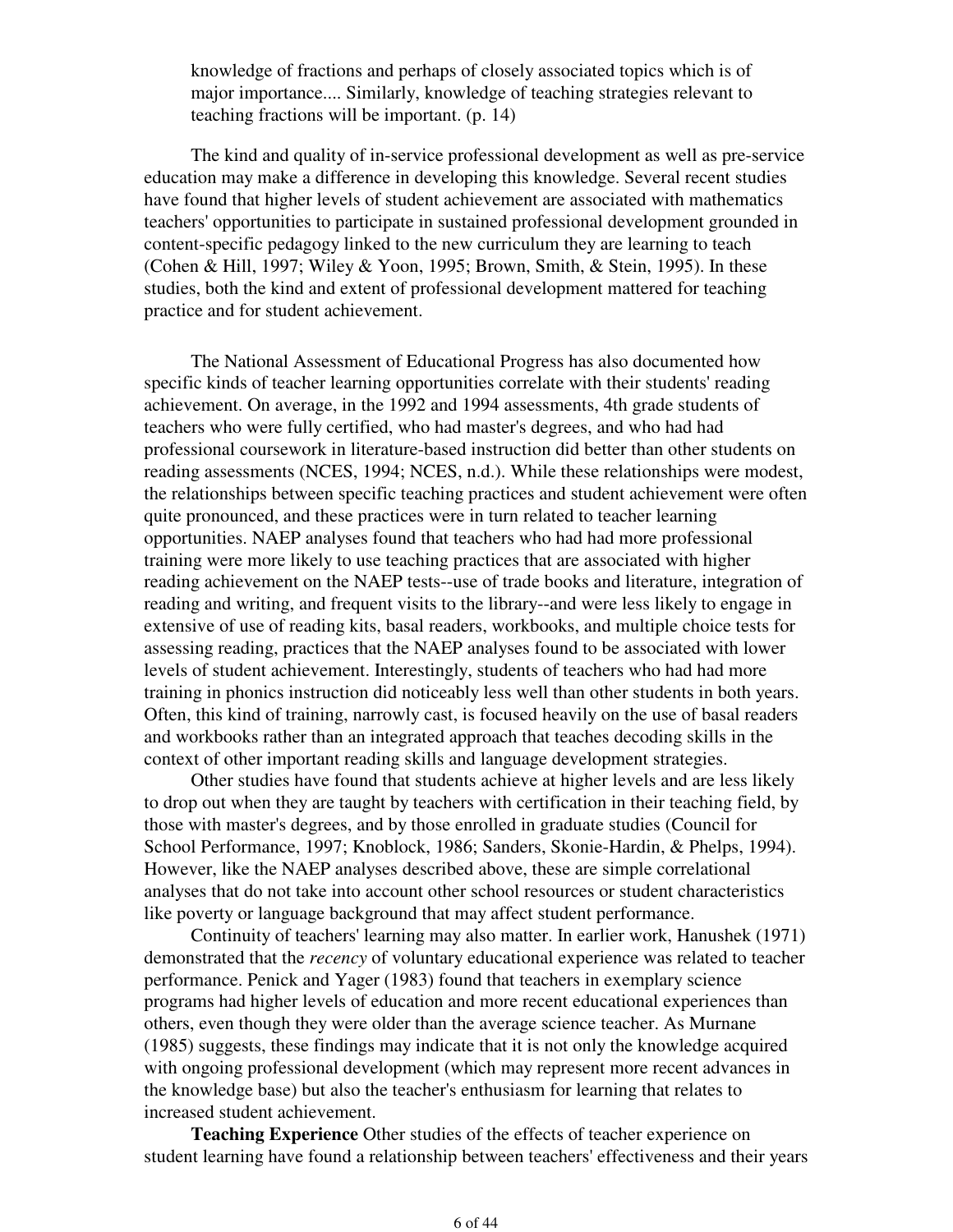> knowledge of fractions and perhaps of closely associated topics which is of major importance.... Similarly, knowledge of teaching strategies relevant to teaching fractions will be important. (p. 14)

The kind and quality of in-service professional development as well as pre-service education may make a difference in developing this knowledge. Several recent studies have found that higher levels of student achievement are associated with mathematics teachers' opportunities to participate in sustained professional development grounded in content-specific pedagogy linked to the new curriculum they are learning to teach (Cohen & Hill, 1997; Wiley & Yoon, 1995; Brown, Smith, & Stein, 1995). In these studies, both the kind and extent of professional development mattered for teaching practice and for student achievement.

The National Assessment of Educational Progress has also documented how specific kinds of teacher learning opportunities correlate with their students' reading achievement. On average, in the 1992 and 1994 assessments, 4th grade students of teachers who were fully certified, who had master's degrees, and who had had professional coursework in literature-based instruction did better than other students on reading assessments (NCES, 1994; NCES, n.d.). While these relationships were modest, the relationships between specific teaching practices and student achievement were often quite pronounced, and these practices were in turn related to teacher learning opportunities. NAEP analyses found that teachers who had had more professional training were more likely to use teaching practices that are associated with higher reading achievement on the NAEP tests--use of trade books and literature, integration of reading and writing, and frequent visits to the library--and were less likely to engage in extensive of use of reading kits, basal readers, workbooks, and multiple choice tests for assessing reading, practices that the NAEP analyses found to be associated with lower levels of student achievement. Interestingly, students of teachers who had had more training in phonics instruction did noticeably less well than other students in both years. Often, this kind of training, narrowly cast, is focused heavily on the use of basal readers and workbooks rather than an integrated approach that teaches decoding skills in the context of other important reading skills and language development strategies.

Other studies have found that students achieve at higher levels and are less likely to drop out when they are taught by teachers with certification in their teaching field, by those with master's degrees, and by those enrolled in graduate studies (Council for School Performance, 1997; Knoblock, 1986; Sanders, Skonie-Hardin, & Phelps, 1994). However, like the NAEP analyses described above, these are simple correlational analyses that do not take into account other school resources or student characteristics like poverty or language background that may affect student performance.

Continuity of teachers' learning may also matter. In earlier work, Hanushek (1971) demonstrated that the *recency* of voluntary educational experience was related to teacher performance. Penick and Yager (1983) found that teachers in exemplary science programs had higher levels of education and more recent educational experiences than others, even though they were older than the average science teacher. As Murnane (1985) suggests, these findings may indicate that it is not only the knowledge acquired with ongoing professional development (which may represent more recent advances in the knowledge base) but also the teacher's enthusiasm for learning that relates to increased student achievement.

**Teaching Experience** Other studies of the effects of teacher experience on student learning have found a relationship between teachers' effectiveness and their years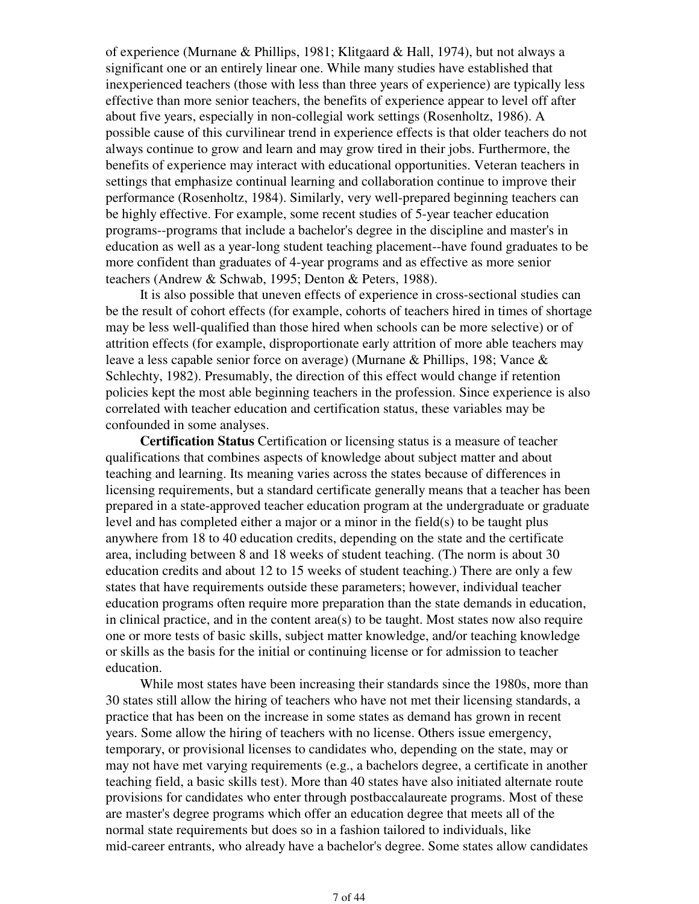of experience (Murnane & Phillips, 1981; Klitgaard & Hall, 1974), but not always a significant one or an entirely linear one. While many studies have established that inexperienced teachers (those with less than three years of experience) are typically less effective than more senior teachers, the benefits of experience appear to level off after about five years, especially in non-collegial work settings (Rosenholtz, 1986). A possible cause of this curvilinear trend in experience effects is that older teachers do not always continue to grow and learn and may grow tired in their jobs. Furthermore, the benefits of experience may interact with educational opportunities. Veteran teachers in settings that emphasize continual learning and collaboration continue to improve their performance (Rosenholtz, 1984). Similarly, very well-prepared beginning teachers can be highly effective. For example, some recent studies of 5-year teacher education programs--programs that include a bachelor's degree in the discipline and master's in education as well as a year-long student teaching placement--have found graduates to be more confident than graduates of 4-year programs and as effective as more senior teachers (Andrew & Schwab, 1995; Denton & Peters, 1988).

It is also possible that uneven effects of experience in cross-sectional studies can be the result of cohort effects (for example, cohorts of teachers hired in times of shortage may be less well-qualified than those hired when schools can be more selective) or of attrition effects (for example, disproportionate early attrition of more able teachers may leave a less capable senior force on average) (Murnane & Phillips, 198; Vance & Schlechty, 1982). Presumably, the direction of this effect would change if retention policies kept the most able beginning teachers in the profession. Since experience is also correlated with teacher education and certification status, these variables may be confounded in some analyses.

**Certification Status** Certification or licensing status is a measure of teacher qualifications that combines aspects of knowledge about subject matter and about teaching and learning. Its meaning varies across the states because of differences in licensing requirements, but a standard certificate generally means that a teacher has been prepared in a state-approved teacher education program at the undergraduate or graduate level and has completed either a major or a minor in the field(s) to be taught plus anywhere from 18 to 40 education credits, depending on the state and the certificate area, including between 8 and 18 weeks of student teaching. (The norm is about 30 education credits and about 12 to 15 weeks of student teaching.) There are only a few states that have requirements outside these parameters; however, individual teacher education programs often require more preparation than the state demands in education, in clinical practice, and in the content area(s) to be taught. Most states now also require one or more tests of basic skills, subject matter knowledge, and/or teaching knowledge or skills as the basis for the initial or continuing license or for admission to teacher education.

While most states have been increasing their standards since the 1980s, more than 30 states still allow the hiring of teachers who have not met their licensing standards, a practice that has been on the increase in some states as demand has grown in recent years. Some allow the hiring of teachers with no license. Others issue emergency, temporary, or provisional licenses to candidates who, depending on the state, may or may not have met varying requirements (e.g., a bachelors degree, a certificate in another teaching field, a basic skills test). More than 40 states have also initiated alternate route provisions for candidates who enter through postbaccalaureate programs. Most of these are master's degree programs which offer an education degree that meets all of the normal state requirements but does so in a fashion tailored to individuals, like mid-career entrants, who already have a bachelor's degree. Some states allow candidates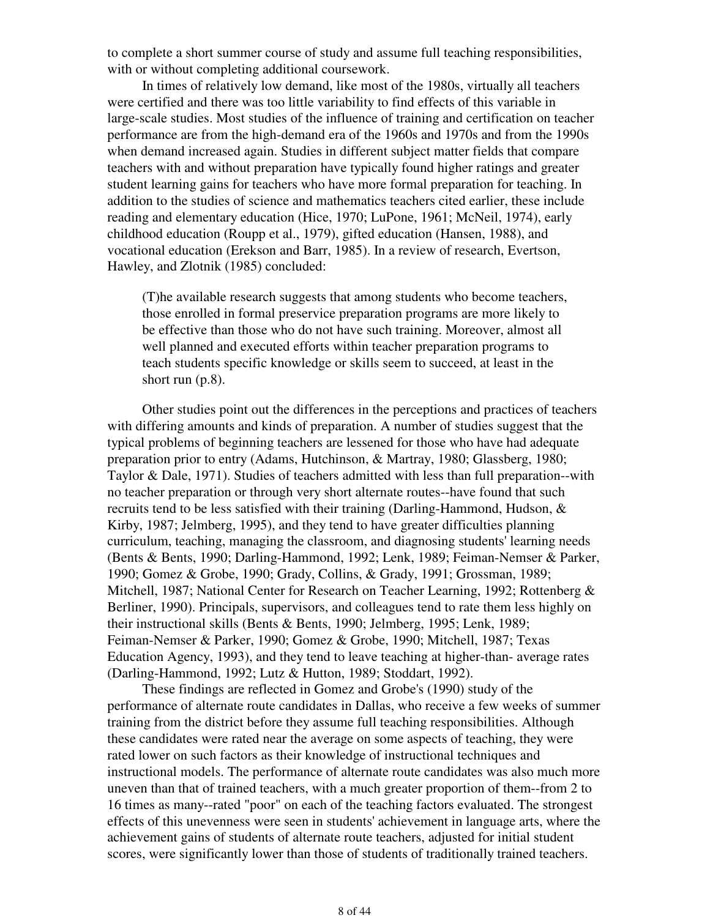to complete a short summer course of study and assume full teaching responsibilities, with or without completing additional coursework.

In times of relatively low demand, like most of the 1980s, virtually all teachers were certified and there was too little variability to find effects of this variable in large-scale studies. Most studies of the influence of training and certification on teacher performance are from the high-demand era of the 1960s and 1970s and from the 1990s when demand increased again. Studies in different subject matter fields that compare teachers with and without preparation have typically found higher ratings and greater student learning gains for teachers who have more formal preparation for teaching. In addition to the studies of science and mathematics teachers cited earlier, these include reading and elementary education (Hice, 1970; LuPone, 1961; McNeil, 1974), early childhood education (Roupp et al., 1979), gifted education (Hansen, 1988), and vocational education (Erekson and Barr, 1985). In a review of research, Evertson, Hawley, and Zlotnik (1985) concluded:

> (T)he available research suggests that among students who become teachers, those enrolled in formal preservice preparation programs are more likely to be effective than those who do not have such training. Moreover, almost all well planned and executed efforts within teacher preparation programs to teach students specific knowledge or skills seem to succeed, at least in the short run (p.8).

Other studies point out the differences in the perceptions and practices of teachers with differing amounts and kinds of preparation. A number of studies suggest that the typical problems of beginning teachers are lessened for those who have had adequate preparation prior to entry (Adams, Hutchinson, & Martray, 1980; Glassberg, 1980; Taylor & Dale, 1971). Studies of teachers admitted with less than full preparation--with no teacher preparation or through very short alternate routes--have found that such recruits tend to be less satisfied with their training (Darling-Hammond, Hudson, & Kirby, 1987; Jelmberg, 1995), and they tend to have greater difficulties planning curriculum, teaching, managing the classroom, and diagnosing students' learning needs (Bents & Bents, 1990; Darling-Hammond, 1992; Lenk, 1989; Feiman-Nemser & Parker, 1990; Gomez & Grobe, 1990; Grady, Collins, & Grady, 1991; Grossman, 1989; Mitchell, 1987; National Center for Research on Teacher Learning, 1992; Rottenberg & Berliner, 1990). Principals, supervisors, and colleagues tend to rate them less highly on their instructional skills (Bents & Bents, 1990; Jelmberg, 1995; Lenk, 1989; Feiman-Nemser & Parker, 1990; Gomez & Grobe, 1990; Mitchell, 1987; Texas Education Agency, 1993), and they tend to leave teaching at higher-than- average rates (Darling-Hammond, 1992; Lutz & Hutton, 1989; Stoddart, 1992).

These findings are reflected in Gomez and Grobe's (1990) study of the performance of alternate route candidates in Dallas, who receive a few weeks of summer training from the district before they assume full teaching responsibilities. Although these candidates were rated near the average on some aspects of teaching, they were rated lower on such factors as their knowledge of instructional techniques and instructional models. The performance of alternate route candidates was also much more uneven than that of trained teachers, with a much greater proportion of them--from 2 to 16 times as many--rated "poor" on each of the teaching factors evaluated. The strongest effects of this unevenness were seen in students' achievement in language arts, where the achievement gains of students of alternate route teachers, adjusted for initial student scores, were significantly lower than those of students of traditionally trained teachers.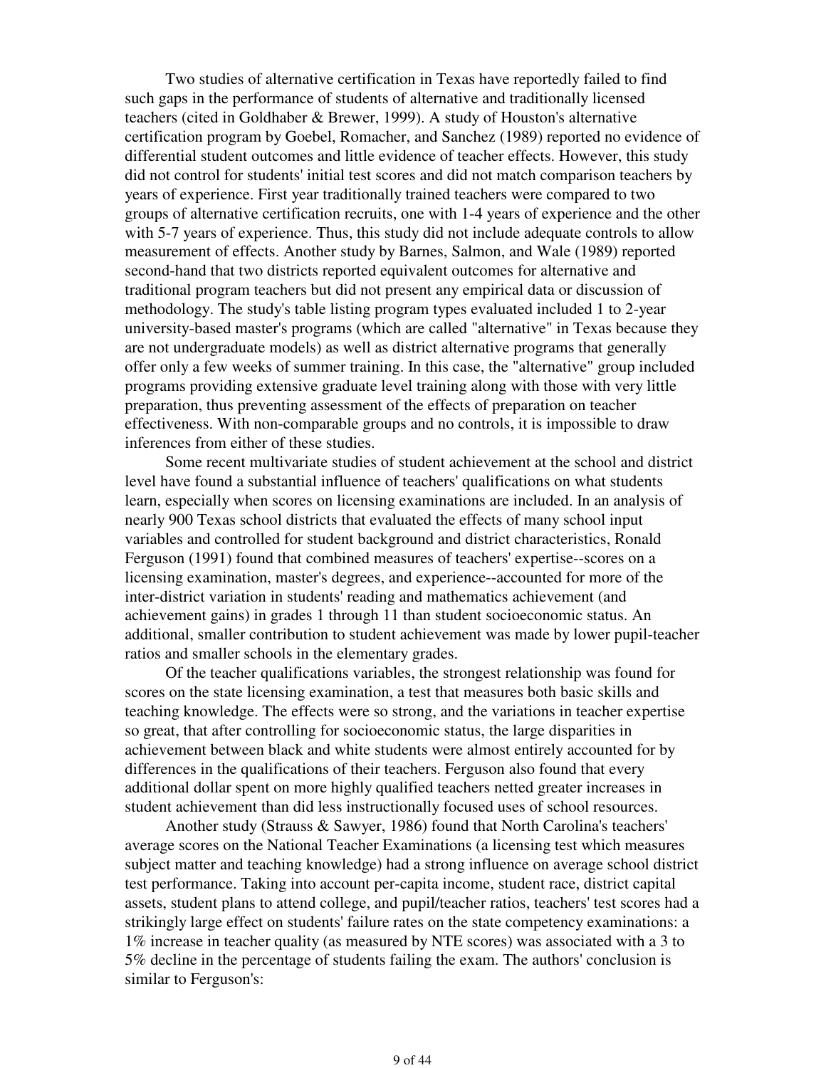Two studies of alternative certification in Texas have reportedly failed to find such gaps in the performance of students of alternative and traditionally licensed teachers (cited in Goldhaber & Brewer, 1999). A study of Houston's alternative certification program by Goebel, Romacher, and Sanchez (1989) reported no evidence of differential student outcomes and little evidence of teacher effects. However, this study did not control for students' initial test scores and did not match comparison teachers by years of experience. First year traditionally trained teachers were compared to two groups of alternative certification recruits, one with 1-4 years of experience and the other with 5-7 years of experience. Thus, this study did not include adequate controls to allow measurement of effects. Another study by Barnes, Salmon, and Wale (1989) reported second-hand that two districts reported equivalent outcomes for alternative and traditional program teachers but did not present any empirical data or discussion of methodology. The study's table listing program types evaluated included 1 to 2-year university-based master's programs (which are called "alternative" in Texas because they are not undergraduate models) as well as district alternative programs that generally offer only a few weeks of summer training. In this case, the "alternative" group included programs providing extensive graduate level training along with those with very little preparation, thus preventing assessment of the effects of preparation on teacher effectiveness. With non-comparable groups and no controls, it is impossible to draw inferences from either of these studies.

Some recent multivariate studies of student achievement at the school and district level have found a substantial influence of teachers' qualifications on what students learn, especially when scores on licensing examinations are included. In an analysis of nearly 900 Texas school districts that evaluated the effects of many school input variables and controlled for student background and district characteristics, Ronald Ferguson (1991) found that combined measures of teachers' expertise--scores on a licensing examination, master's degrees, and experience--accounted for more of the inter-district variation in students' reading and mathematics achievement (and achievement gains) in grades 1 through 11 than student socioeconomic status. An additional, smaller contribution to student achievement was made by lower pupil-teacher ratios and smaller schools in the elementary grades.

Of the teacher qualifications variables, the strongest relationship was found for scores on the state licensing examination, a test that measures both basic skills and teaching knowledge. The effects were so strong, and the variations in teacher expertise so great, that after controlling for socioeconomic status, the large disparities in achievement between black and white students were almost entirely accounted for by differences in the qualifications of their teachers. Ferguson also found that every additional dollar spent on more highly qualified teachers netted greater increases in student achievement than did less instructionally focused uses of school resources.

Another study (Strauss & Sawyer, 1986) found that North Carolina's teachers' average scores on the National Teacher Examinations (a licensing test which measures subject matter and teaching knowledge) had a strong influence on average school district test performance. Taking into account per-capita income, student race, district capital assets, student plans to attend college, and pupil/teacher ratios, teachers' test scores had a strikingly large effect on students' failure rates on the state competency examinations: a 1% increase in teacher quality (as measured by NTE scores) was associated with a 3 to 5% decline in the percentage of students failing the exam. The authors' conclusion is similar to Ferguson's: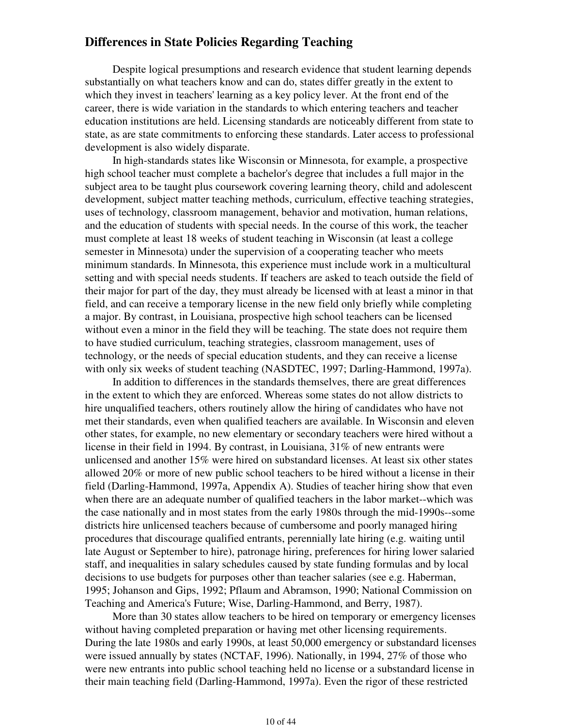## Differences in State Policies Regarding Teaching

Despite logical presumptions and research evidence that student learning depends substantially on what teachers know and can do, states differ greatly in the extent to which they invest in teachers' learning as a key policy lever. At the front end of the career, there is wide variation in the standards to which entering teachers and teacher education institutions are held. Licensing standards are noticeably different from state to state, as are state commitments to enforcing these standards. Later access to professional development is also widely disparate.

In high-standards states like Wisconsin or Minnesota, for example, a prospective high school teacher must complete a bachelor's degree that includes a full major in the subject area to be taught plus coursework covering learning theory, child and adolescent development, subject matter teaching methods, curriculum, effective teaching strategies, uses of technology, classroom management, behavior and motivation, human relations, and the education of students with special needs. In the course of this work, the teacher must complete at least 18 weeks of student teaching in Wisconsin (at least a college semester in Minnesota) under the supervision of a cooperating teacher who meets minimum standards. In Minnesota, this experience must include work in a multicultural setting and with special needs students. If teachers are asked to teach outside the field of their major for part of the day, they must already be licensed with at least a minor in that field, and can receive a temporary license in the new field only briefly while completing a major. By contrast, in Louisiana, prospective high school teachers can be licensed without even a minor in the field they will be teaching. The state does not require them to have studied curriculum, teaching strategies, classroom management, uses of technology, or the needs of special education students, and they can receive a license with only six weeks of student teaching (NASDTEC, 1997; Darling-Hammond, 1997a).

In addition to differences in the standards themselves, there are great differences in the extent to which they are enforced. Whereas some states do not allow districts to hire unqualified teachers, others routinely allow the hiring of candidates who have not met their standards, even when qualified teachers are available. In Wisconsin and eleven other states, for example, no new elementary or secondary teachers were hired without a license in their field in 1994. By contrast, in Louisiana, 31% of new entrants were unlicensed and another 15% were hired on substandard licenses. At least six other states allowed 20% or more of new public school teachers to be hired without a license in their field (Darling-Hammond, 1997a, Appendix A). Studies of teacher hiring show that even when there are an adequate number of qualified teachers in the labor market--which was the case nationally and in most states from the early 1980s through the mid-1990s--some districts hire unlicensed teachers because of cumbersome and poorly managed hiring procedures that discourage qualified entrants, perennially late hiring (e.g. waiting until late August or September to hire), patronage hiring, preferences for hiring lower salaried staff, and inequalities in salary schedules caused by state funding formulas and by local decisions to use budgets for purposes other than teacher salaries (see e.g. Haberman, 1995; Johanson and Gips, 1992; Pflaum and Abramson, 1990; National Commission on Teaching and America's Future; Wise, Darling-Hammond, and Berry, 1987).

More than 30 states allow teachers to be hired on temporary or emergency licenses without having completed preparation or having met other licensing requirements. During the late 1980s and early 1990s, at least 50,000 emergency or substandard licenses were issued annually by states (NCTAF, 1996). Nationally, in 1994, 27% of those who were new entrants into public school teaching held no license or a substandard license in their main teaching field (Darling-Hammond, 1997a). Even the rigor of these restricted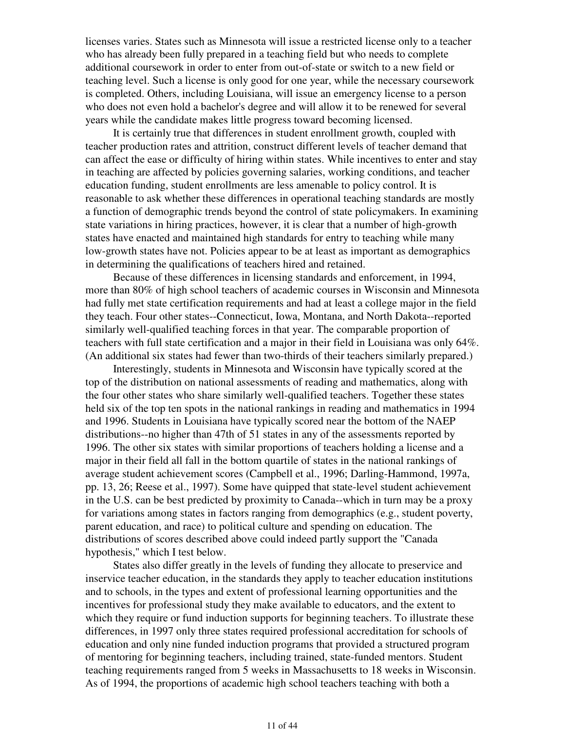licenses varies. States such as Minnesota will issue a restricted license only to a teacher who has already been fully prepared in a teaching field but who needs to complete additional coursework in order to enter from out-of-state or switch to a new field or teaching level. Such a license is only good for one year, while the necessary coursework is completed. Others, including Louisiana, will issue an emergency license to a person who does not even hold a bachelor's degree and will allow it to be renewed for several years while the candidate makes little progress toward becoming licensed.

It is certainly true that differences in student enrollment growth, coupled with teacher production rates and attrition, construct different levels of teacher demand that can affect the ease or difficulty of hiring within states. While incentives to enter and stay in teaching are affected by policies governing salaries, working conditions, and teacher education funding, student enrollments are less amenable to policy control. It is reasonable to ask whether these differences in operational teaching standards are mostly a function of demographic trends beyond the control of state policymakers. In examining state variations in hiring practices, however, it is clear that a number of high-growth states have enacted and maintained high standards for entry to teaching while many low-growth states have not. Policies appear to be at least as important as demographics in determining the qualifications of teachers hired and retained.

Because of these differences in licensing standards and enforcement, in 1994, more than 80% of high school teachers of academic courses in Wisconsin and Minnesota had fully met state certification requirements and had at least a college major in the field they teach. Four other states--Connecticut, Iowa, Montana, and North Dakota--reported similarly well-qualified teaching forces in that year. The comparable proportion of teachers with full state certification and a major in their field in Louisiana was only 64%. (An additional six states had fewer than two-thirds of their teachers similarly prepared.)

Interestingly, students in Minnesota and Wisconsin have typically scored at the top of the distribution on national assessments of reading and mathematics, along with the four other states who share similarly well-qualified teachers. Together these states held six of the top ten spots in the national rankings in reading and mathematics in 1994 and 1996. Students in Louisiana have typically scored near the bottom of the NAEP distributions--no higher than 47th of 51 states in any of the assessments reported by 1996. The other six states with similar proportions of teachers holding a license and a major in their field all fall in the bottom quartile of states in the national rankings of average student achievement scores (Campbell et al., 1996; Darling-Hammond, 1997a, pp. 13, 26; Reese et al., 1997). Some have quipped that state-level student achievement in the U.S. can be best predicted by proximity to Canada--which in turn may be a proxy for variations among states in factors ranging from demographics (e.g., student poverty, parent education, and race) to political culture and spending on education. The distributions of scores described above could indeed partly support the "Canada hypothesis," which I test below.

States also differ greatly in the levels of funding they allocate to preservice and inservice teacher education, in the standards they apply to teacher education institutions and to schools, in the types and extent of professional learning opportunities and the incentives for professional study they make available to educators, and the extent to which they require or fund induction supports for beginning teachers. To illustrate these differences, in 1997 only three states required professional accreditation for schools of education and only nine funded induction programs that provided a structured program of mentoring for beginning teachers, including trained, state-funded mentors. Student teaching requirements ranged from 5 weeks in Massachusetts to 18 weeks in Wisconsin. As of 1994, the proportions of academic high school teachers teaching with both a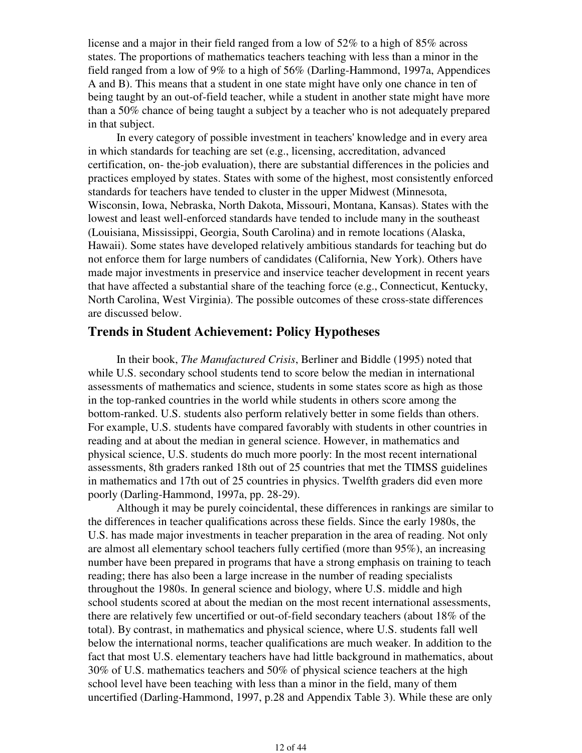license and a major in their field ranged from a low of 52% to a high of 85% across states. The proportions of mathematics teachers teaching with less than a minor in the field ranged from a low of 9% to a high of 56% (Darling-Hammond, 1997a, Appendices A and B). This means that a student in one state might have only one chance in ten of being taught by an out-of-field teacher, while a student in another state might have more than a 50% chance of being taught a subject by a teacher who is not adequately prepared in that subject.

In every category of possible investment in teachers' knowledge and in every area in which standards for teaching are set (e.g., licensing, accreditation, advanced certification, on- the-job evaluation), there are substantial differences in the policies and practices employed by states. States with some of the highest, most consistently enforced standards for teachers have tended to cluster in the upper Midwest (Minnesota, Wisconsin, Iowa, Nebraska, North Dakota, Missouri, Montana, Kansas). States with the lowest and least well-enforced standards have tended to include many in the southeast (Louisiana, Mississippi, Georgia, South Carolina) and in remote locations (Alaska, Hawaii). Some states have developed relatively ambitious standards for teaching but do not enforce them for large numbers of candidates (California, New York). Others have made major investments in preservice and inservice teacher development in recent years that have affected a substantial share of the teaching force (e.g., Connecticut, Kentucky, North Carolina, West Virginia). The possible outcomes of these cross-state differences are discussed below.

## Trends in Student Achievement: Policy Hypotheses

In their book, *The Manufactured Crisis*, Berliner and Biddle (1995) noted that while U.S. secondary school students tend to score below the median in international assessments of mathematics and science, students in some states score as high as those in the top-ranked countries in the world while students in others score among the bottom-ranked. U.S. students also perform relatively better in some fields than others. For example, U.S. students have compared favorably with students in other countries in reading and at about the median in general science. However, in mathematics and physical science, U.S. students do much more poorly: In the most recent international assessments, 8th graders ranked 18th out of 25 countries that met the TIMSS guidelines in mathematics and 17th out of 25 countries in physics. Twelfth graders did even more poorly (Darling-Hammond, 1997a, pp. 28-29).

Although it may be purely coincidental, these differences in rankings are similar to the differences in teacher qualifications across these fields. Since the early 1980s, the U.S. has made major investments in teacher preparation in the area of reading. Not only are almost all elementary school teachers fully certified (more than 95%), an increasing number have been prepared in programs that have a strong emphasis on training to teach reading; there has also been a large increase in the number of reading specialists throughout the 1980s. In general science and biology, where U.S. middle and high school students scored at about the median on the most recent international assessments, there are relatively few uncertified or out-of-field secondary teachers (about 18% of the total). By contrast, in mathematics and physical science, where U.S. students fall well below the international norms, teacher qualifications are much weaker. In addition to the fact that most U.S. elementary teachers have had little background in mathematics, about 30% of U.S. mathematics teachers and 50% of physical science teachers at the high school level have been teaching with less than a minor in the field, many of them uncertified (Darling-Hammond, 1997, p.28 and Appendix Table 3). While these are only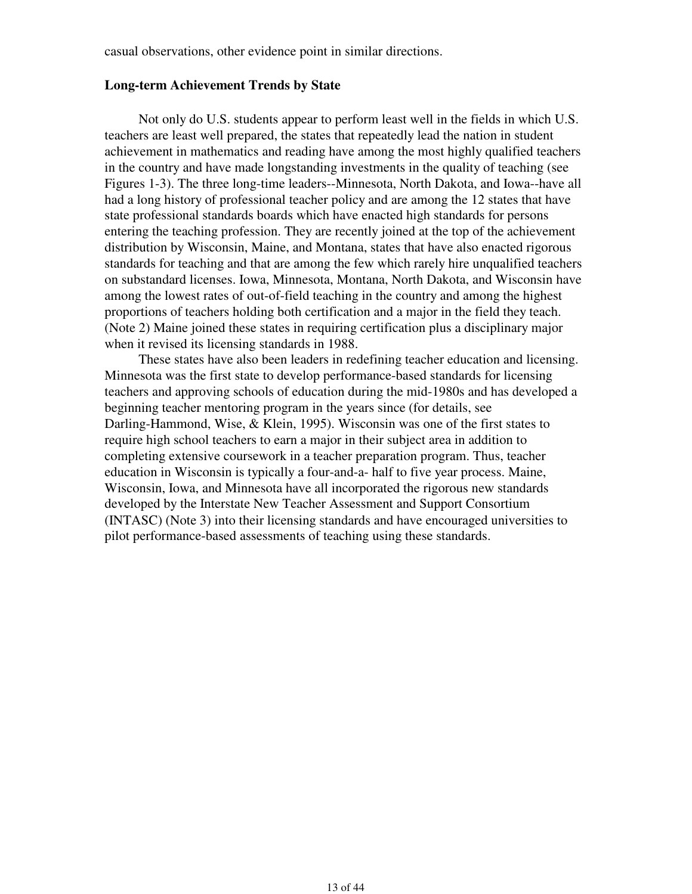casual observations, other evidence point in similar directions.

**Long-term Achievement Trends by State**

Not only do U.S. students appear to perform least well in the fields in which U.S. teachers are least well prepared, the states that repeatedly lead the nation in student achievement in mathematics and reading have among the most highly qualified teachers in the country and have made longstanding investments in the quality of teaching (see Figures 1-3). The three long-time leaders--Minnesota, North Dakota, and Iowa--have all had a long history of professional teacher policy and are among the 12 states that have state professional standards boards which have enacted high standards for persons entering the teaching profession. They are recently joined at the top of the achievement distribution by Wisconsin, Maine, and Montana, states that have also enacted rigorous standards for teaching and that are among the few which rarely hire unqualified teachers on substandard licenses. Iowa, Minnesota, Montana, North Dakota, and Wisconsin have among the lowest rates of out-of-field teaching in the country and among the highest proportions of teachers holding both certification and a major in the field they teach. (Note 2) Maine joined these states in requiring certification plus a disciplinary major when it revised its licensing standards in 1988.

These states have also been leaders in redefining teacher education and licensing. Minnesota was the first state to develop performance-based standards for licensing teachers and approving schools of education during the mid-1980s and has developed a beginning teacher mentoring program in the years since (for details, see Darling-Hammond, Wise, & Klein, 1995). Wisconsin was one of the first states to require high school teachers to earn a major in their subject area in addition to completing extensive coursework in a teacher preparation program. Thus, teacher education in Wisconsin is typically a four-and-a- half to five year process. Maine, Wisconsin, Iowa, and Minnesota have all incorporated the rigorous new standards developed by the Interstate New Teacher Assessment and Support Consortium (INTASC) (Note 3) into their licensing standards and have encouraged universities to pilot performance-based assessments of teaching using these standards.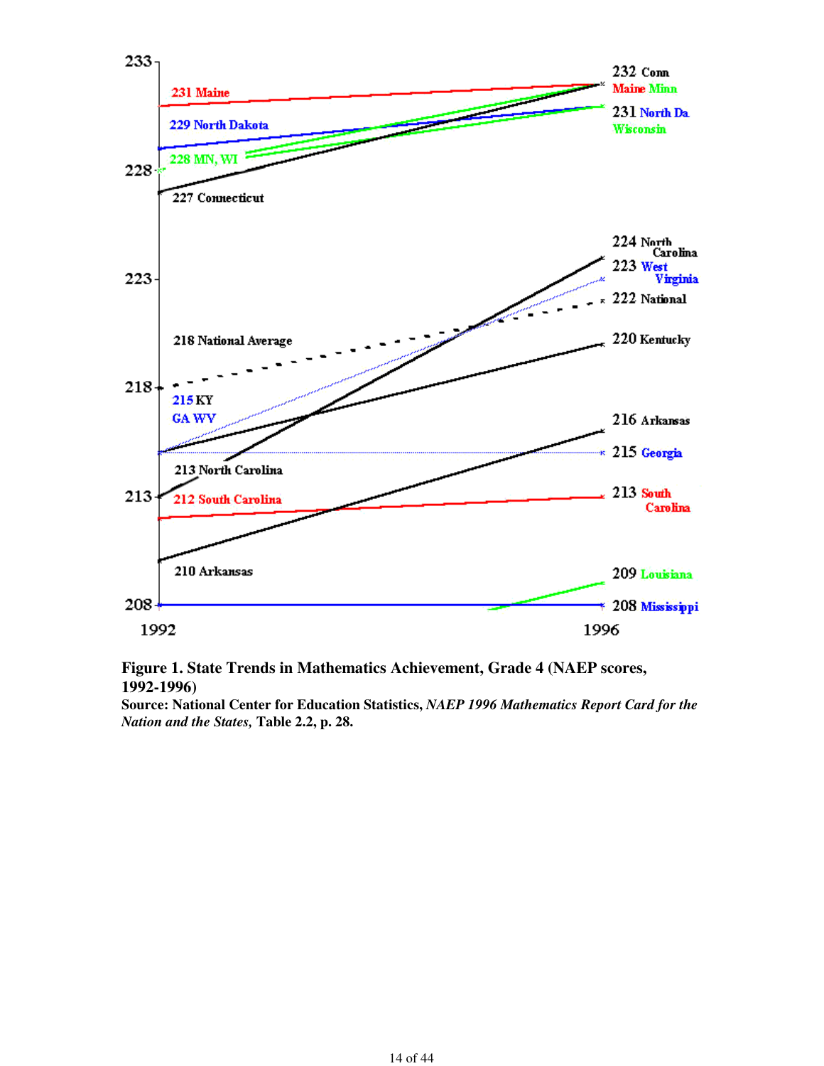**Figure 1. State Trends in Mathematics Achievement, Grade 4 (NAEP scores, 1992-1996)**
**Source: National Center for Education Statistics, *NAEP 1996 Mathematics Report Card for the Nation and the States,* Table 2.2, p. 28.**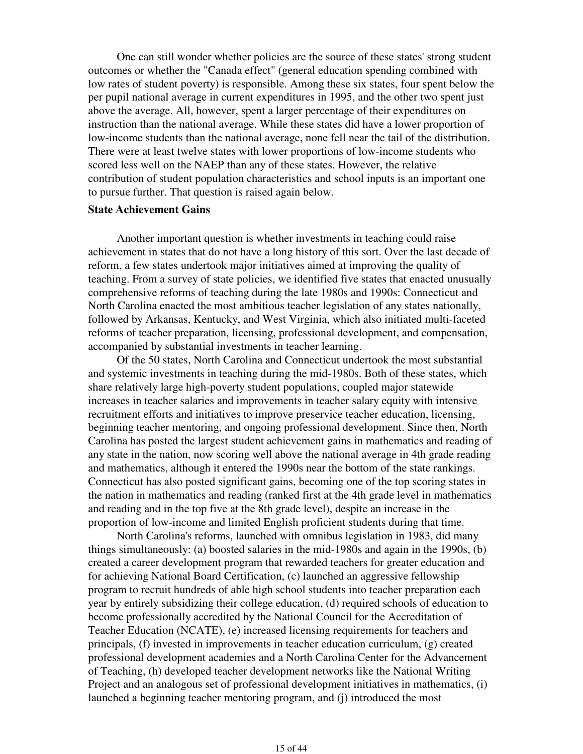One can still wonder whether policies are the source of these states' strong student outcomes or whether the "Canada effect" (general education spending combined with low rates of student poverty) is responsible. Among these six states, four spent below the per pupil national average in current expenditures in 1995, and the other two spent just above the average. All, however, spent a larger percentage of their expenditures on instruction than the national average. While these states did have a lower proportion of low-income students than the national average, none fell near the tail of the distribution. There were at least twelve states with lower proportions of low-income students who scored less well on the NAEP than any of these states. However, the relative contribution of student population characteristics and school inputs is an important one to pursue further. That question is raised again below.

**State Achievement Gains**

Another important question is whether investments in teaching could raise achievement in states that do not have a long history of this sort. Over the last decade of reform, a few states undertook major initiatives aimed at improving the quality of teaching. From a survey of state policies, we identified five states that enacted unusually comprehensive reforms of teaching during the late 1980s and 1990s: Connecticut and North Carolina enacted the most ambitious teacher legislation of any states nationally, followed by Arkansas, Kentucky, and West Virginia, which also initiated multi-faceted reforms of teacher preparation, licensing, professional development, and compensation, accompanied by substantial investments in teacher learning.

Of the 50 states, North Carolina and Connecticut undertook the most substantial and systemic investments in teaching during the mid-1980s. Both of these states, which share relatively large high-poverty student populations, coupled major statewide increases in teacher salaries and improvements in teacher salary equity with intensive recruitment efforts and initiatives to improve preservice teacher education, licensing, beginning teacher mentoring, and ongoing professional development. Since then, North Carolina has posted the largest student achievement gains in mathematics and reading of any state in the nation, now scoring well above the national average in 4th grade reading and mathematics, although it entered the 1990s near the bottom of the state rankings. Connecticut has also posted significant gains, becoming one of the top scoring states in the nation in mathematics and reading (ranked first at the 4th grade level in mathematics and reading and in the top five at the 8th grade level), despite an increase in the proportion of low-income and limited English proficient students during that time.

North Carolina's reforms, launched with omnibus legislation in 1983, did many things simultaneously: (a) boosted salaries in the mid-1980s and again in the 1990s, (b) created a career development program that rewarded teachers for greater education and for achieving National Board Certification, (c) launched an aggressive fellowship program to recruit hundreds of able high school students into teacher preparation each year by entirely subsidizing their college education, (d) required schools of education to become professionally accredited by the National Council for the Accreditation of Teacher Education (NCATE), (e) increased licensing requirements for teachers and principals, (f) invested in improvements in teacher education curriculum, (g) created professional development academies and a North Carolina Center for the Advancement of Teaching, (h) developed teacher development networks like the National Writing Project and an analogous set of professional development initiatives in mathematics, (i) launched a beginning teacher mentoring program, and (j) introduced the most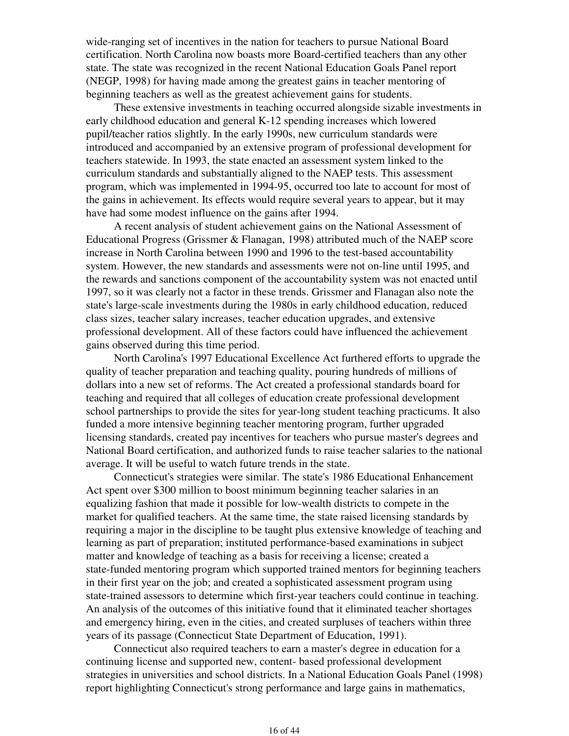wide-ranging set of incentives in the nation for teachers to pursue National Board certification. North Carolina now boasts more Board-certified teachers than any other state. The state was recognized in the recent National Education Goals Panel report (NEGP, 1998) for having made among the greatest gains in teacher mentoring of beginning teachers as well as the greatest achievement gains for students.

These extensive investments in teaching occurred alongside sizable investments in early childhood education and general K-12 spending increases which lowered pupil/teacher ratios slightly. In the early 1990s, new curriculum standards were introduced and accompanied by an extensive program of professional development for teachers statewide. In 1993, the state enacted an assessment system linked to the curriculum standards and substantially aligned to the NAEP tests. This assessment program, which was implemented in 1994-95, occurred too late to account for most of the gains in achievement. Its effects would require several years to appear, but it may have had some modest influence on the gains after 1994.

A recent analysis of student achievement gains on the National Assessment of Educational Progress (Grissmer & Flanagan, 1998) attributed much of the NAEP score increase in North Carolina between 1990 and 1996 to the test-based accountability system. However, the new standards and assessments were not on-line until 1995, and the rewards and sanctions component of the accountability system was not enacted until 1997, so it was clearly not a factor in these trends. Grissmer and Flanagan also note the state's large-scale investments during the 1980s in early childhood education, reduced class sizes, teacher salary increases, teacher education upgrades, and extensive professional development. All of these factors could have influenced the achievement gains observed during this time period.

North Carolina's 1997 Educational Excellence Act furthered efforts to upgrade the quality of teacher preparation and teaching quality, pouring hundreds of millions of dollars into a new set of reforms. The Act created a professional standards board for teaching and required that all colleges of education create professional development school partnerships to provide the sites for year-long student teaching practicums. It also funded a more intensive beginning teacher mentoring program, further upgraded licensing standards, created pay incentives for teachers who pursue master's degrees and National Board certification, and authorized funds to raise teacher salaries to the national average. It will be useful to watch future trends in the state.

Connecticut's strategies were similar. The state's 1986 Educational Enhancement Act spent over $300 million to boost minimum beginning teacher salaries in an equalizing fashion that made it possible for low-wealth districts to compete in the market for qualified teachers. At the same time, the state raised licensing standards by requiring a major in the discipline to be taught plus extensive knowledge of teaching and learning as part of preparation; instituted performance-based examinations in subject matter and knowledge of teaching as a basis for receiving a license; created a state-funded mentoring program which supported trained mentors for beginning teachers in their first year on the job; and created a sophisticated assessment program using state-trained assessors to determine which first-year teachers could continue in teaching. An analysis of the outcomes of this initiative found that it eliminated teacher shortages and emergency hiring, even in the cities, and created surpluses of teachers within three years of its passage (Connecticut State Department of Education, 1991).

Connecticut also required teachers to earn a master's degree in education for a continuing license and supported new, content- based professional development strategies in universities and school districts. In a National Education Goals Panel (1998) report highlighting Connecticut's strong performance and large gains in mathematics,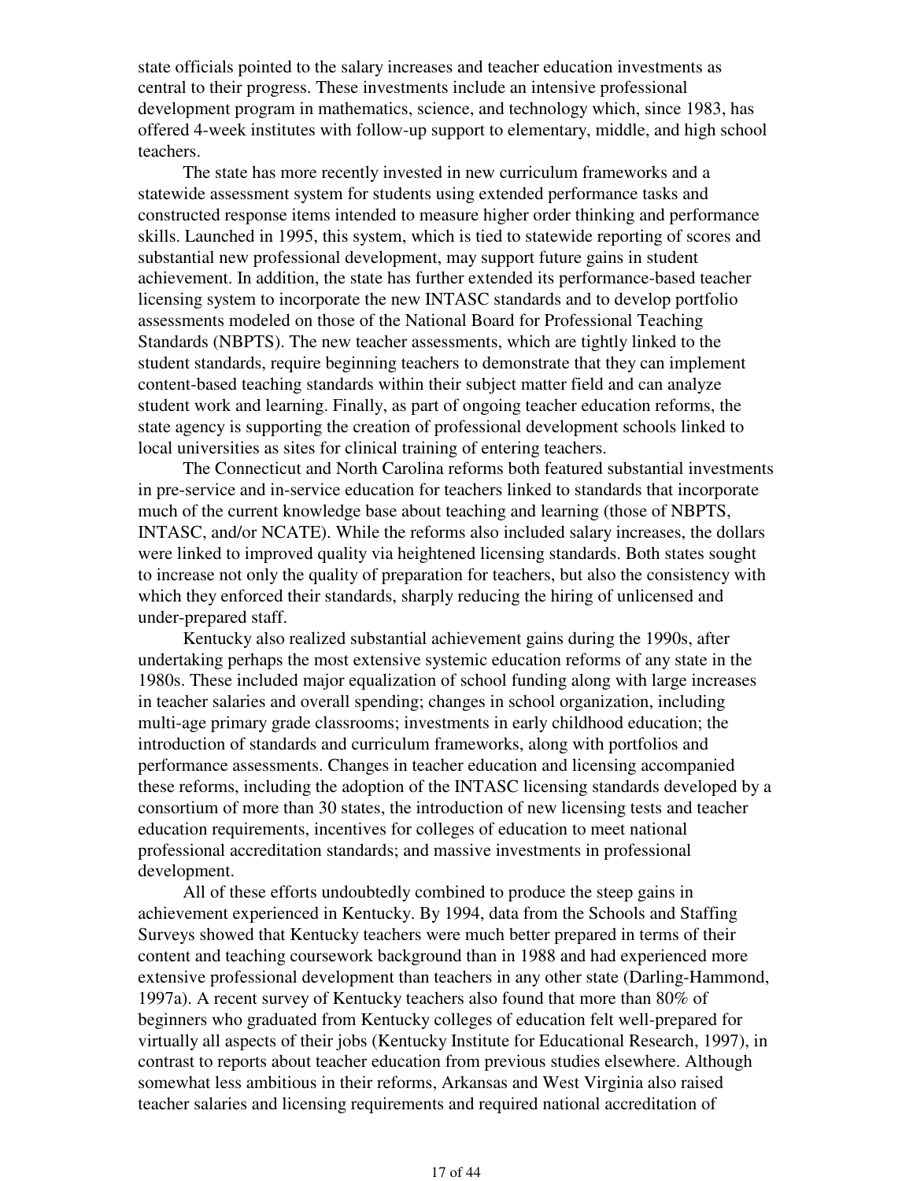state officials pointed to the salary increases and teacher education investments as central to their progress. These investments include an intensive professional development program in mathematics, science, and technology which, since 1983, has offered 4-week institutes with follow-up support to elementary, middle, and high school teachers.

The state has more recently invested in new curriculum frameworks and a statewide assessment system for students using extended performance tasks and constructed response items intended to measure higher order thinking and performance skills. Launched in 1995, this system, which is tied to statewide reporting of scores and substantial new professional development, may support future gains in student achievement. In addition, the state has further extended its performance-based teacher licensing system to incorporate the new INTASC standards and to develop portfolio assessments modeled on those of the National Board for Professional Teaching Standards (NBPTS). The new teacher assessments, which are tightly linked to the student standards, require beginning teachers to demonstrate that they can implement content-based teaching standards within their subject matter field and can analyze student work and learning. Finally, as part of ongoing teacher education reforms, the state agency is supporting the creation of professional development schools linked to local universities as sites for clinical training of entering teachers.

The Connecticut and North Carolina reforms both featured substantial investments in pre-service and in-service education for teachers linked to standards that incorporate much of the current knowledge base about teaching and learning (those of NBPTS, INTASC, and/or NCATE). While the reforms also included salary increases, the dollars were linked to improved quality via heightened licensing standards. Both states sought to increase not only the quality of preparation for teachers, but also the consistency with which they enforced their standards, sharply reducing the hiring of unlicensed and under-prepared staff.

Kentucky also realized substantial achievement gains during the 1990s, after undertaking perhaps the most extensive systemic education reforms of any state in the 1980s. These included major equalization of school funding along with large increases in teacher salaries and overall spending; changes in school organization, including multi-age primary grade classrooms; investments in early childhood education; the introduction of standards and curriculum frameworks, along with portfolios and performance assessments. Changes in teacher education and licensing accompanied these reforms, including the adoption of the INTASC licensing standards developed by a consortium of more than 30 states, the introduction of new licensing tests and teacher education requirements, incentives for colleges of education to meet national professional accreditation standards; and massive investments in professional development.

All of these efforts undoubtedly combined to produce the steep gains in achievement experienced in Kentucky. By 1994, data from the Schools and Staffing Surveys showed that Kentucky teachers were much better prepared in terms of their content and teaching coursework background than in 1988 and had experienced more extensive professional development than teachers in any other state (Darling-Hammond, 1997a). A recent survey of Kentucky teachers also found that more than 80% of beginners who graduated from Kentucky colleges of education felt well-prepared for virtually all aspects of their jobs (Kentucky Institute for Educational Research, 1997), in contrast to reports about teacher education from previous studies elsewhere. Although somewhat less ambitious in their reforms, Arkansas and West Virginia also raised teacher salaries and licensing requirements and required national accreditation of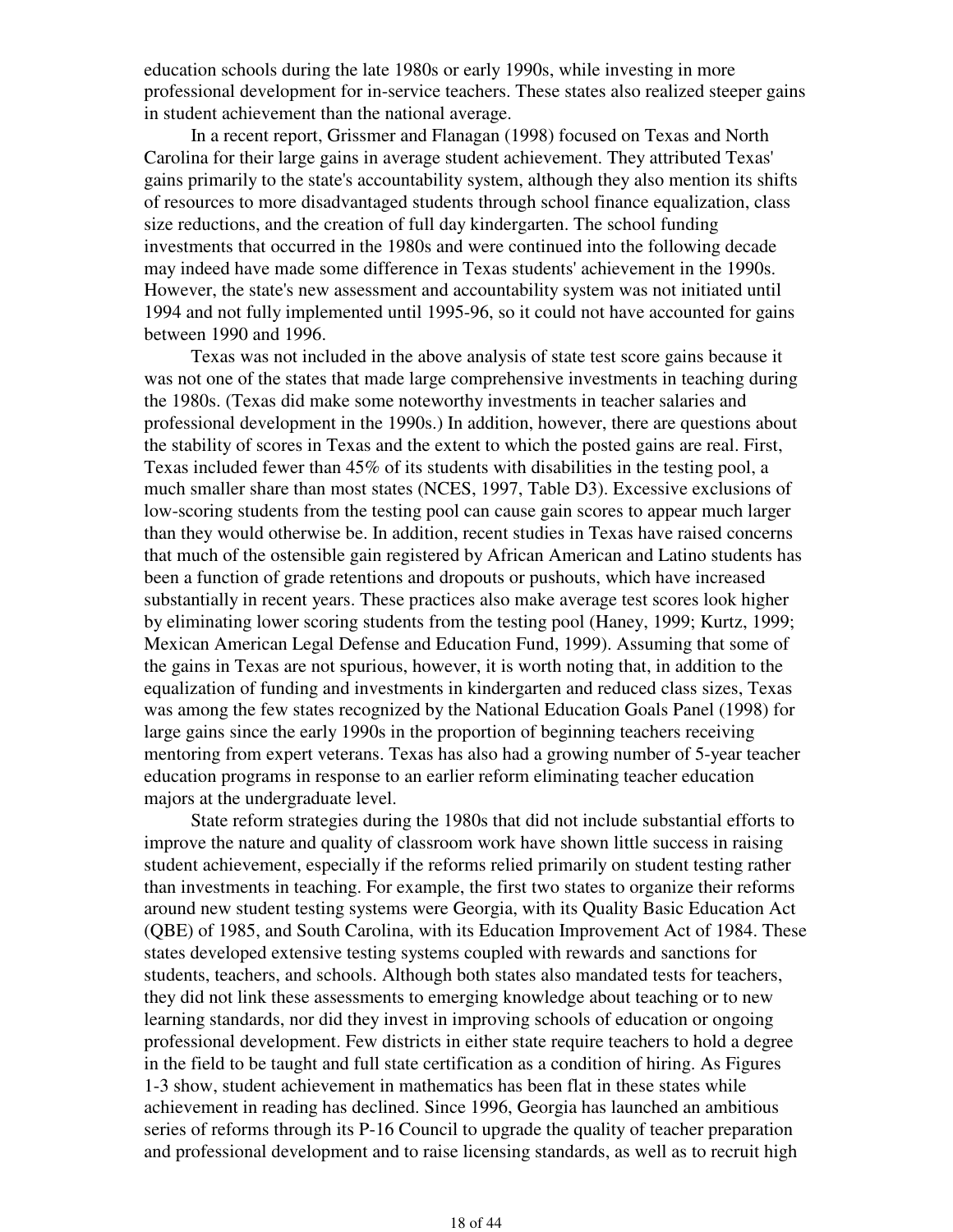education schools during the late 1980s or early 1990s, while investing in more professional development for in-service teachers. These states also realized steeper gains in student achievement than the national average.

In a recent report, Grissmer and Flanagan (1998) focused on Texas and North Carolina for their large gains in average student achievement. They attributed Texas' gains primarily to the state's accountability system, although they also mention its shifts of resources to more disadvantaged students through school finance equalization, class size reductions, and the creation of full day kindergarten. The school funding investments that occurred in the 1980s and were continued into the following decade may indeed have made some difference in Texas students' achievement in the 1990s. However, the state's new assessment and accountability system was not initiated until 1994 and not fully implemented until 1995-96, so it could not have accounted for gains between 1990 and 1996.

Texas was not included in the above analysis of state test score gains because it was not one of the states that made large comprehensive investments in teaching during the 1980s. (Texas did make some noteworthy investments in teacher salaries and professional development in the 1990s.) In addition, however, there are questions about the stability of scores in Texas and the extent to which the posted gains are real. First, Texas included fewer than 45% of its students with disabilities in the testing pool, a much smaller share than most states (NCES, 1997, Table D3). Excessive exclusions of low-scoring students from the testing pool can cause gain scores to appear much larger than they would otherwise be. In addition, recent studies in Texas have raised concerns that much of the ostensible gain registered by African American and Latino students has been a function of grade retentions and dropouts or pushouts, which have increased substantially in recent years. These practices also make average test scores look higher by eliminating lower scoring students from the testing pool (Haney, 1999; Kurtz, 1999; Mexican American Legal Defense and Education Fund, 1999). Assuming that some of the gains in Texas are not spurious, however, it is worth noting that, in addition to the equalization of funding and investments in kindergarten and reduced class sizes, Texas was among the few states recognized by the National Education Goals Panel (1998) for large gains since the early 1990s in the proportion of beginning teachers receiving mentoring from expert veterans. Texas has also had a growing number of 5-year teacher education programs in response to an earlier reform eliminating teacher education majors at the undergraduate level.

State reform strategies during the 1980s that did not include substantial efforts to improve the nature and quality of classroom work have shown little success in raising student achievement, especially if the reforms relied primarily on student testing rather than investments in teaching. For example, the first two states to organize their reforms around new student testing systems were Georgia, with its Quality Basic Education Act (QBE) of 1985, and South Carolina, with its Education Improvement Act of 1984. These states developed extensive testing systems coupled with rewards and sanctions for students, teachers, and schools. Although both states also mandated tests for teachers, they did not link these assessments to emerging knowledge about teaching or to new learning standards, nor did they invest in improving schools of education or ongoing professional development. Few districts in either state require teachers to hold a degree in the field to be taught and full state certification as a condition of hiring. As Figures 1-3 show, student achievement in mathematics has been flat in these states while achievement in reading has declined. Since 1996, Georgia has launched an ambitious series of reforms through its P-16 Council to upgrade the quality of teacher preparation and professional development and to raise licensing standards, as well as to recruit high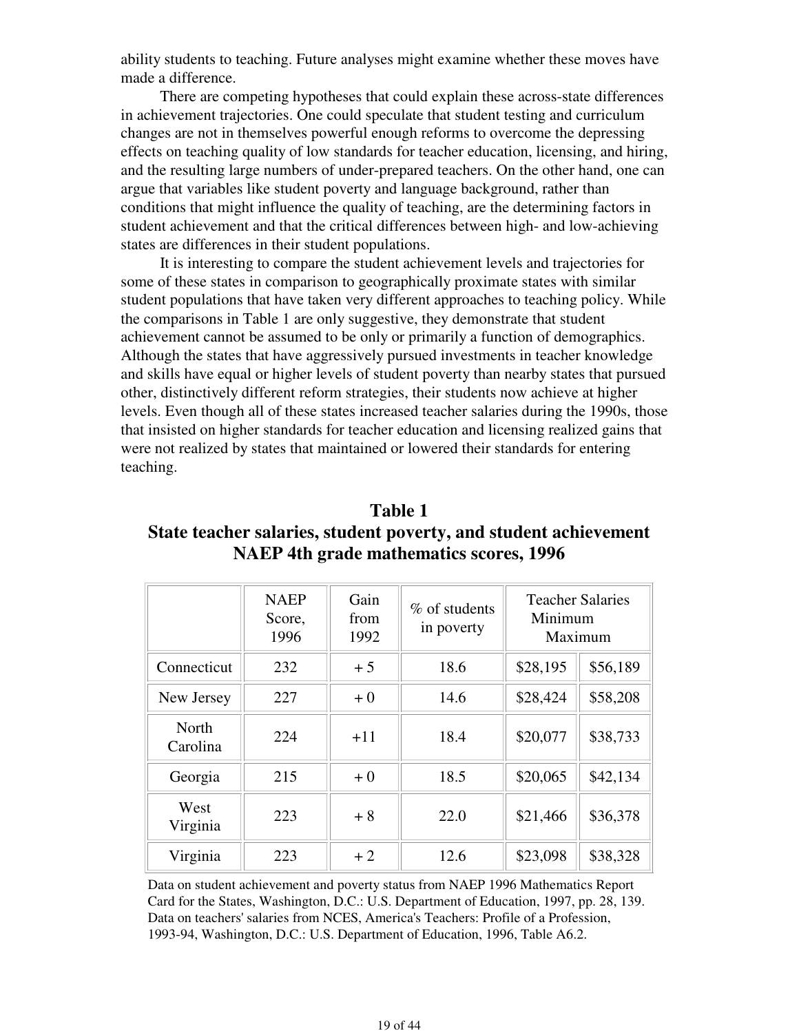ability students to teaching. Future analyses might examine whether these moves have made a difference.

There are competing hypotheses that could explain these across-state differences in achievement trajectories. One could speculate that student testing and curriculum changes are not in themselves powerful enough reforms to overcome the depressing effects on teaching quality of low standards for teacher education, licensing, and hiring, and the resulting large numbers of under-prepared teachers. On the other hand, one can argue that variables like student poverty and language background, rather than conditions that might influence the quality of teaching, are the determining factors in student achievement and that the critical differences between high- and low-achieving states are differences in their student populations.

It is interesting to compare the student achievement levels and trajectories for some of these states in comparison to geographically proximate states with similar student populations that have taken very different approaches to teaching policy. While the comparisons in Table 1 are only suggestive, they demonstrate that student achievement cannot be assumed to be only or primarily a function of demographics. Although the states that have aggressively pursued investments in teacher knowledge and skills have equal or higher levels of student poverty than nearby states that pursued other, distinctively different reform strategies, their students now achieve at higher levels. Even though all of these states increased teacher salaries during the 1990s, those that insisted on higher standards for teacher education and licensing realized gains that were not realized by states that maintained or lowered their standards for entering teaching.

**Table 1**
**State teacher salaries, student poverty, and student achievement NAEP 4th grade mathematics scores, 1996**

| | NAEP Score, 1996 | Gain from 1992 | % of students in poverty | Teacher Salaries Minimum | Maximum |
|---|---|---|---|---|---|
| Connecticut | 232 | + 5 | 18.6 | $28,195 | $56,189 |
| New Jersey | 227 | + 0 | 14.6 | $28,424 | $58,208 |
| North Carolina | 224 | +11 | 18.4 | $20,077 | $38,733 |
| Georgia | 215 | + 0 | 18.5 | $20,065 | $42,134 |
| West Virginia | 223 | + 8 | 22.0 | $21,466 | $36,378 |
| Virginia | 223 | + 2 | 12.6 | $23,098 | $38,328 |

Data on student achievement and poverty status from NAEP 1996 Mathematics Report Card for the States, Washington, D.C.: U.S. Department of Education, 1997, pp. 28, 139. Data on teachers' salaries from NCES, America's Teachers: Profile of a Profession, 1993-94, Washington, D.C.: U.S. Department of Education, 1996, Table A6.2.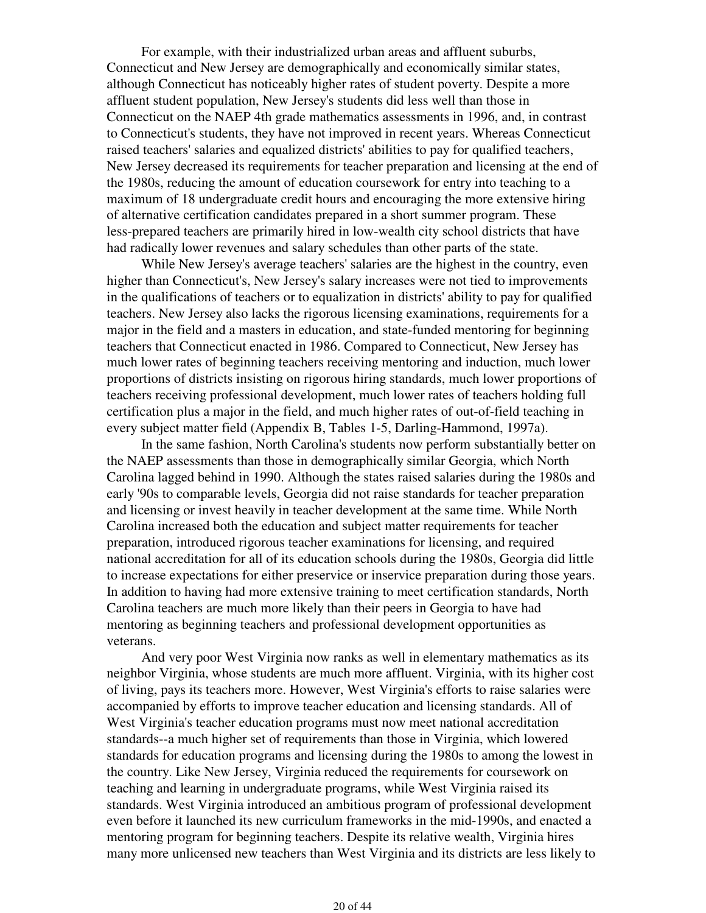For example, with their industrialized urban areas and affluent suburbs, Connecticut and New Jersey are demographically and economically similar states, although Connecticut has noticeably higher rates of student poverty. Despite a more affluent student population, New Jersey's students did less well than those in Connecticut on the NAEP 4th grade mathematics assessments in 1996, and, in contrast to Connecticut's students, they have not improved in recent years. Whereas Connecticut raised teachers' salaries and equalized districts' abilities to pay for qualified teachers, New Jersey decreased its requirements for teacher preparation and licensing at the end of the 1980s, reducing the amount of education coursework for entry into teaching to a maximum of 18 undergraduate credit hours and encouraging the more extensive hiring of alternative certification candidates prepared in a short summer program. These less-prepared teachers are primarily hired in low-wealth city school districts that have had radically lower revenues and salary schedules than other parts of the state.

While New Jersey's average teachers' salaries are the highest in the country, even higher than Connecticut's, New Jersey's salary increases were not tied to improvements in the qualifications of teachers or to equalization in districts' ability to pay for qualified teachers. New Jersey also lacks the rigorous licensing examinations, requirements for a major in the field and a masters in education, and state-funded mentoring for beginning teachers that Connecticut enacted in 1986. Compared to Connecticut, New Jersey has much lower rates of beginning teachers receiving mentoring and induction, much lower proportions of districts insisting on rigorous hiring standards, much lower proportions of teachers receiving professional development, much lower rates of teachers holding full certification plus a major in the field, and much higher rates of out-of-field teaching in every subject matter field (Appendix B, Tables 1-5, Darling-Hammond, 1997a).

In the same fashion, North Carolina's students now perform substantially better on the NAEP assessments than those in demographically similar Georgia, which North Carolina lagged behind in 1990. Although the states raised salaries during the 1980s and early '90s to comparable levels, Georgia did not raise standards for teacher preparation and licensing or invest heavily in teacher development at the same time. While North Carolina increased both the education and subject matter requirements for teacher preparation, introduced rigorous teacher examinations for licensing, and required national accreditation for all of its education schools during the 1980s, Georgia did little to increase expectations for either preservice or inservice preparation during those years. In addition to having had more extensive training to meet certification standards, North Carolina teachers are much more likely than their peers in Georgia to have had mentoring as beginning teachers and professional development opportunities as veterans.

And very poor West Virginia now ranks as well in elementary mathematics as its neighbor Virginia, whose students are much more affluent. Virginia, with its higher cost of living, pays its teachers more. However, West Virginia's efforts to raise salaries were accompanied by efforts to improve teacher education and licensing standards. All of West Virginia's teacher education programs must now meet national accreditation standards--a much higher set of requirements than those in Virginia, which lowered standards for education programs and licensing during the 1980s to among the lowest in the country. Like New Jersey, Virginia reduced the requirements for coursework on teaching and learning in undergraduate programs, while West Virginia raised its standards. West Virginia introduced an ambitious program of professional development even before it launched its new curriculum frameworks in the mid-1990s, and enacted a mentoring program for beginning teachers. Despite its relative wealth, Virginia hires many more unlicensed new teachers than West Virginia and its districts are less likely to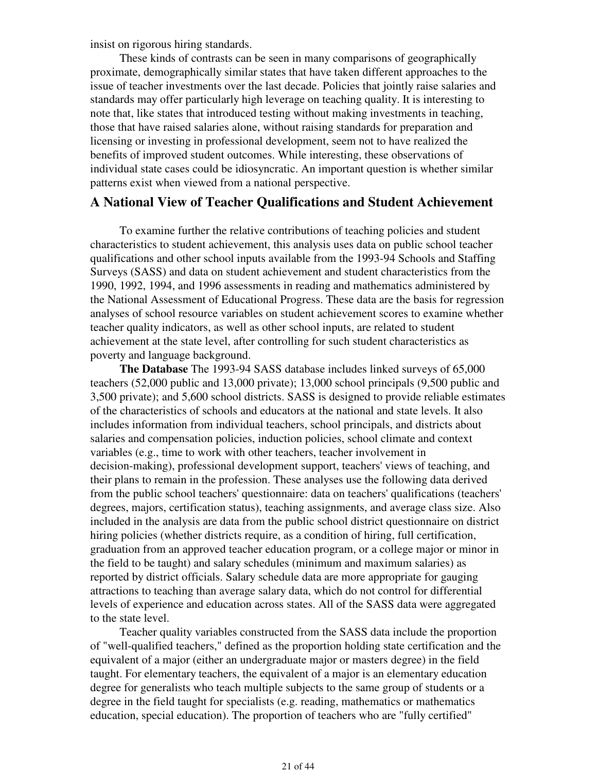insist on rigorous hiring standards.

These kinds of contrasts can be seen in many comparisons of geographically proximate, demographically similar states that have taken different approaches to the issue of teacher investments over the last decade. Policies that jointly raise salaries and standards may offer particularly high leverage on teaching quality. It is interesting to note that, like states that introduced testing without making investments in teaching, those that have raised salaries alone, without raising standards for preparation and licensing or investing in professional development, seem not to have realized the benefits of improved student outcomes. While interesting, these observations of individual state cases could be idiosyncratic. An important question is whether similar patterns exist when viewed from a national perspective.

## A National View of Teacher Qualifications and Student Achievement

To examine further the relative contributions of teaching policies and student characteristics to student achievement, this analysis uses data on public school teacher qualifications and other school inputs available from the 1993-94 Schools and Staffing Surveys (SASS) and data on student achievement and student characteristics from the 1990, 1992, 1994, and 1996 assessments in reading and mathematics administered by the National Assessment of Educational Progress. These data are the basis for regression analyses of school resource variables on student achievement scores to examine whether teacher quality indicators, as well as other school inputs, are related to student achievement at the state level, after controlling for such student characteristics as poverty and language background.

**The Database** The 1993-94 SASS database includes linked surveys of 65,000 teachers (52,000 public and 13,000 private); 13,000 school principals (9,500 public and 3,500 private); and 5,600 school districts. SASS is designed to provide reliable estimates of the characteristics of schools and educators at the national and state levels. It also includes information from individual teachers, school principals, and districts about salaries and compensation policies, induction policies, school climate and context variables (e.g., time to work with other teachers, teacher involvement in decision-making), professional development support, teachers' views of teaching, and their plans to remain in the profession. These analyses use the following data derived from the public school teachers' questionnaire: data on teachers' qualifications (teachers' degrees, majors, certification status), teaching assignments, and average class size. Also included in the analysis are data from the public school district questionnaire on district hiring policies (whether districts require, as a condition of hiring, full certification, graduation from an approved teacher education program, or a college major or minor in the field to be taught) and salary schedules (minimum and maximum salaries) as reported by district officials. Salary schedule data are more appropriate for gauging attractions to teaching than average salary data, which do not control for differential levels of experience and education across states. All of the SASS data were aggregated to the state level.

Teacher quality variables constructed from the SASS data include the proportion of "well-qualified teachers," defined as the proportion holding state certification and the equivalent of a major (either an undergraduate major or masters degree) in the field taught. For elementary teachers, the equivalent of a major is an elementary education degree for generalists who teach multiple subjects to the same group of students or a degree in the field taught for specialists (e.g. reading, mathematics or mathematics education, special education). The proportion of teachers who are "fully certified"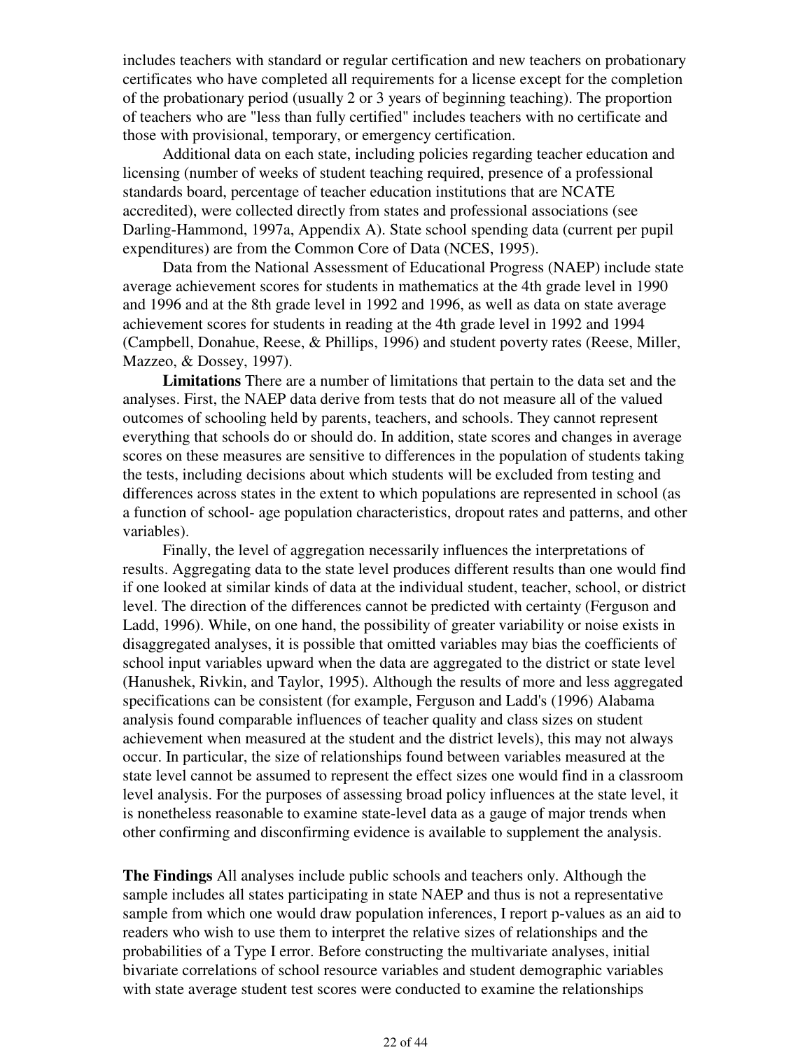includes teachers with standard or regular certification and new teachers on probationary certificates who have completed all requirements for a license except for the completion of the probationary period (usually 2 or 3 years of beginning teaching). The proportion of teachers who are "less than fully certified" includes teachers with no certificate and those with provisional, temporary, or emergency certification.

Additional data on each state, including policies regarding teacher education and licensing (number of weeks of student teaching required, presence of a professional standards board, percentage of teacher education institutions that are NCATE accredited), were collected directly from states and professional associations (see Darling-Hammond, 1997a, Appendix A). State school spending data (current per pupil expenditures) are from the Common Core of Data (NCES, 1995).

Data from the National Assessment of Educational Progress (NAEP) include state average achievement scores for students in mathematics at the 4th grade level in 1990 and 1996 and at the 8th grade level in 1992 and 1996, as well as data on state average achievement scores for students in reading at the 4th grade level in 1992 and 1994 (Campbell, Donahue, Reese, & Phillips, 1996) and student poverty rates (Reese, Miller, Mazzeo, & Dossey, 1997).

**Limitations** There are a number of limitations that pertain to the data set and the analyses. First, the NAEP data derive from tests that do not measure all of the valued outcomes of schooling held by parents, teachers, and schools. They cannot represent everything that schools do or should do. In addition, state scores and changes in average scores on these measures are sensitive to differences in the population of students taking the tests, including decisions about which students will be excluded from testing and differences across states in the extent to which populations are represented in school (as a function of school- age population characteristics, dropout rates and patterns, and other variables).

Finally, the level of aggregation necessarily influences the interpretations of results. Aggregating data to the state level produces different results than one would find if one looked at similar kinds of data at the individual student, teacher, school, or district level. The direction of the differences cannot be predicted with certainty (Ferguson and Ladd, 1996). While, on one hand, the possibility of greater variability or noise exists in disaggregated analyses, it is possible that omitted variables may bias the coefficients of school input variables upward when the data are aggregated to the district or state level (Hanushek, Rivkin, and Taylor, 1995). Although the results of more and less aggregated specifications can be consistent (for example, Ferguson and Ladd's (1996) Alabama analysis found comparable influences of teacher quality and class sizes on student achievement when measured at the student and the district levels), this may not always occur. In particular, the size of relationships found between variables measured at the state level cannot be assumed to represent the effect sizes one would find in a classroom level analysis. For the purposes of assessing broad policy influences at the state level, it is nonetheless reasonable to examine state-level data as a gauge of major trends when other confirming and disconfirming evidence is available to supplement the analysis.

**The Findings** All analyses include public schools and teachers only. Although the sample includes all states participating in state NAEP and thus is not a representative sample from which one would draw population inferences, I report p-values as an aid to readers who wish to use them to interpret the relative sizes of relationships and the probabilities of a Type I error. Before constructing the multivariate analyses, initial bivariate correlations of school resource variables and student demographic variables with state average student test scores were conducted to examine the relationships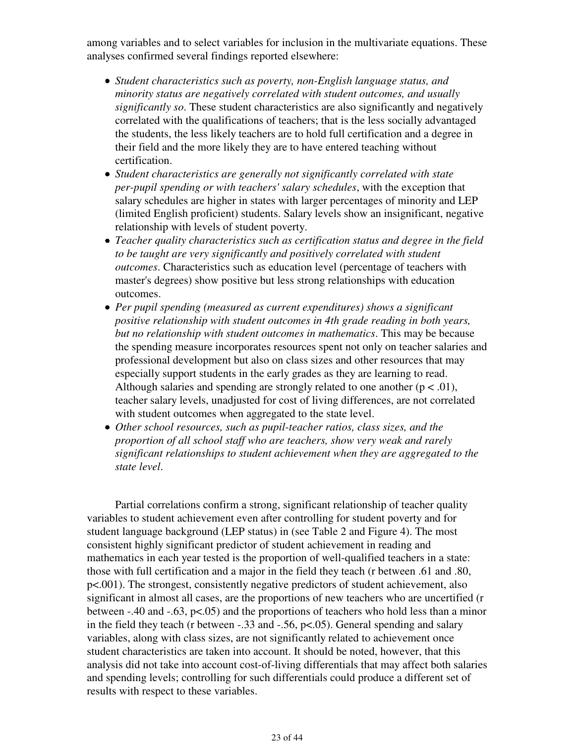among variables and to select variables for inclusion in the multivariate equations. These analyses confirmed several findings reported elsewhere:

- *Student characteristics such as poverty, non-English language status, and minority status are negatively correlated with student outcomes, and usually significantly so*. These student characteristics are also significantly and negatively correlated with the qualifications of teachers; that is the less socially advantaged the students, the less likely teachers are to hold full certification and a degree in their field and the more likely they are to have entered teaching without certification.
- *Student characteristics are generally not significantly correlated with state per-pupil spending or with teachers' salary schedules*, with the exception that salary schedules are higher in states with larger percentages of minority and LEP (limited English proficient) students. Salary levels show an insignificant, negative relationship with levels of student poverty.
- *Teacher quality characteristics such as certification status and degree in the field to be taught are very significantly and positively correlated with student outcomes*. Characteristics such as education level (percentage of teachers with master's degrees) show positive but less strong relationships with education outcomes.
- *Per pupil spending (measured as current expenditures) shows a significant positive relationship with student outcomes in 4th grade reading in both years, but no relationship with student outcomes in mathematics*. This may be because the spending measure incorporates resources spent not only on teacher salaries and professional development but also on class sizes and other resources that may especially support students in the early grades as they are learning to read. Although salaries and spending are strongly related to one another ($p < .01$), teacher salary levels, unadjusted for cost of living differences, are not correlated with student outcomes when aggregated to the state level.
- *Other school resources, such as pupil-teacher ratios, class sizes, and the proportion of all school staff who are teachers, show very weak and rarely significant relationships to student achievement when they are aggregated to the state level*.

Partial correlations confirm a strong, significant relationship of teacher quality variables to student achievement even after controlling for student poverty and for student language background (LEP status) in (see Table 2 and Figure 4). The most consistent highly significant predictor of student achievement in reading and mathematics in each year tested is the proportion of well-qualified teachers in a state: those with full certification and a major in the field they teach ($r$ between .61 and .80, $p<.001$). The strongest, consistently negative predictors of student achievement, also significant in almost all cases, are the proportions of new teachers who are uncertified ($r$ between -.40 and -.63, $p<.05$) and the proportions of teachers who hold less than a minor in the field they teach ($r$ between -.33 and -.56, $p<.05$). General spending and salary variables, along with class sizes, are not significantly related to achievement once student characteristics are taken into account. It should be noted, however, that this analysis did not take into account cost-of-living differentials that may affect both salaries and spending levels; controlling for such differentials could produce a different set of results with respect to these variables.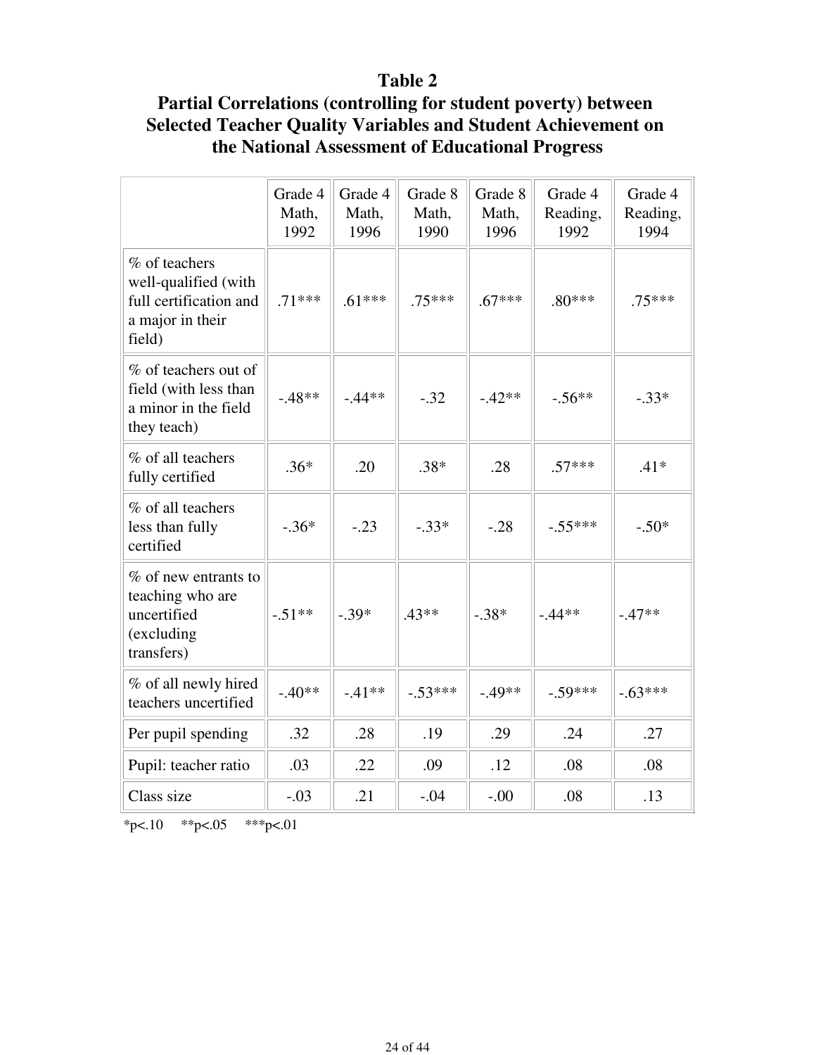# Table 2
## Partial Correlations (controlling for student poverty) between Selected Teacher Quality Variables and Student Achievement on the National Assessment of Educational Progress

| | Grade 4 Math, 1992 | Grade 4 Math, 1996 | Grade 8 Math, 1990 | Grade 8 Math, 1996 | Grade 4 Reading, 1992 | Grade 4 Reading, 1994 |
|---|---|---|---|---|---|---|
| % of teachers well-qualified (with full certification and a major in their field) | .71*** | .61*** | .75*** | .67*** | .80*** | .75*** |
| % of teachers out of field (with less than a minor in the field they teach) | -.48** | -.44** | -.32 | -.42** | -.56** | -.33* |
| % of all teachers fully certified | .36* | .20 | .38* | .28 | .57*** | .41* |
| % of all teachers less than fully certified | -.36* | -.23 | -.33* | -.28 | -.55*** | -.50* |
| % of new entrants to teaching who are uncertified (excluding transfers) | -.51** | -.39* | .43** | -.38* | -.44** | -.47** |
| % of all newly hired teachers uncertified | -.40** | -.41** | -.53*** | -.49** | -.59*** | -.63*** |
| Per pupil spending | .32 | .28 | .19 | .29 | .24 | .27 |
| Pupil: teacher ratio | .03 | .22 | .09 | .12 | .08 | .08 |
| Class size | -.03 | .21 | -.04 | -.00 | .08 | .13 |

*p<.10 **p<.05 ***p<.01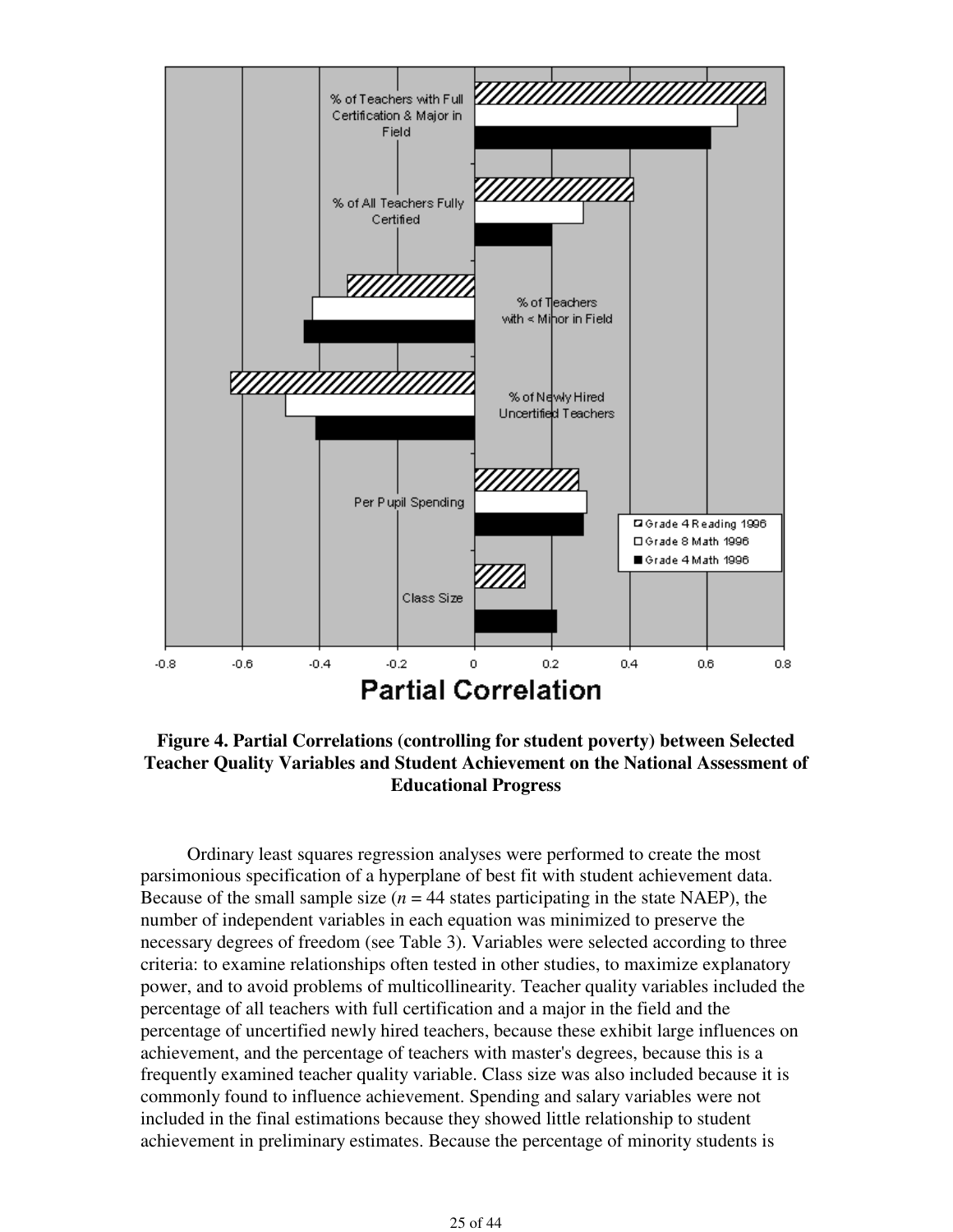**Figure 4. Partial Correlations (controlling for student poverty) between Selected Teacher Quality Variables and Student Achievement on the National Assessment of Educational Progress**

Ordinary least squares regression analyses were performed to create the most parsimonious specification of a hyperplane of best fit with student achievement data. Because of the small sample size (*n* = 44 states participating in the state NAEP), the number of independent variables in each equation was minimized to preserve the necessary degrees of freedom (see Table 3). Variables were selected according to three criteria: to examine relationships often tested in other studies, to maximize explanatory power, and to avoid problems of multicollinearity. Teacher quality variables included the percentage of all teachers with full certification and a major in the field and the percentage of uncertified newly hired teachers, because these exhibit large influences on achievement, and the percentage of teachers with master's degrees, because this is a frequently examined teacher quality variable. Class size was also included because it is commonly found to influence achievement. Spending and salary variables were not included in the final estimations because they showed little relationship to student achievement in preliminary estimates. Because the percentage of minority students is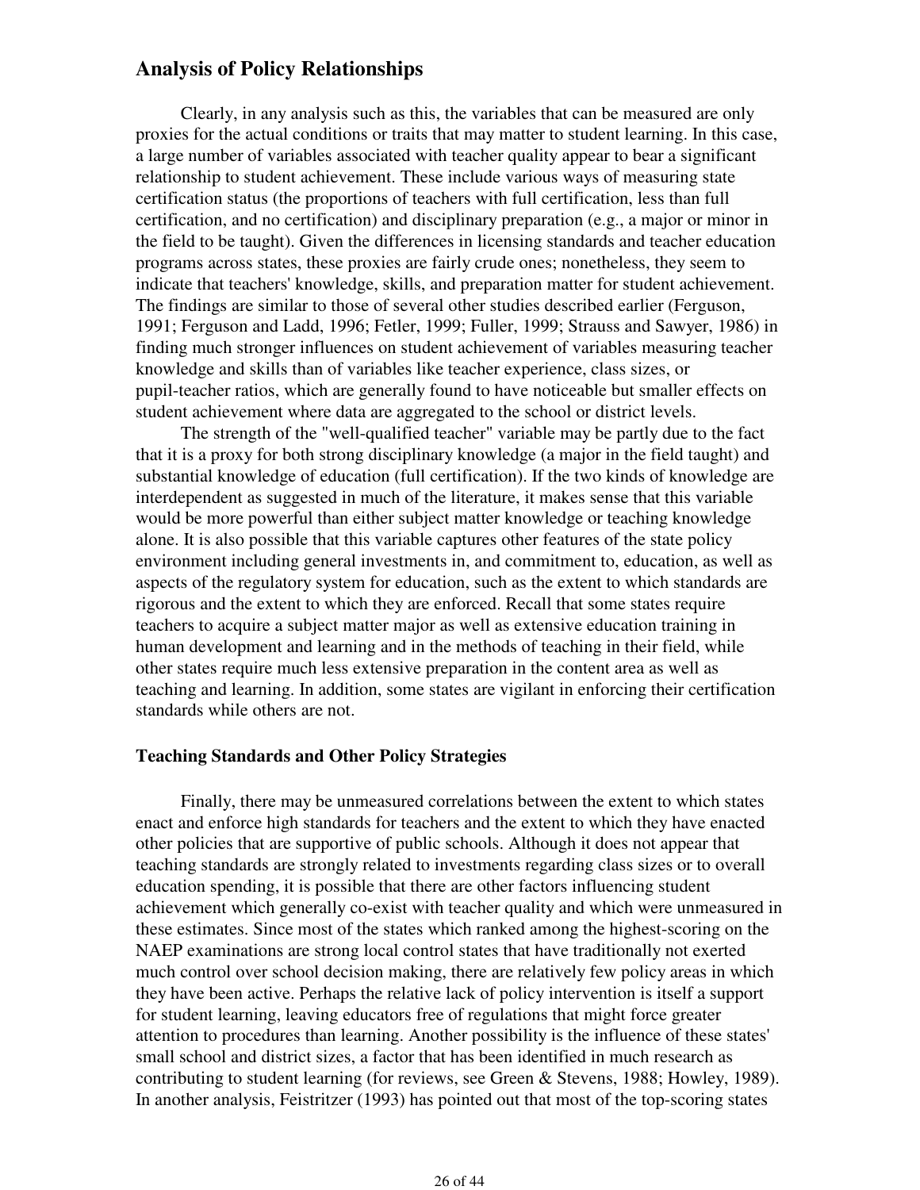## Analysis of Policy Relationships

Clearly, in any analysis such as this, the variables that can be measured are only proxies for the actual conditions or traits that may matter to student learning. In this case, a large number of variables associated with teacher quality appear to bear a significant relationship to student achievement. These include various ways of measuring state certification status (the proportions of teachers with full certification, less than full certification, and no certification) and disciplinary preparation (e.g., a major or minor in the field to be taught). Given the differences in licensing standards and teacher education programs across states, these proxies are fairly crude ones; nonetheless, they seem to indicate that teachers' knowledge, skills, and preparation matter for student achievement. The findings are similar to those of several other studies described earlier (Ferguson, 1991; Ferguson and Ladd, 1996; Fetler, 1999; Fuller, 1999; Strauss and Sawyer, 1986) in finding much stronger influences on student achievement of variables measuring teacher knowledge and skills than of variables like teacher experience, class sizes, or pupil-teacher ratios, which are generally found to have noticeable but smaller effects on student achievement where data are aggregated to the school or district levels.

The strength of the "well-qualified teacher" variable may be partly due to the fact that it is a proxy for both strong disciplinary knowledge (a major in the field taught) and substantial knowledge of education (full certification). If the two kinds of knowledge are interdependent as suggested in much of the literature, it makes sense that this variable would be more powerful than either subject matter knowledge or teaching knowledge alone. It is also possible that this variable captures other features of the state policy environment including general investments in, and commitment to, education, as well as aspects of the regulatory system for education, such as the extent to which standards are rigorous and the extent to which they are enforced. Recall that some states require teachers to acquire a subject matter major as well as extensive education training in human development and learning and in the methods of teaching in their field, while other states require much less extensive preparation in the content area as well as teaching and learning. In addition, some states are vigilant in enforcing their certification standards while others are not.

### Teaching Standards and Other Policy Strategies

Finally, there may be unmeasured correlations between the extent to which states enact and enforce high standards for teachers and the extent to which they have enacted other policies that are supportive of public schools. Although it does not appear that teaching standards are strongly related to investments regarding class sizes or to overall education spending, it is possible that there are other factors influencing student achievement which generally co-exist with teacher quality and which were unmeasured in these estimates. Since most of the states which ranked among the highest-scoring on the NAEP examinations are strong local control states that have traditionally not exerted much control over school decision making, there are relatively few policy areas in which they have been active. Perhaps the relative lack of policy intervention is itself a support for student learning, leaving educators free of regulations that might force greater attention to procedures than learning. Another possibility is the influence of these states' small school and district sizes, a factor that has been identified in much research as contributing to student learning (for reviews, see Green & Stevens, 1988; Howley, 1989). In another analysis, Feistritzer (1993) has pointed out that most of the top-scoring states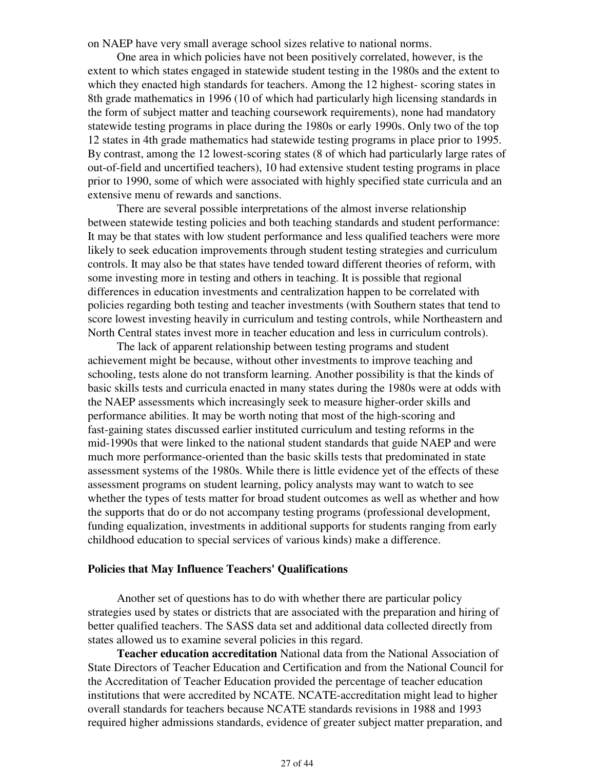on NAEP have very small average school sizes relative to national norms.

One area in which policies have not been positively correlated, however, is the extent to which states engaged in statewide student testing in the 1980s and the extent to which they enacted high standards for teachers. Among the 12 highest- scoring states in 8th grade mathematics in 1996 (10 of which had particularly high licensing standards in the form of subject matter and teaching coursework requirements), none had mandatory statewide testing programs in place during the 1980s or early 1990s. Only two of the top 12 states in 4th grade mathematics had statewide testing programs in place prior to 1995. By contrast, among the 12 lowest-scoring states (8 of which had particularly large rates of out-of-field and uncertified teachers), 10 had extensive student testing programs in place prior to 1990, some of which were associated with highly specified state curricula and an extensive menu of rewards and sanctions.

There are several possible interpretations of the almost inverse relationship between statewide testing policies and both teaching standards and student performance: It may be that states with low student performance and less qualified teachers were more likely to seek education improvements through student testing strategies and curriculum controls. It may also be that states have tended toward different theories of reform, with some investing more in testing and others in teaching. It is possible that regional differences in education investments and centralization happen to be correlated with policies regarding both testing and teacher investments (with Southern states that tend to score lowest investing heavily in curriculum and testing controls, while Northeastern and North Central states invest more in teacher education and less in curriculum controls).

The lack of apparent relationship between testing programs and student achievement might be because, without other investments to improve teaching and schooling, tests alone do not transform learning. Another possibility is that the kinds of basic skills tests and curricula enacted in many states during the 1980s were at odds with the NAEP assessments which increasingly seek to measure higher-order skills and performance abilities. It may be worth noting that most of the high-scoring and fast-gaining states discussed earlier instituted curriculum and testing reforms in the mid-1990s that were linked to the national student standards that guide NAEP and were much more performance-oriented than the basic skills tests that predominated in state assessment systems of the 1980s. While there is little evidence yet of the effects of these assessment programs on student learning, policy analysts may want to watch to see whether the types of tests matter for broad student outcomes as well as whether and how the supports that do or do not accompany testing programs (professional development, funding equalization, investments in additional supports for students ranging from early childhood education to special services of various kinds) make a difference.

### Policies that May Influence Teachers' Qualifications

Another set of questions has to do with whether there are particular policy strategies used by states or districts that are associated with the preparation and hiring of better qualified teachers. The SASS data set and additional data collected directly from states allowed us to examine several policies in this regard.

**Teacher education accreditation** National data from the National Association of State Directors of Teacher Education and Certification and from the National Council for the Accreditation of Teacher Education provided the percentage of teacher education institutions that were accredited by NCATE. NCATE-accreditation might lead to higher overall standards for teachers because NCATE standards revisions in 1988 and 1993 required higher admissions standards, evidence of greater subject matter preparation, and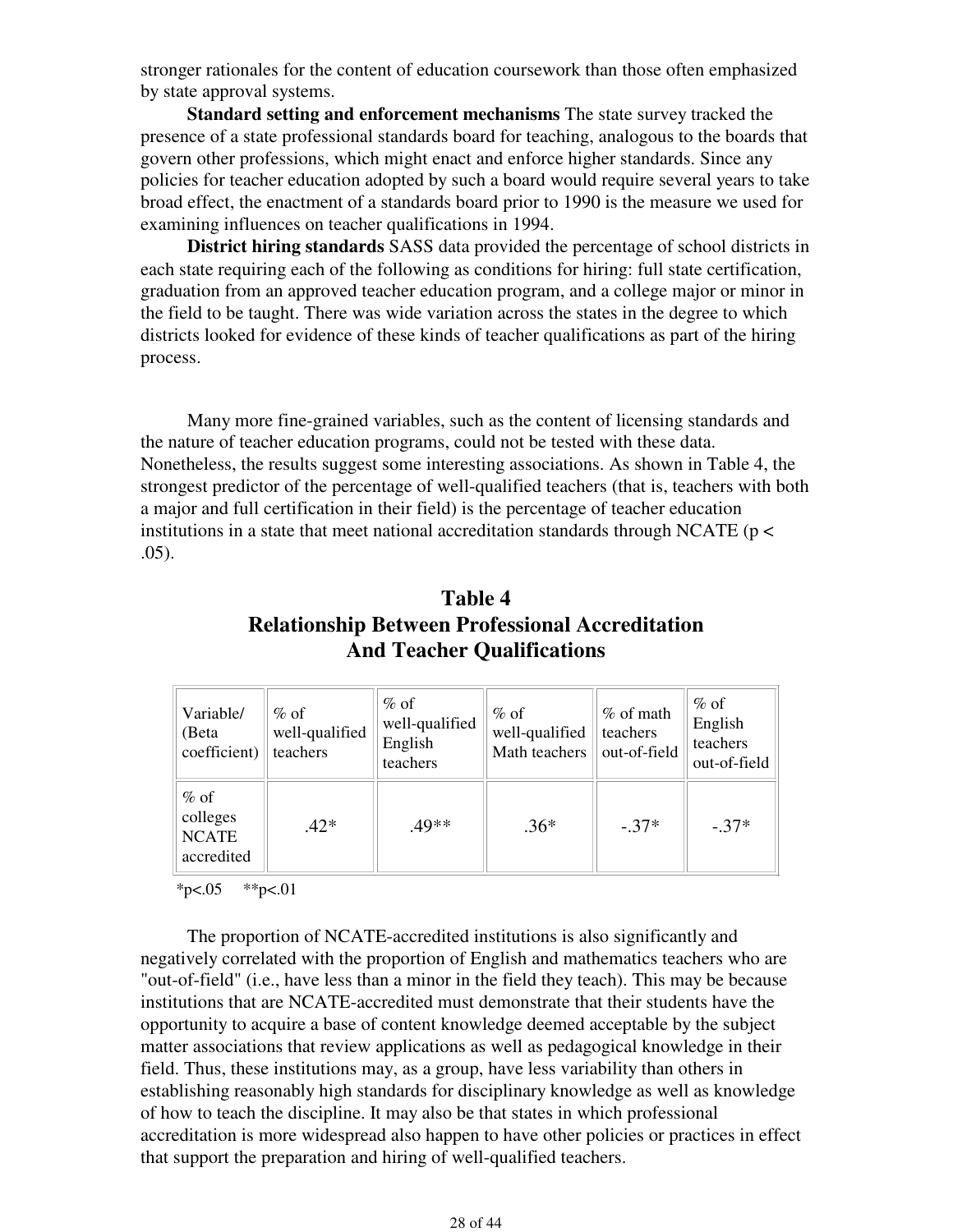stronger rationales for the content of education coursework than those often emphasized by state approval systems.

**Standard setting and enforcement mechanisms** The state survey tracked the presence of a state professional standards board for teaching, analogous to the boards that govern other professions, which might enact and enforce higher standards. Since any policies for teacher education adopted by such a board would require several years to take broad effect, the enactment of a standards board prior to 1990 is the measure we used for examining influences on teacher qualifications in 1994.

**District hiring standards** SASS data provided the percentage of school districts in each state requiring each of the following as conditions for hiring: full state certification, graduation from an approved teacher education program, and a college major or minor in the field to be taught. There was wide variation across the states in the degree to which districts looked for evidence of these kinds of teacher qualifications as part of the hiring process.

Many more fine-grained variables, such as the content of licensing standards and the nature of teacher education programs, could not be tested with these data. Nonetheless, the results suggest some interesting associations. As shown in Table 4, the strongest predictor of the percentage of well-qualified teachers (that is, teachers with both a major and full certification in their field) is the percentage of teacher education institutions in a state that meet national accreditation standards through NCATE ($p < .05$).

## Table 4
## Relationship Between Professional Accreditation And Teacher Qualifications

| Variable/ (Beta coefficient) | % of well-qualified teachers | % of well-qualified English teachers | % of well-qualified Math teachers | % of math teachers out-of-field | % of English teachers out-of-field |
|---|---|---|---|---|---|
| % of colleges NCATE accredited | .42* | .49** | .36* | -.37* | -.37* |

*p<.05 **p<.01

The proportion of NCATE-accredited institutions is also significantly and negatively correlated with the proportion of English and mathematics teachers who are "out-of-field" (i.e., have less than a minor in the field they teach). This may be because institutions that are NCATE-accredited must demonstrate that their students have the opportunity to acquire a base of content knowledge deemed acceptable by the subject matter associations that review applications as well as pedagogical knowledge in their field. Thus, these institutions may, as a group, have less variability than others in establishing reasonably high standards for disciplinary knowledge as well as knowledge of how to teach the discipline. It may also be that states in which professional accreditation is more widespread also happen to have other policies or practices in effect that support the preparation and hiring of well-qualified teachers.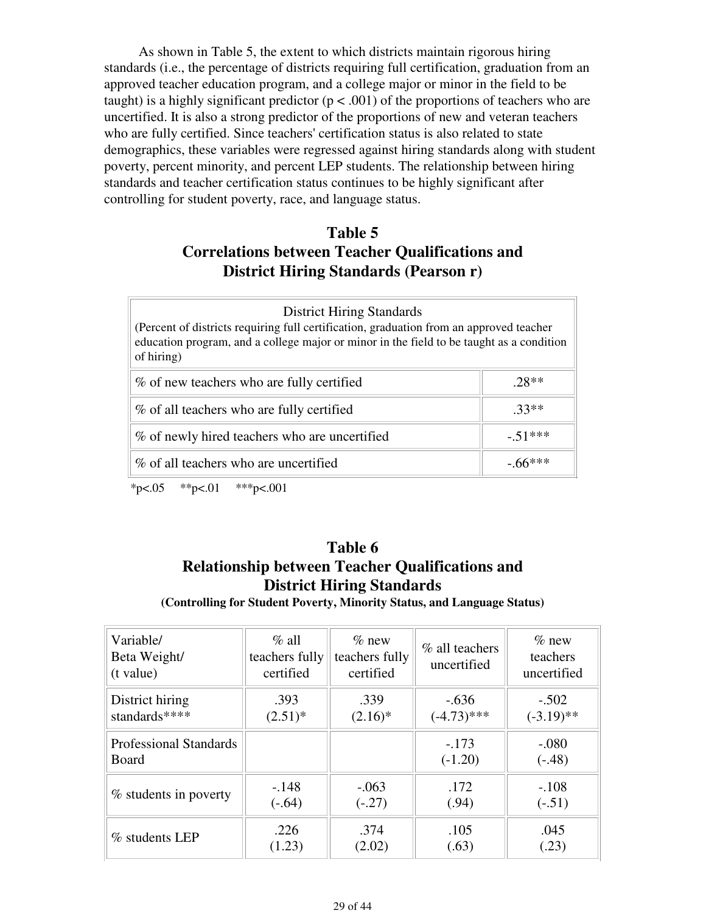As shown in Table 5, the extent to which districts maintain rigorous hiring standards (i.e., the percentage of districts requiring full certification, graduation from an approved teacher education program, and a college major or minor in the field to be taught) is a highly significant predictor ($p < .001$) of the proportions of teachers who are uncertified. It is also a strong predictor of the proportions of new and veteran teachers who are fully certified. Since teachers' certification status is also related to state demographics, these variables were regressed against hiring standards along with student poverty, percent minority, and percent LEP students. The relationship between hiring standards and teacher certification status continues to be highly significant after controlling for student poverty, race, and language status.

## Table 5
## Correlations between Teacher Qualifications and District Hiring Standards (Pearson r)

| District Hiring Standards (Percent of districts requiring full certification, graduation from an approved teacher education program, and a college major or minor in the field to be taught as a condition of hiring) | |
|---|---|
| % of new teachers who are fully certified | .28** |
| % of all teachers who are fully certified | .33** |
| % of newly hired teachers who are uncertified | -.51*** |
| % of all teachers who are uncertified | -.66*** |

*p<.05 **p<.01 ***p<.001

## Table 6
## Relationship between Teacher Qualifications and District Hiring Standards

**(Controlling for Student Poverty, Minority Status, and Language Status)**

| Variable/ Beta Weight/ (t value) | % all teachers fully certified | % new teachers fully certified | % all teachers uncertified | % new teachers uncertified |
|---|---|---|---|---|
| District hiring standards**** | .393 (2.51)* | .339 (2.16)* | -.636 (-4.73)*** | -.502 (-3.19)** |
| Professional Standards Board | | | -.173 (-1.20) | -.080 (-.48) |
| % students in poverty | -.148 (-.64) | -.063 (-.27) | .172 (.94) | -.108 (-.51) |
| % students LEP | .226 (1.23) | .374 (2.02) | .105 (.63) | .045 (.23) |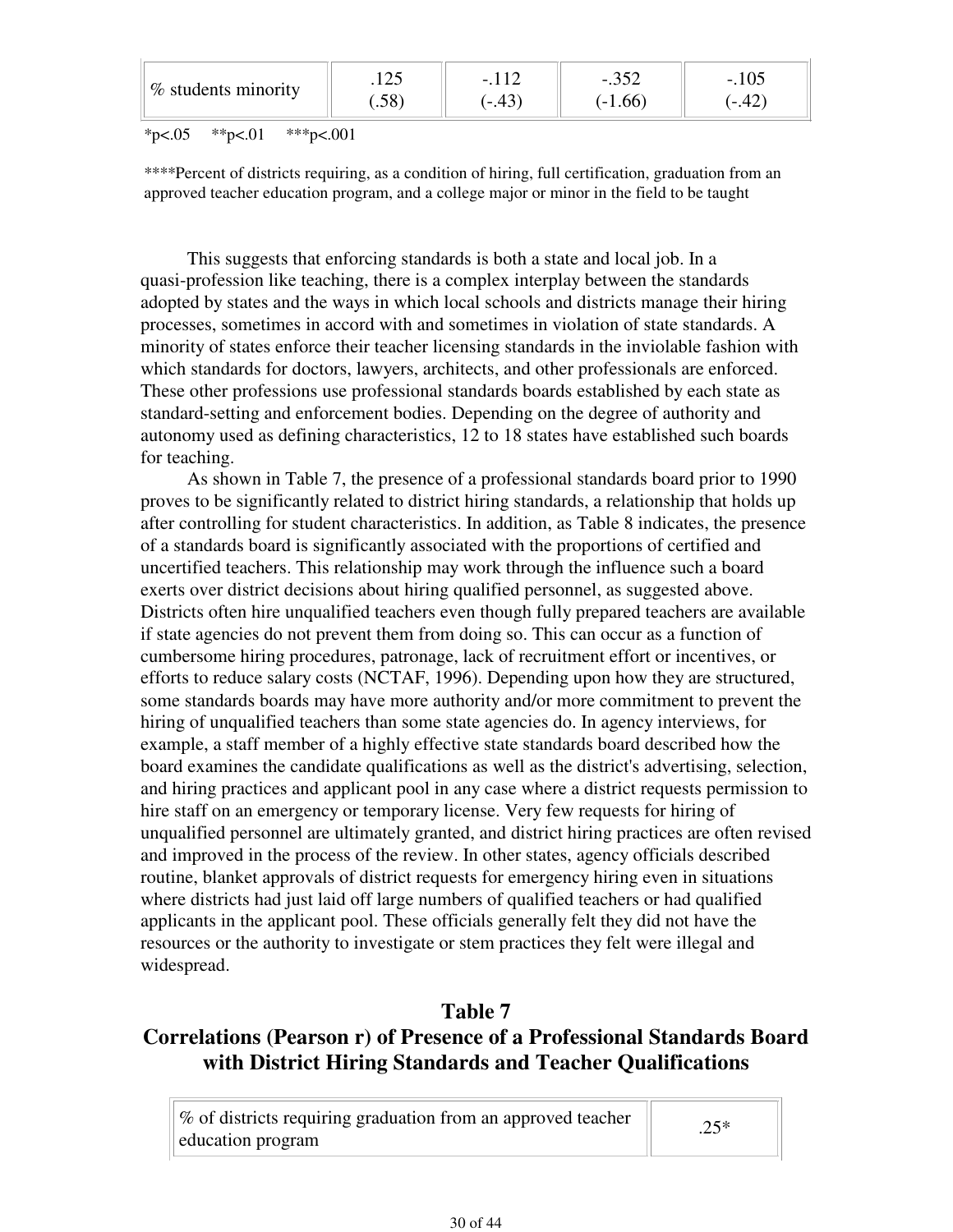| % students minority | .125 (.58) | -.112 (-.43) | -.352 (-1.66) | -.105 (-.42) |
|---|---|---|---|---|

*p<.05 **p<.01 ***p<.001

****Percent of districts requiring, as a condition of hiring, full certification, graduation from an approved teacher education program, and a college major or minor in the field to be taught

This suggests that enforcing standards is both a state and local job. In a quasi-profession like teaching, there is a complex interplay between the standards adopted by states and the ways in which local schools and districts manage their hiring processes, sometimes in accord with and sometimes in violation of state standards. A minority of states enforce their teacher licensing standards in the inviolable fashion with which standards for doctors, lawyers, architects, and other professionals are enforced. These other professions use professional standards boards established by each state as standard-setting and enforcement bodies. Depending on the degree of authority and autonomy used as defining characteristics, 12 to 18 states have established such boards for teaching.

As shown in Table 7, the presence of a professional standards board prior to 1990 proves to be significantly related to district hiring standards, a relationship that holds up after controlling for student characteristics. In addition, as Table 8 indicates, the presence of a standards board is significantly associated with the proportions of certified and uncertified teachers. This relationship may work through the influence such a board exerts over district decisions about hiring qualified personnel, as suggested above. Districts often hire unqualified teachers even though fully prepared teachers are available if state agencies do not prevent them from doing so. This can occur as a function of cumbersome hiring procedures, patronage, lack of recruitment effort or incentives, or efforts to reduce salary costs (NCTAF, 1996). Depending upon how they are structured, some standards boards may have more authority and/or more commitment to prevent the hiring of unqualified teachers than some state agencies do. In agency interviews, for example, a staff member of a highly effective state standards board described how the board examines the candidate qualifications as well as the district's advertising, selection, and hiring practices and applicant pool in any case where a district requests permission to hire staff on an emergency or temporary license. Very few requests for hiring of unqualified personnel are ultimately granted, and district hiring practices are often revised and improved in the process of the review. In other states, agency officials described routine, blanket approvals of district requests for emergency hiring even in situations where districts had just laid off large numbers of qualified teachers or had qualified applicants in the applicant pool. These officials generally felt they did not have the resources or the authority to investigate or stem practices they felt were illegal and widespread.

## Table 7
## Correlations (Pearson r) of Presence of a Professional Standards Board with District Hiring Standards and Teacher Qualifications

| % of districts requiring graduation from an approved teacher education program | .25* |
|---|---|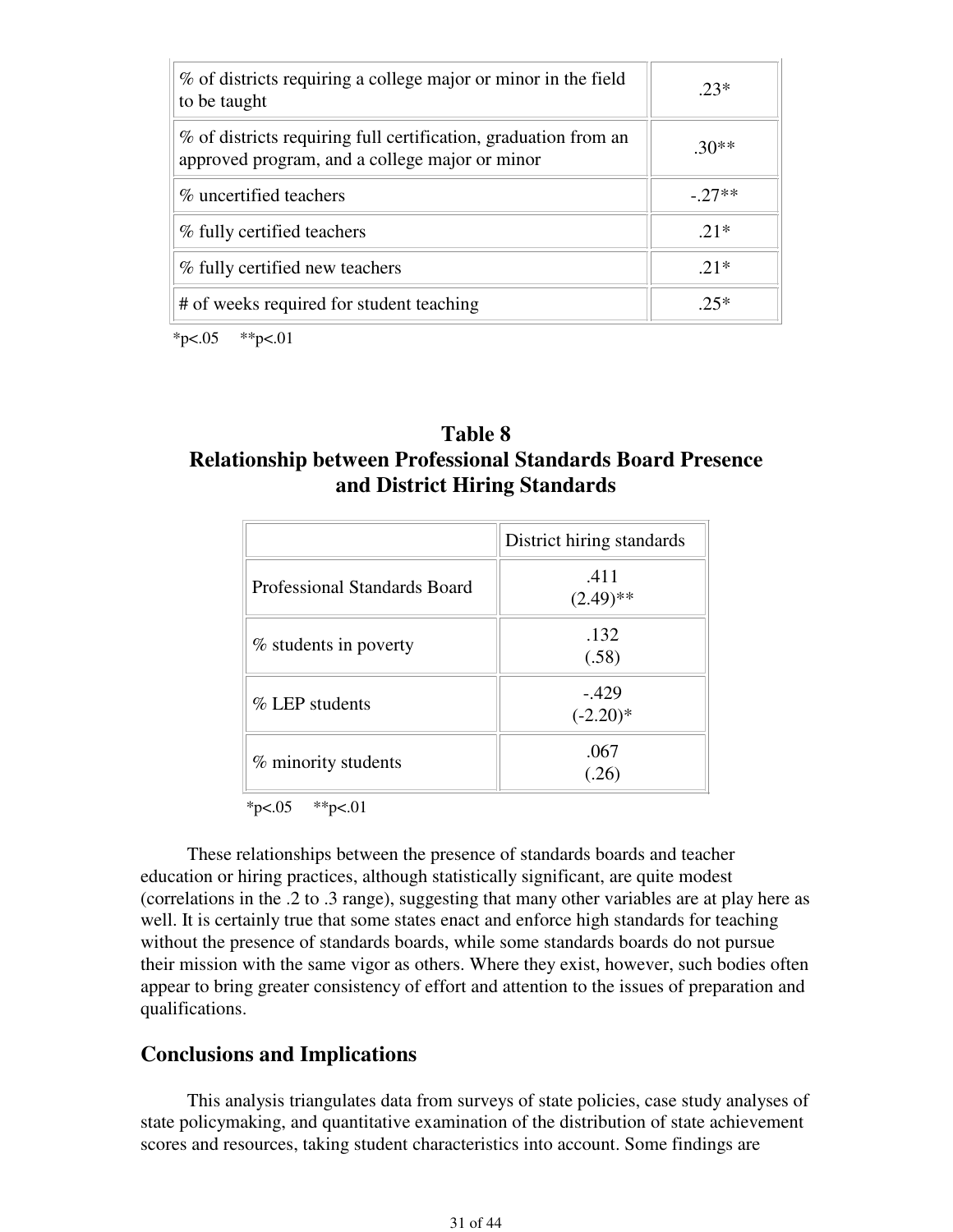| | |
|---|---|
| % of districts requiring a college major or minor in the field to be taught | .23* |
| % of districts requiring full certification, graduation from an approved program, and a college major or minor | .30** |
| % uncertified teachers | -.27** |
| % fully certified teachers | .21* |
| % fully certified new teachers | .21* |
| # of weeks required for student teaching | .25* |

*p<.05 **p<.01

## Table 8
## Relationship between Professional Standards Board Presence and District Hiring Standards

| | District hiring standards |
|---|---|
| Professional Standards Board | .411 (2.49)** |
| % students in poverty | .132 (.58) |
| % LEP students | -.429 (-2.20)* |
| % minority students | .067 (.26) |

*p<.05 **p<.01

These relationships between the presence of standards boards and teacher education or hiring practices, although statistically significant, are quite modest (correlations in the .2 to .3 range), suggesting that many other variables are at play here as well. It is certainly true that some states enact and enforce high standards for teaching without the presence of standards boards, while some standards boards do not pursue their mission with the same vigor as others. Where they exist, however, such bodies often appear to bring greater consistency of effort and attention to the issues of preparation and qualifications.

## Conclusions and Implications

This analysis triangulates data from surveys of state policies, case study analyses of state policymaking, and quantitative examination of the distribution of state achievement scores and resources, taking student characteristics into account. Some findings are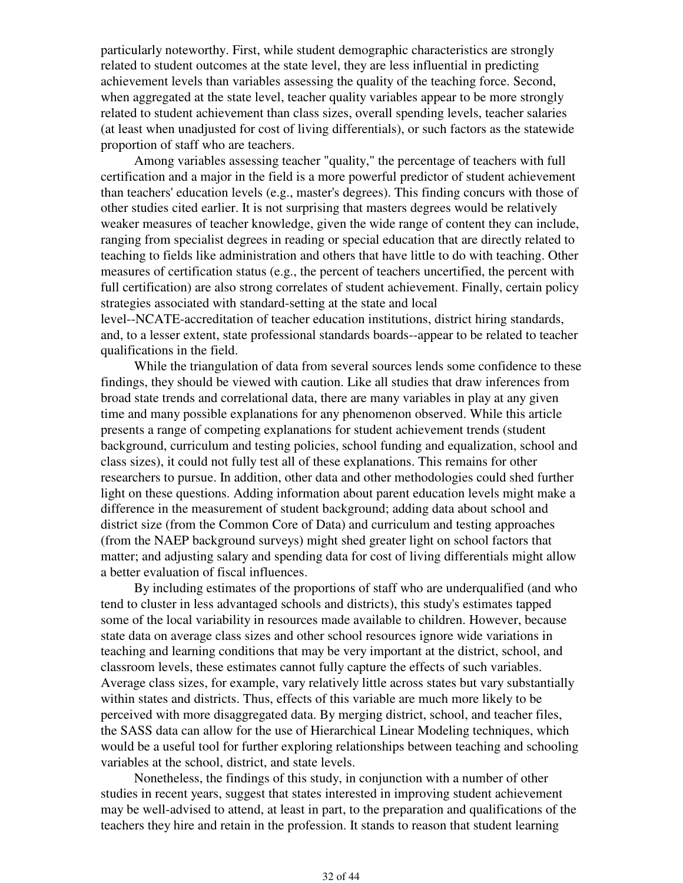particularly noteworthy. First, while student demographic characteristics are strongly related to student outcomes at the state level, they are less influential in predicting achievement levels than variables assessing the quality of the teaching force. Second, when aggregated at the state level, teacher quality variables appear to be more strongly related to student achievement than class sizes, overall spending levels, teacher salaries (at least when unadjusted for cost of living differentials), or such factors as the statewide proportion of staff who are teachers.

Among variables assessing teacher "quality," the percentage of teachers with full certification and a major in the field is a more powerful predictor of student achievement than teachers' education levels (e.g., master's degrees). This finding concurs with those of other studies cited earlier. It is not surprising that masters degrees would be relatively weaker measures of teacher knowledge, given the wide range of content they can include, ranging from specialist degrees in reading or special education that are directly related to teaching to fields like administration and others that have little to do with teaching. Other measures of certification status (e.g., the percent of teachers uncertified, the percent with full certification) are also strong correlates of student achievement. Finally, certain policy strategies associated with standard-setting at the state and local level--NCATE-accreditation of teacher education institutions, district hiring standards, and, to a lesser extent, state professional standards boards--appear to be related to teacher qualifications in the field.

While the triangulation of data from several sources lends some confidence to these findings, they should be viewed with caution. Like all studies that draw inferences from broad state trends and correlational data, there are many variables in play at any given time and many possible explanations for any phenomenon observed. While this article presents a range of competing explanations for student achievement trends (student background, curriculum and testing policies, school funding and equalization, school and class sizes), it could not fully test all of these explanations. This remains for other researchers to pursue. In addition, other data and other methodologies could shed further light on these questions. Adding information about parent education levels might make a difference in the measurement of student background; adding data about school and district size (from the Common Core of Data) and curriculum and testing approaches (from the NAEP background surveys) might shed greater light on school factors that matter; and adjusting salary and spending data for cost of living differentials might allow a better evaluation of fiscal influences.

By including estimates of the proportions of staff who are underqualified (and who tend to cluster in less advantaged schools and districts), this study's estimates tapped some of the local variability in resources made available to children. However, because state data on average class sizes and other school resources ignore wide variations in teaching and learning conditions that may be very important at the district, school, and classroom levels, these estimates cannot fully capture the effects of such variables. Average class sizes, for example, vary relatively little across states but vary substantially within states and districts. Thus, effects of this variable are much more likely to be perceived with more disaggregated data. By merging district, school, and teacher files, the SASS data can allow for the use of Hierarchical Linear Modeling techniques, which would be a useful tool for further exploring relationships between teaching and schooling variables at the school, district, and state levels.

Nonetheless, the findings of this study, in conjunction with a number of other studies in recent years, suggest that states interested in improving student achievement may be well-advised to attend, at least in part, to the preparation and qualifications of the teachers they hire and retain in the profession. It stands to reason that student learning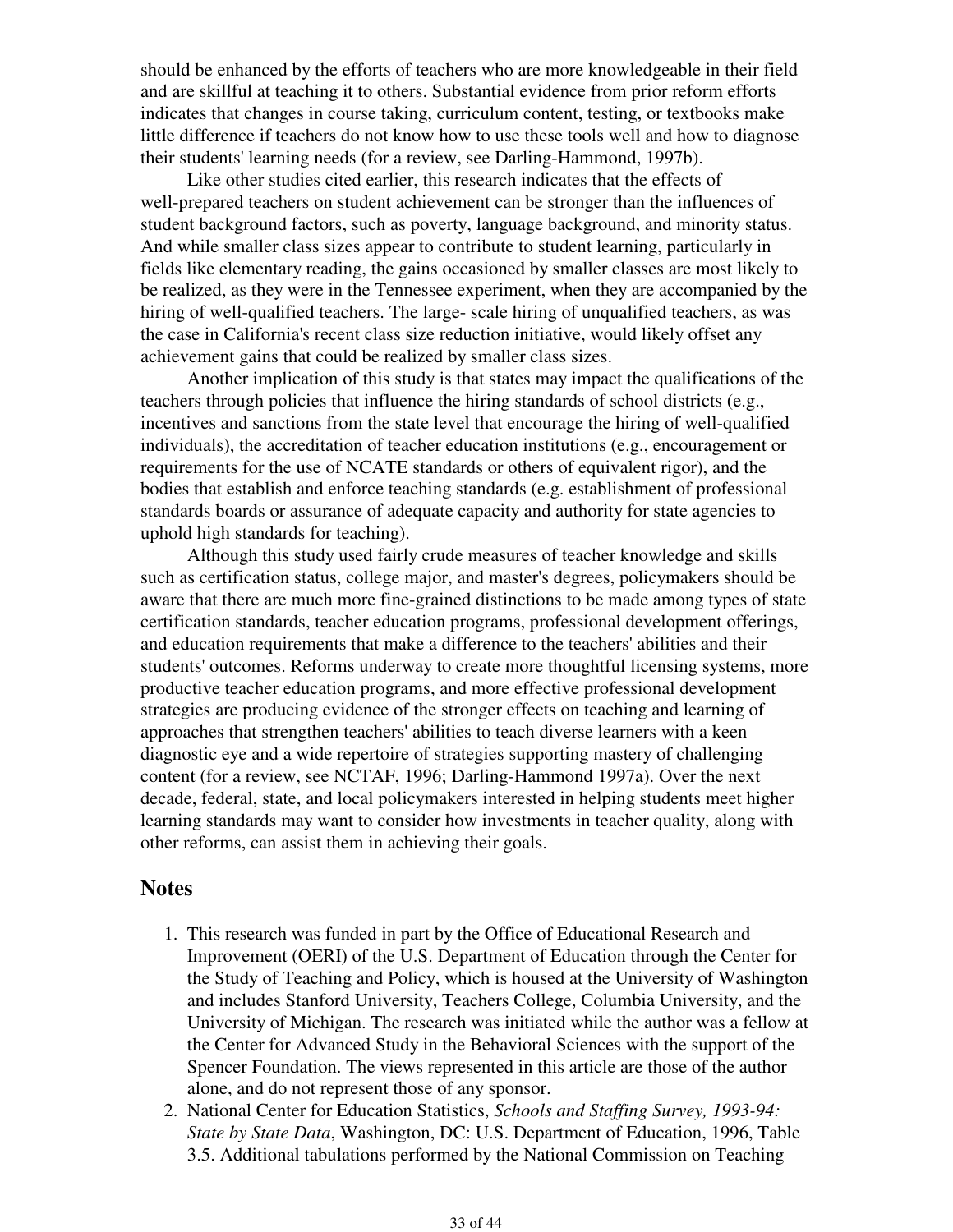should be enhanced by the efforts of teachers who are more knowledgeable in their field and are skillful at teaching it to others. Substantial evidence from prior reform efforts indicates that changes in course taking, curriculum content, testing, or textbooks make little difference if teachers do not know how to use these tools well and how to diagnose their students' learning needs (for a review, see Darling-Hammond, 1997b).

Like other studies cited earlier, this research indicates that the effects of well-prepared teachers on student achievement can be stronger than the influences of student background factors, such as poverty, language background, and minority status. And while smaller class sizes appear to contribute to student learning, particularly in fields like elementary reading, the gains occasioned by smaller classes are most likely to be realized, as they were in the Tennessee experiment, when they are accompanied by the hiring of well-qualified teachers. The large- scale hiring of unqualified teachers, as was the case in California's recent class size reduction initiative, would likely offset any achievement gains that could be realized by smaller class sizes.

Another implication of this study is that states may impact the qualifications of the teachers through policies that influence the hiring standards of school districts (e.g., incentives and sanctions from the state level that encourage the hiring of well-qualified individuals), the accreditation of teacher education institutions (e.g., encouragement or requirements for the use of NCATE standards or others of equivalent rigor), and the bodies that establish and enforce teaching standards (e.g. establishment of professional standards boards or assurance of adequate capacity and authority for state agencies to uphold high standards for teaching).

Although this study used fairly crude measures of teacher knowledge and skills such as certification status, college major, and master's degrees, policymakers should be aware that there are much more fine-grained distinctions to be made among types of state certification standards, teacher education programs, professional development offerings, and education requirements that make a difference to the teachers' abilities and their students' outcomes. Reforms underway to create more thoughtful licensing systems, more productive teacher education programs, and more effective professional development strategies are producing evidence of the stronger effects on teaching and learning of approaches that strengthen teachers' abilities to teach diverse learners with a keen diagnostic eye and a wide repertoire of strategies supporting mastery of challenging content (for a review, see NCTAF, 1996; Darling-Hammond 1997a). Over the next decade, federal, state, and local policymakers interested in helping students meet higher learning standards may want to consider how investments in teacher quality, along with other reforms, can assist them in achieving their goals.

## Notes

1. This research was funded in part by the Office of Educational Research and Improvement (OERI) of the U.S. Department of Education through the Center for the Study of Teaching and Policy, which is housed at the University of Washington and includes Stanford University, Teachers College, Columbia University, and the University of Michigan. The research was initiated while the author was a fellow at the Center for Advanced Study in the Behavioral Sciences with the support of the Spencer Foundation. The views represented in this article are those of the author alone, and do not represent those of any sponsor.
2. National Center for Education Statistics, *Schools and Staffing Survey, 1993-94: State by State Data*, Washington, DC: U.S. Department of Education, 1996, Table 3.5. Additional tabulations performed by the National Commission on Teaching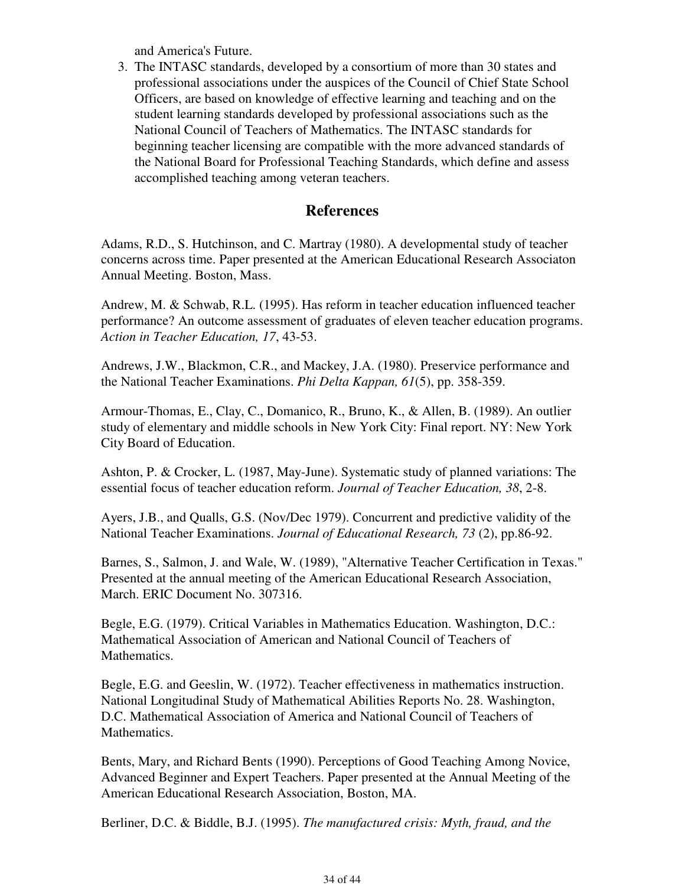and America's Future.

3. The INTASC standards, developed by a consortium of more than 30 states and professional associations under the auspices of the Council of Chief State School Officers, are based on knowledge of effective learning and teaching and on the student learning standards developed by professional associations such as the National Council of Teachers of Mathematics. The INTASC standards for beginning teacher licensing are compatible with the more advanced standards of the National Board for Professional Teaching Standards, which define and assess accomplished teaching among veteran teachers.

## References

Adams, R.D., S. Hutchinson, and C. Martray (1980). A developmental study of teacher concerns across time. Paper presented at the American Educational Research Associaton Annual Meeting. Boston, Mass.

Andrew, M. & Schwab, R.L. (1995). Has reform in teacher education influenced teacher performance? An outcome assessment of graduates of eleven teacher education programs. *Action in Teacher Education, 17*, 43-53.

Andrews, J.W., Blackmon, C.R., and Mackey, J.A. (1980). Preservice performance and the National Teacher Examinations. *Phi Delta Kappan, 61*(5), pp. 358-359.

Armour-Thomas, E., Clay, C., Domanico, R., Bruno, K., & Allen, B. (1989). An outlier study of elementary and middle schools in New York City: Final report. NY: New York City Board of Education.

Ashton, P. & Crocker, L. (1987, May-June). Systematic study of planned variations: The essential focus of teacher education reform. *Journal of Teacher Education, 38*, 2-8.

Ayers, J.B., and Qualls, G.S. (Nov/Dec 1979). Concurrent and predictive validity of the National Teacher Examinations. *Journal of Educational Research, 73* (2), pp.86-92.

Barnes, S., Salmon, J. and Wale, W. (1989), "Alternative Teacher Certification in Texas." Presented at the annual meeting of the American Educational Research Association, March. ERIC Document No. 307316.

Begle, E.G. (1979). Critical Variables in Mathematics Education. Washington, D.C.: Mathematical Association of American and National Council of Teachers of Mathematics.

Begle, E.G. and Geeslin, W. (1972). Teacher effectiveness in mathematics instruction. National Longitudinal Study of Mathematical Abilities Reports No. 28. Washington, D.C. Mathematical Association of America and National Council of Teachers of Mathematics.

Bents, Mary, and Richard Bents (1990). Perceptions of Good Teaching Among Novice, Advanced Beginner and Expert Teachers. Paper presented at the Annual Meeting of the American Educational Research Association, Boston, MA.

Berliner, D.C. & Biddle, B.J. (1995). *The manufactured crisis: Myth, fraud, and the*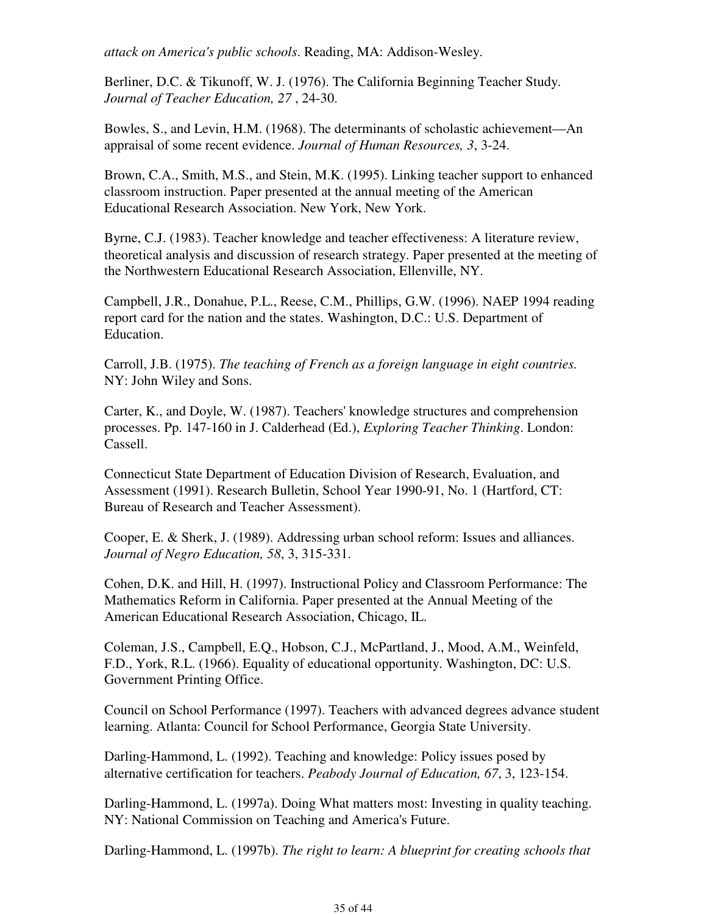*attack on America's public schools*. Reading, MA: Addison-Wesley.

Berliner, D.C. & Tikunoff, W. J. (1976). The California Beginning Teacher Study. *Journal of Teacher Education, 27* , 24-30.

Bowles, S., and Levin, H.M. (1968). The determinants of scholastic achievement—An appraisal of some recent evidence. *Journal of Human Resources, 3*, 3-24.

Brown, C.A., Smith, M.S., and Stein, M.K. (1995). Linking teacher support to enhanced classroom instruction. Paper presented at the annual meeting of the American Educational Research Association. New York, New York.

Byrne, C.J. (1983). Teacher knowledge and teacher effectiveness: A literature review, theoretical analysis and discussion of research strategy. Paper presented at the meeting of the Northwestern Educational Research Association, Ellenville, NY.

Campbell, J.R., Donahue, P.L., Reese, C.M., Phillips, G.W. (1996). NAEP 1994 reading report card for the nation and the states. Washington, D.C.: U.S. Department of Education.

Carroll, J.B. (1975). *The teaching of French as a foreign language in eight countries.* NY: John Wiley and Sons.

Carter, K., and Doyle, W. (1987). Teachers' knowledge structures and comprehension processes. Pp. 147-160 in J. Calderhead (Ed.), *Exploring Teacher Thinking*. London: Cassell.

Connecticut State Department of Education Division of Research, Evaluation, and Assessment (1991). Research Bulletin, School Year 1990-91, No. 1 (Hartford, CT: Bureau of Research and Teacher Assessment).

Cooper, E. & Sherk, J. (1989). Addressing urban school reform: Issues and alliances. *Journal of Negro Education, 58*, 3, 315-331.

Cohen, D.K. and Hill, H. (1997). Instructional Policy and Classroom Performance: The Mathematics Reform in California. Paper presented at the Annual Meeting of the American Educational Research Association, Chicago, IL.

Coleman, J.S., Campbell, E.Q., Hobson, C.J., McPartland, J., Mood, A.M., Weinfeld, F.D., York, R.L. (1966). Equality of educational opportunity. Washington, DC: U.S. Government Printing Office.

Council on School Performance (1997). Teachers with advanced degrees advance student learning. Atlanta: Council for School Performance, Georgia State University.

Darling-Hammond, L. (1992). Teaching and knowledge: Policy issues posed by alternative certification for teachers. *Peabody Journal of Education, 67*, 3, 123-154.

Darling-Hammond, L. (1997a). Doing What matters most: Investing in quality teaching. NY: National Commission on Teaching and America's Future.

Darling-Hammond, L. (1997b). *The right to learn: A blueprint for creating schools that*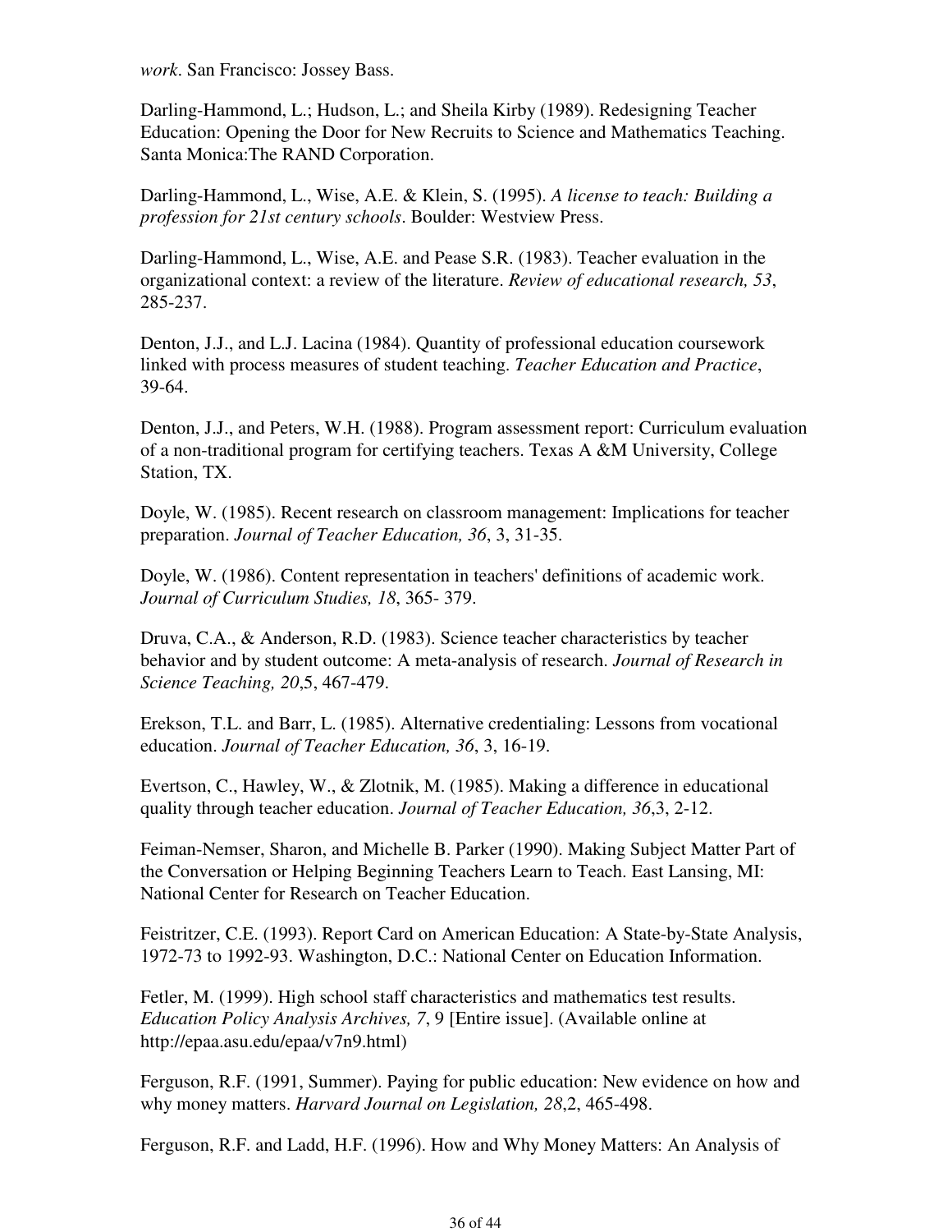*work*. San Francisco: Jossey Bass.

Darling-Hammond, L.; Hudson, L.; and Sheila Kirby (1989). Redesigning Teacher Education: Opening the Door for New Recruits to Science and Mathematics Teaching. Santa Monica:The RAND Corporation.

Darling-Hammond, L., Wise, A.E. & Klein, S. (1995). *A license to teach: Building a profession for 21st century schools*. Boulder: Westview Press.

Darling-Hammond, L., Wise, A.E. and Pease S.R. (1983). Teacher evaluation in the organizational context: a review of the literature. *Review of educational research, 53*, 285-237.

Denton, J.J., and L.J. Lacina (1984). Quantity of professional education coursework linked with process measures of student teaching. *Teacher Education and Practice*, 39-64.

Denton, J.J., and Peters, W.H. (1988). Program assessment report: Curriculum evaluation of a non-traditional program for certifying teachers. Texas A &M University, College Station, TX.

Doyle, W. (1985). Recent research on classroom management: Implications for teacher preparation. *Journal of Teacher Education, 36*, 3, 31-35.

Doyle, W. (1986). Content representation in teachers' definitions of academic work. *Journal of Curriculum Studies, 18*, 365- 379.

Druva, C.A., & Anderson, R.D. (1983). Science teacher characteristics by teacher behavior and by student outcome: A meta-analysis of research. *Journal of Research in Science Teaching, 20*,5, 467-479.

Erekson, T.L. and Barr, L. (1985). Alternative credentialing: Lessons from vocational education. *Journal of Teacher Education, 36*, 3, 16-19.

Evertson, C., Hawley, W., & Zlotnik, M. (1985). Making a difference in educational quality through teacher education. *Journal of Teacher Education, 36*,3, 2-12.

Feiman-Nemser, Sharon, and Michelle B. Parker (1990). Making Subject Matter Part of the Conversation or Helping Beginning Teachers Learn to Teach. East Lansing, MI: National Center for Research on Teacher Education.

Feistritzer, C.E. (1993). Report Card on American Education: A State-by-State Analysis, 1972-73 to 1992-93. Washington, D.C.: National Center on Education Information.

Fetler, M. (1999). High school staff characteristics and mathematics test results. *Education Policy Analysis Archives, 7*, 9 [Entire issue]. (Available online at http://epaa.asu.edu/epaa/v7n9.html)

Ferguson, R.F. (1991, Summer). Paying for public education: New evidence on how and why money matters. *Harvard Journal on Legislation, 28*,2, 465-498.

Ferguson, R.F. and Ladd, H.F. (1996). How and Why Money Matters: An Analysis of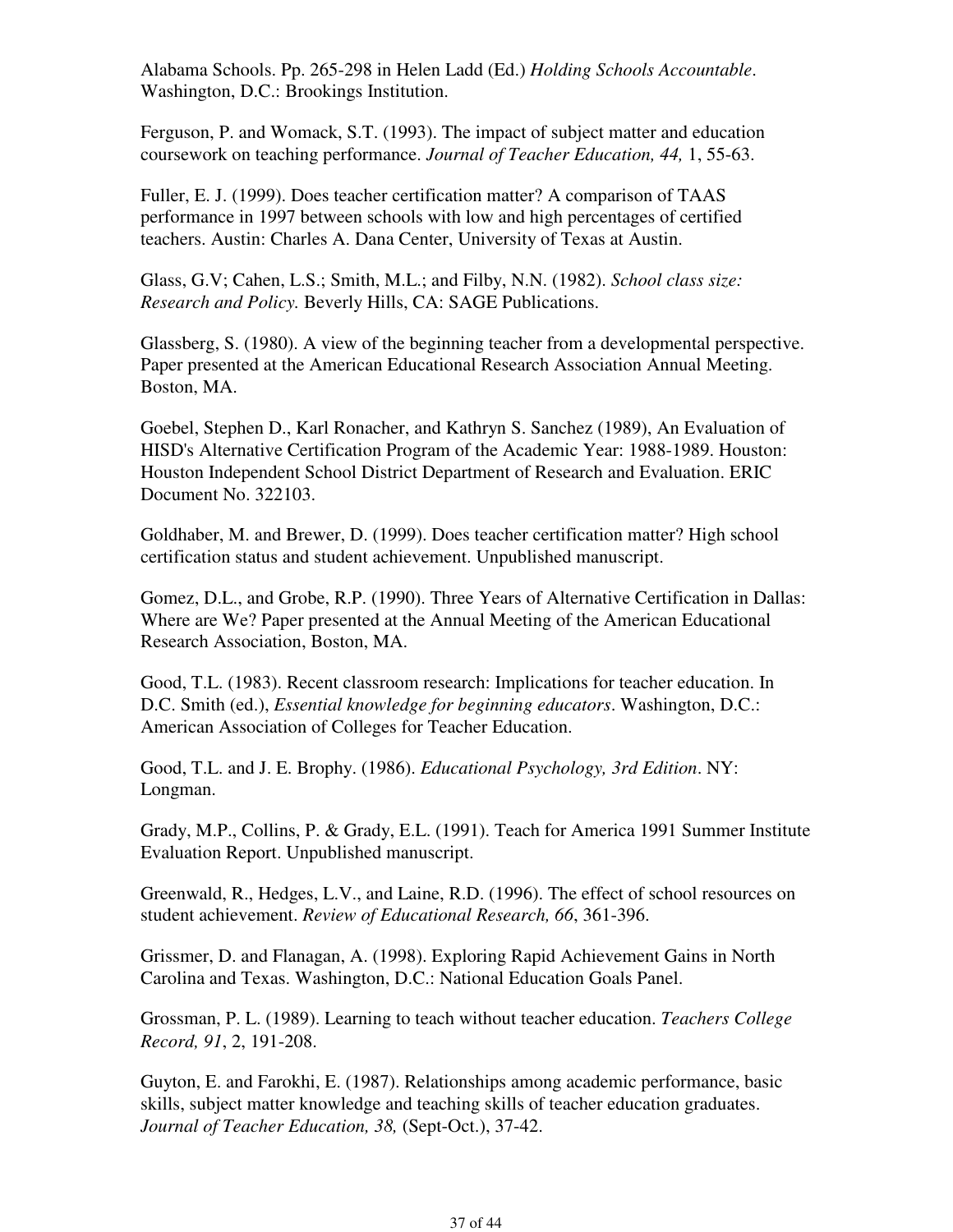Alabama Schools. Pp. 265-298 in Helen Ladd (Ed.) *Holding Schools Accountable*. Washington, D.C.: Brookings Institution.

Ferguson, P. and Womack, S.T. (1993). The impact of subject matter and education coursework on teaching performance. *Journal of Teacher Education, 44,* 1, 55-63.

Fuller, E. J. (1999). Does teacher certification matter? A comparison of TAAS performance in 1997 between schools with low and high percentages of certified teachers. Austin: Charles A. Dana Center, University of Texas at Austin.

Glass, G.V; Cahen, L.S.; Smith, M.L.; and Filby, N.N. (1982). *School class size: Research and Policy.* Beverly Hills, CA: SAGE Publications.

Glassberg, S. (1980). A view of the beginning teacher from a developmental perspective. Paper presented at the American Educational Research Association Annual Meeting. Boston, MA.

Goebel, Stephen D., Karl Ronacher, and Kathryn S. Sanchez (1989), An Evaluation of HISD's Alternative Certification Program of the Academic Year: 1988-1989. Houston: Houston Independent School District Department of Research and Evaluation. ERIC Document No. 322103.

Goldhaber, M. and Brewer, D. (1999). Does teacher certification matter? High school certification status and student achievement. Unpublished manuscript.

Gomez, D.L., and Grobe, R.P. (1990). Three Years of Alternative Certification in Dallas: Where are We? Paper presented at the Annual Meeting of the American Educational Research Association, Boston, MA.

Good, T.L. (1983). Recent classroom research: Implications for teacher education. In D.C. Smith (ed.), *Essential knowledge for beginning educators*. Washington, D.C.: American Association of Colleges for Teacher Education.

Good, T.L. and J. E. Brophy. (1986). *Educational Psychology, 3rd Edition*. NY: Longman.

Grady, M.P., Collins, P. & Grady, E.L. (1991). Teach for America 1991 Summer Institute Evaluation Report. Unpublished manuscript.

Greenwald, R., Hedges, L.V., and Laine, R.D. (1996). The effect of school resources on student achievement. *Review of Educational Research, 66*, 361-396.

Grissmer, D. and Flanagan, A. (1998). Exploring Rapid Achievement Gains in North Carolina and Texas. Washington, D.C.: National Education Goals Panel.

Grossman, P. L. (1989). Learning to teach without teacher education. *Teachers College Record, 91*, 2, 191-208.

Guyton, E. and Farokhi, E. (1987). Relationships among academic performance, basic skills, subject matter knowledge and teaching skills of teacher education graduates. *Journal of Teacher Education, 38,* (Sept-Oct.), 37-42.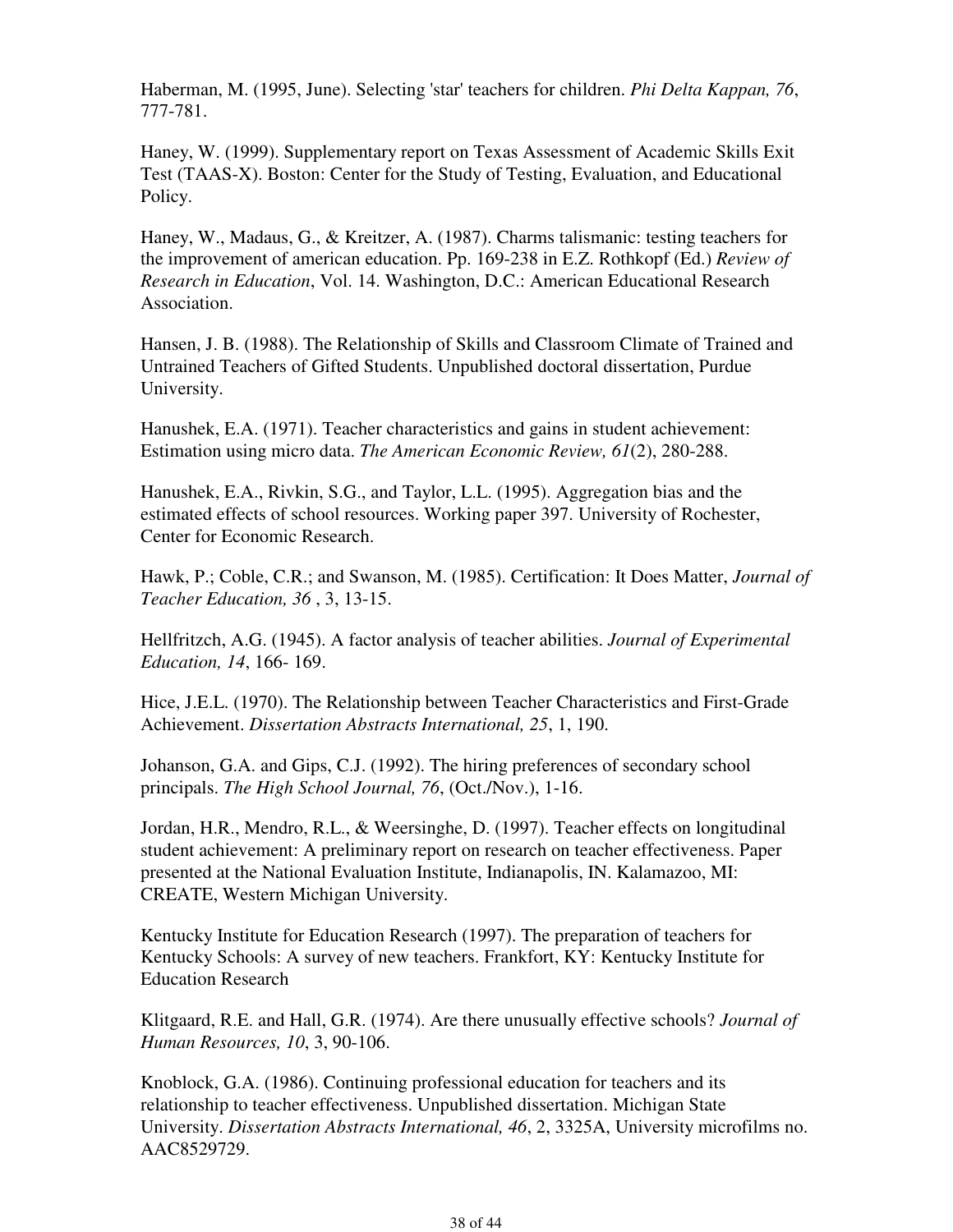Haberman, M. (1995, June). Selecting 'star' teachers for children. *Phi Delta Kappan, 76*, 777-781.

Haney, W. (1999). Supplementary report on Texas Assessment of Academic Skills Exit Test (TAAS-X). Boston: Center for the Study of Testing, Evaluation, and Educational Policy.

Haney, W., Madaus, G., & Kreitzer, A. (1987). Charms talismanic: testing teachers for the improvement of american education. Pp. 169-238 in E.Z. Rothkopf (Ed.) *Review of Research in Education*, Vol. 14. Washington, D.C.: American Educational Research Association.

Hansen, J. B. (1988). The Relationship of Skills and Classroom Climate of Trained and Untrained Teachers of Gifted Students. Unpublished doctoral dissertation, Purdue University.

Hanushek, E.A. (1971). Teacher characteristics and gains in student achievement: Estimation using micro data. *The American Economic Review, 61*(2), 280-288.

Hanushek, E.A., Rivkin, S.G., and Taylor, L.L. (1995). Aggregation bias and the estimated effects of school resources. Working paper 397. University of Rochester, Center for Economic Research.

Hawk, P.; Coble, C.R.; and Swanson, M. (1985). Certification: It Does Matter, *Journal of Teacher Education, 36* , 3, 13-15.

Hellfritzch, A.G. (1945). A factor analysis of teacher abilities. *Journal of Experimental Education, 14*, 166- 169.

Hice, J.E.L. (1970). The Relationship between Teacher Characteristics and First-Grade Achievement. *Dissertation Abstracts International, 25*, 1, 190.

Johanson, G.A. and Gips, C.J. (1992). The hiring preferences of secondary school principals. *The High School Journal, 76*, (Oct./Nov.), 1-16.

Jordan, H.R., Mendro, R.L., & Weersinghe, D. (1997). Teacher effects on longitudinal student achievement: A preliminary report on research on teacher effectiveness. Paper presented at the National Evaluation Institute, Indianapolis, IN. Kalamazoo, MI: CREATE, Western Michigan University.

Kentucky Institute for Education Research (1997). The preparation of teachers for Kentucky Schools: A survey of new teachers. Frankfort, KY: Kentucky Institute for Education Research

Klitgaard, R.E. and Hall, G.R. (1974). Are there unusually effective schools? *Journal of Human Resources, 10*, 3, 90-106.

Knoblock, G.A. (1986). Continuing professional education for teachers and its relationship to teacher effectiveness. Unpublished dissertation. Michigan State University. *Dissertation Abstracts International, 46*, 2, 3325A, University microfilms no. AAC8529729.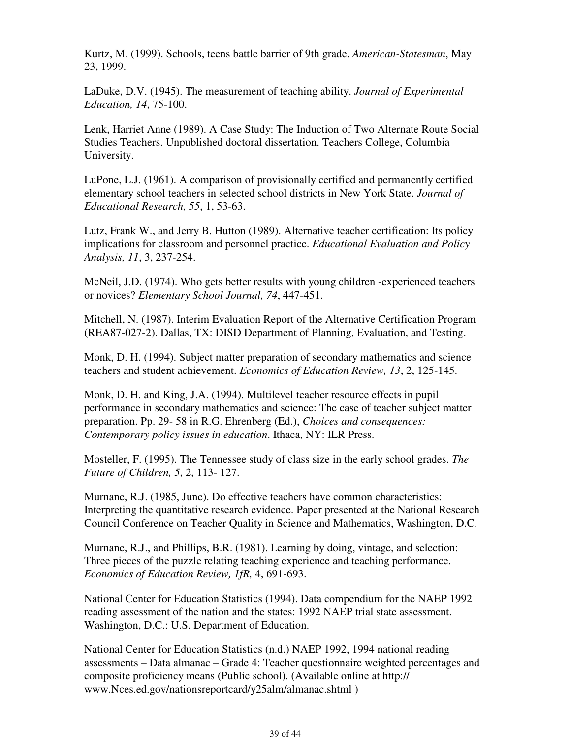Kurtz, M. (1999). Schools, teens battle barrier of 9th grade. *American-Statesman*, May 23, 1999.

LaDuke, D.V. (1945). The measurement of teaching ability. *Journal of Experimental Education, 14*, 75-100.

Lenk, Harriet Anne (1989). A Case Study: The Induction of Two Alternate Route Social Studies Teachers. Unpublished doctoral dissertation. Teachers College, Columbia University.

LuPone, L.J. (1961). A comparison of provisionally certified and permanently certified elementary school teachers in selected school districts in New York State. *Journal of Educational Research, 55*, 1, 53-63.

Lutz, Frank W., and Jerry B. Hutton (1989). Alternative teacher certification: Its policy implications for classroom and personnel practice. *Educational Evaluation and Policy Analysis, 11*, 3, 237-254.

McNeil, J.D. (1974). Who gets better results with young children -experienced teachers or novices? *Elementary School Journal, 74*, 447-451.

Mitchell, N. (1987). Interim Evaluation Report of the Alternative Certification Program (REA87-027-2). Dallas, TX: DISD Department of Planning, Evaluation, and Testing.

Monk, D. H. (1994). Subject matter preparation of secondary mathematics and science teachers and student achievement. *Economics of Education Review, 13*, 2, 125-145.

Monk, D. H. and King, J.A. (1994). Multilevel teacher resource effects in pupil performance in secondary mathematics and science: The case of teacher subject matter preparation. Pp. 29- 58 in R.G. Ehrenberg (Ed.), *Choices and consequences: Contemporary policy issues in education*. Ithaca, NY: ILR Press.

Mosteller, F. (1995). The Tennessee study of class size in the early school grades. *The Future of Children, 5*, 2, 113- 127.

Murnane, R.J. (1985, June). Do effective teachers have common characteristics: Interpreting the quantitative research evidence. Paper presented at the National Research Council Conference on Teacher Quality in Science and Mathematics, Washington, D.C.

Murnane, R.J., and Phillips, B.R. (1981). Learning by doing, vintage, and selection: Three pieces of the puzzle relating teaching experience and teaching performance. *Economics of Education Review, 1fR,* 4, 691-693.

National Center for Education Statistics (1994). Data compendium for the NAEP 1992 reading assessment of the nation and the states: 1992 NAEP trial state assessment. Washington, D.C.: U.S. Department of Education.

National Center for Education Statistics (n.d.) NAEP 1992, 1994 national reading assessments – Data almanac – Grade 4: Teacher questionnaire weighted percentages and composite proficiency means (Public school). (Available online at http:// www.Nces.ed.gov/nationsreportcard/y25alm/almanac.shtml )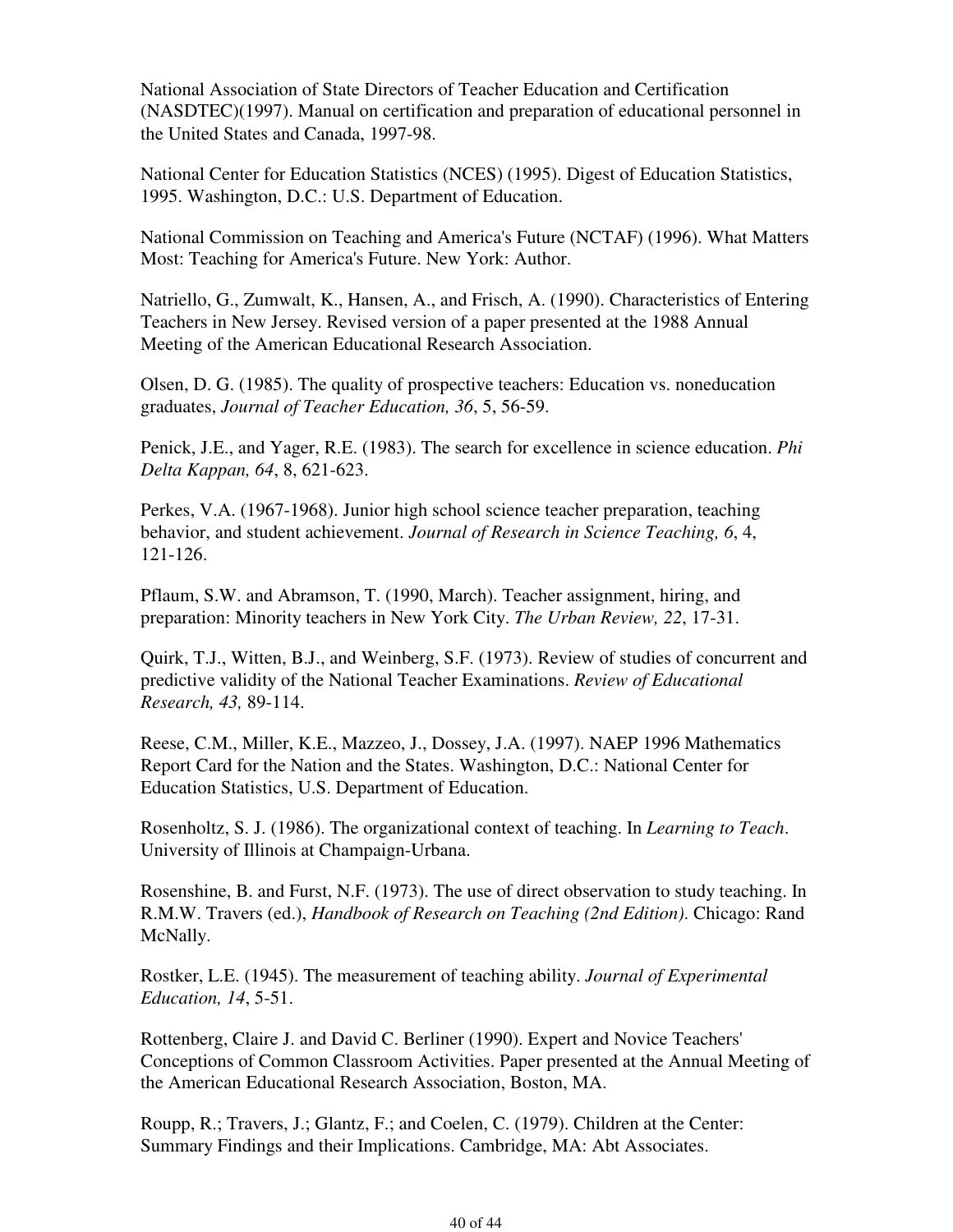National Association of State Directors of Teacher Education and Certification (NASDTEC)(1997). Manual on certification and preparation of educational personnel in the United States and Canada, 1997-98.

National Center for Education Statistics (NCES) (1995). Digest of Education Statistics, 1995. Washington, D.C.: U.S. Department of Education.

National Commission on Teaching and America's Future (NCTAF) (1996). What Matters Most: Teaching for America's Future. New York: Author.

Natriello, G., Zumwalt, K., Hansen, A., and Frisch, A. (1990). Characteristics of Entering Teachers in New Jersey. Revised version of a paper presented at the 1988 Annual Meeting of the American Educational Research Association.

Olsen, D. G. (1985). The quality of prospective teachers: Education vs. noneducation graduates, *Journal of Teacher Education, 36*, 5, 56-59.

Penick, J.E., and Yager, R.E. (1983). The search for excellence in science education. *Phi Delta Kappan, 64*, 8, 621-623.

Perkes, V.A. (1967-1968). Junior high school science teacher preparation, teaching behavior, and student achievement. *Journal of Research in Science Teaching, 6*, 4, 121-126.

Pflaum, S.W. and Abramson, T. (1990, March). Teacher assignment, hiring, and preparation: Minority teachers in New York City. *The Urban Review, 22*, 17-31.

Quirk, T.J., Witten, B.J., and Weinberg, S.F. (1973). Review of studies of concurrent and predictive validity of the National Teacher Examinations. *Review of Educational Research, 43,* 89-114.

Reese, C.M., Miller, K.E., Mazzeo, J., Dossey, J.A. (1997). NAEP 1996 Mathematics Report Card for the Nation and the States. Washington, D.C.: National Center for Education Statistics, U.S. Department of Education.

Rosenholtz, S. J. (1986). The organizational context of teaching. In *Learning to Teach*. University of Illinois at Champaign-Urbana.

Rosenshine, B. and Furst, N.F. (1973). The use of direct observation to study teaching. In R.M.W. Travers (ed.), *Handbook of Research on Teaching (2nd Edition)*. Chicago: Rand McNally.

Rostker, L.E. (1945). The measurement of teaching ability. *Journal of Experimental Education, 14*, 5-51.

Rottenberg, Claire J. and David C. Berliner (1990). Expert and Novice Teachers' Conceptions of Common Classroom Activities. Paper presented at the Annual Meeting of the American Educational Research Association, Boston, MA.

Roupp, R.; Travers, J.; Glantz, F.; and Coelen, C. (1979). Children at the Center: Summary Findings and their Implications. Cambridge, MA: Abt Associates.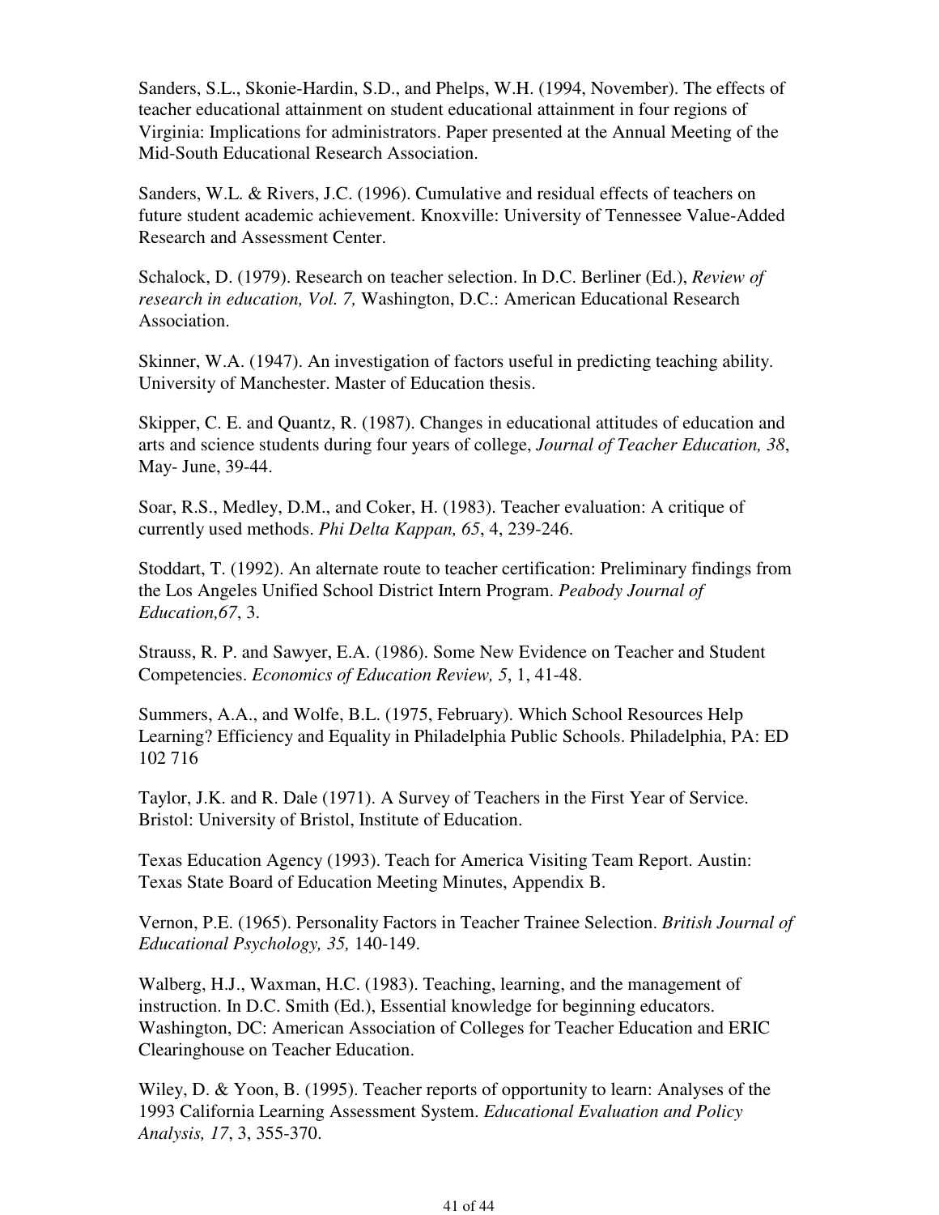Sanders, S.L., Skonie-Hardin, S.D., and Phelps, W.H. (1994, November). The effects of teacher educational attainment on student educational attainment in four regions of Virginia: Implications for administrators. Paper presented at the Annual Meeting of the Mid-South Educational Research Association.

Sanders, W.L. & Rivers, J.C. (1996). Cumulative and residual effects of teachers on future student academic achievement. Knoxville: University of Tennessee Value-Added Research and Assessment Center.

Schalock, D. (1979). Research on teacher selection. In D.C. Berliner (Ed.), *Review of research in education, Vol. 7,* Washington, D.C.: American Educational Research Association.

Skinner, W.A. (1947). An investigation of factors useful in predicting teaching ability. University of Manchester. Master of Education thesis.

Skipper, C. E. and Quantz, R. (1987). Changes in educational attitudes of education and arts and science students during four years of college, *Journal of Teacher Education, 38*, May- June, 39-44.

Soar, R.S., Medley, D.M., and Coker, H. (1983). Teacher evaluation: A critique of currently used methods. *Phi Delta Kappan, 65*, 4, 239-246.

Stoddart, T. (1992). An alternate route to teacher certification: Preliminary findings from the Los Angeles Unified School District Intern Program. *Peabody Journal of Education,67*, 3.

Strauss, R. P. and Sawyer, E.A. (1986). Some New Evidence on Teacher and Student Competencies. *Economics of Education Review, 5*, 1, 41-48.

Summers, A.A., and Wolfe, B.L. (1975, February). Which School Resources Help Learning? Efficiency and Equality in Philadelphia Public Schools. Philadelphia, PA: ED 102 716

Taylor, J.K. and R. Dale (1971). A Survey of Teachers in the First Year of Service. Bristol: University of Bristol, Institute of Education.

Texas Education Agency (1993). Teach for America Visiting Team Report. Austin: Texas State Board of Education Meeting Minutes, Appendix B.

Vernon, P.E. (1965). Personality Factors in Teacher Trainee Selection. *British Journal of Educational Psychology, 35,* 140-149.

Walberg, H.J., Waxman, H.C. (1983). Teaching, learning, and the management of instruction. In D.C. Smith (Ed.), Essential knowledge for beginning educators. Washington, DC: American Association of Colleges for Teacher Education and ERIC Clearinghouse on Teacher Education.

Wiley, D. & Yoon, B. (1995). Teacher reports of opportunity to learn: Analyses of the 1993 California Learning Assessment System. *Educational Evaluation and Policy Analysis, 17*, 3, 355-370.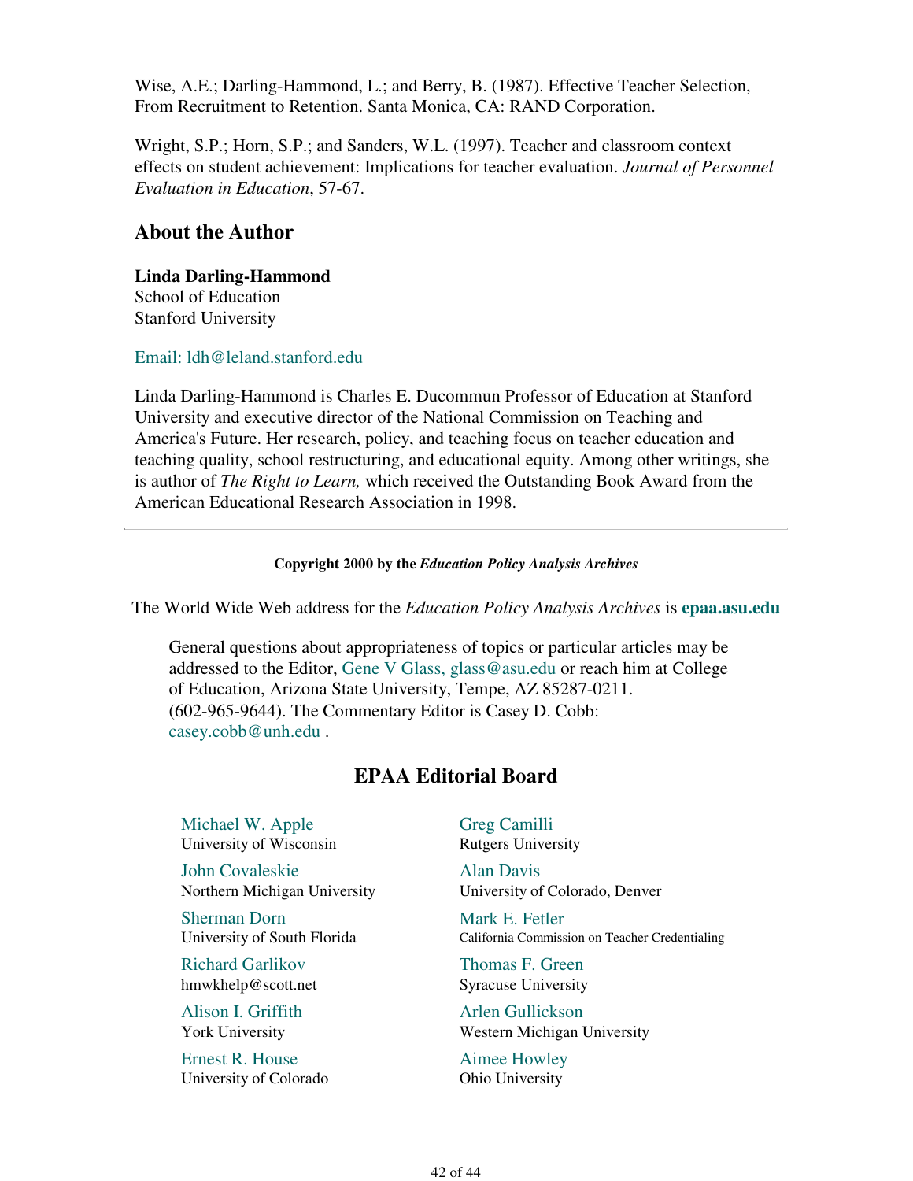Wise, A.E.; Darling-Hammond, L.; and Berry, B. (1987). Effective Teacher Selection, From Recruitment to Retention. Santa Monica, CA: RAND Corporation.

Wright, S.P.; Horn, S.P.; and Sanders, W.L. (1997). Teacher and classroom context effects on student achievement: Implications for teacher evaluation. *Journal of Personnel Evaluation in Education*, 57-67.

## About the Author

**Linda Darling-Hammond**
School of Education
Stanford University

Email: ldh@leland.stanford.edu

Linda Darling-Hammond is Charles E. Ducommun Professor of Education at Stanford University and executive director of the National Commission on Teaching and America's Future. Her research, policy, and teaching focus on teacher education and teaching quality, school restructuring, and educational equity. Among other writings, she is author of *The Right to Learn,* which received the Outstanding Book Award from the American Educational Research Association in 1998.

---

**Copyright 2000 by the *Education Policy Analysis Archives***

The World Wide Web address for the *Education Policy Analysis Archives* is **epaa.asu.edu**

General questions about appropriateness of topics or particular articles may be addressed to the Editor, Gene V Glass, glass@asu.edu or reach him at College of Education, Arizona State University, Tempe, AZ 85287-0211. (602-965-9644). The Commentary Editor is Casey D. Cobb: casey.cobb@unh.edu .

## EPAA Editorial Board

Michael W. Apple
University of Wisconsin

Greg Camilli
Rutgers University

John Covaleskie
Northern Michigan University

Alan Davis
University of Colorado, Denver

Sherman Dorn
University of South Florida

Mark E. Fetler
California Commission on Teacher Credentialing

Richard Garlikov
hmwkhelp@scott.net

Thomas F. Green
Syracuse University

Alison I. Griffith
York University

Arlen Gullickson
Western Michigan University

Ernest R. House
University of Colorado

Aimee Howley
Ohio University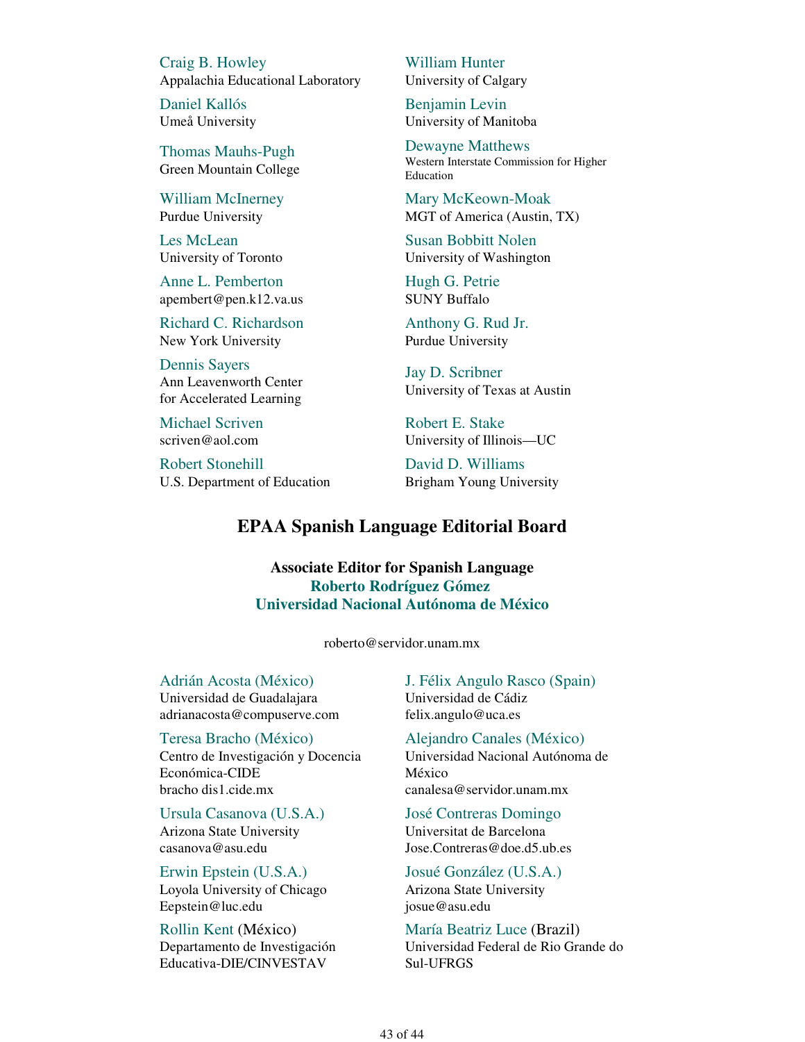Craig B. Howley
Appalachia Educational Laboratory

William Hunter
University of Calgary

Daniel Kallós
Umeå University

Benjamin Levin
University of Manitoba

Thomas Mauhs-Pugh
Green Mountain College

Dewayne Matthews
Western Interstate Commission for Higher Education

William McInerney
Purdue University

Mary McKeown-Moak
MGT of America (Austin, TX)

Les McLean
University of Toronto

Susan Bobbitt Nolen
University of Washington

Anne L. Pemberton
apembert@pen.k12.va.us

Hugh G. Petrie
SUNY Buffalo

Richard C. Richardson
New York University

Anthony G. Rud Jr.
Purdue University

Dennis Sayers
Ann Leavenworth Center for Accelerated Learning

Jay D. Scribner
University of Texas at Austin

Michael Scriven
scriven@aol.com

Robert E. Stake
University of Illinois—UC

Robert Stonehill
U.S. Department of Education

David D. Williams
Brigham Young University

## EPAA Spanish Language Editorial Board

**Associate Editor for Spanish Language**
**Roberto Rodríguez Gómez**
**Universidad Nacional Autónoma de México**

roberto@servidor.unam.mx

Adrián Acosta (México)
Universidad de Guadalajara
adrianacosta@compuserve.com

J. Félix Angulo Rasco (Spain)
Universidad de Cádiz
felix.angulo@uca.es

Teresa Bracho (México)
Centro de Investigación y Docencia Económica-CIDE
bracho dis1.cide.mx

Alejandro Canales (México)
Universidad Nacional Autónoma de México
canalesa@servidor.unam.mx

Ursula Casanova (U.S.A.)
Arizona State University
casanova@asu.edu

José Contreras Domingo
Universitat de Barcelona
Jose.Contreras@doe.d5.ub.es

Erwin Epstein (U.S.A.)
Loyola University of Chicago
Eepstein@luc.edu

Josué González (U.S.A.)
Arizona State University
josue@asu.edu

Rollin Kent (México)
Departamento de Investigación Educativa-DIE/CINVESTAV

María Beatriz Luce (Brazil)
Universidad Federal de Rio Grande do Sul-UFRGS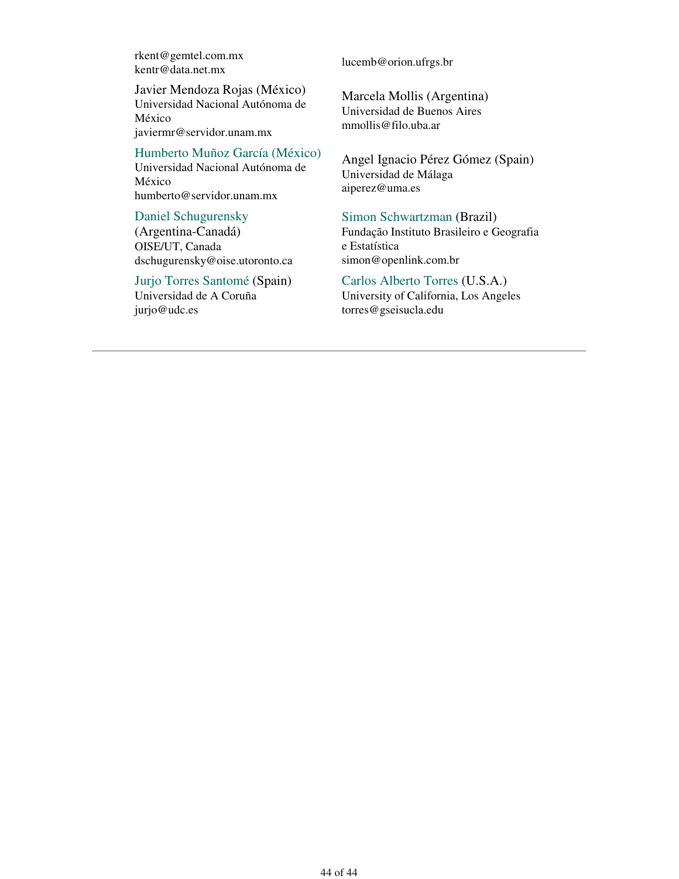rkent@gemtel.com.mx
kentr@data.net.mx

lucemb@orion.ufrgs.br

Javier Mendoza Rojas (México)
Universidad Nacional Autónoma de México
javiermr@servidor.unam.mx

Marcela Mollis (Argentina)
Universidad de Buenos Aires
mmollis@filo.uba.ar

Humberto Muñoz García (México)
Universidad Nacional Autónoma de México
humberto@servidor.unam.mx

Angel Ignacio Pérez Gómez (Spain)
Universidad de Málaga
aiperez@uma.es

Daniel Schugurensky (Argentina-Canadá)
OISE/UT, Canada
dschugurensky@oise.utoronto.ca

Simon Schwartzman (Brazil)
Fundação Instituto Brasileiro e Geografia e Estatística
simon@openlink.com.br

Jurjo Torres Santomé (Spain)
Universidad de A Coruña
jurjo@udc.es

Carlos Alberto Torres (U.S.A.)
University of California, Los Angeles
torres@gseisucla.edu